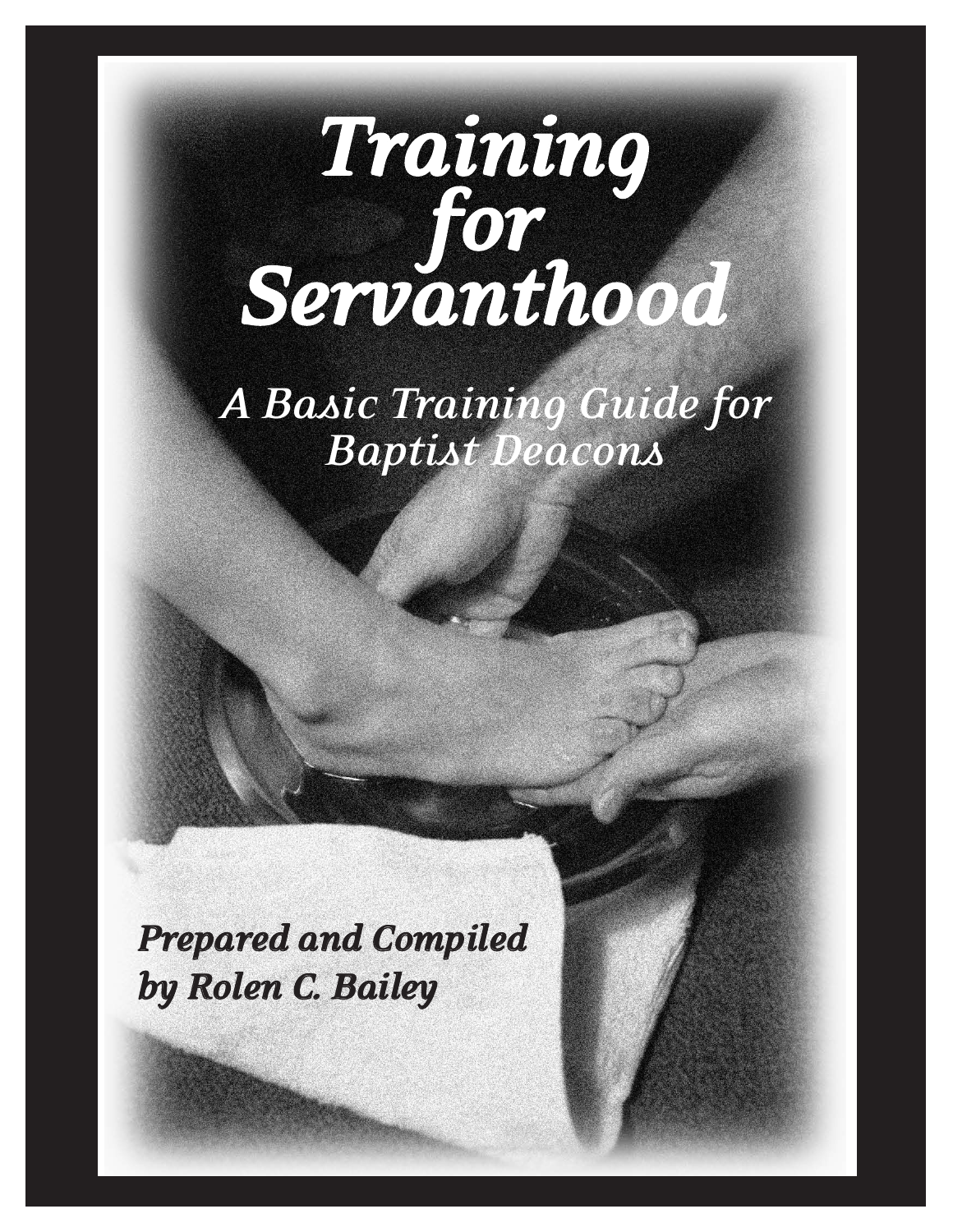# Training for Servanthood

## A Basic Training Guide for Baptist Deacons

***Prepared and Compiled by Rolen C. Bailey***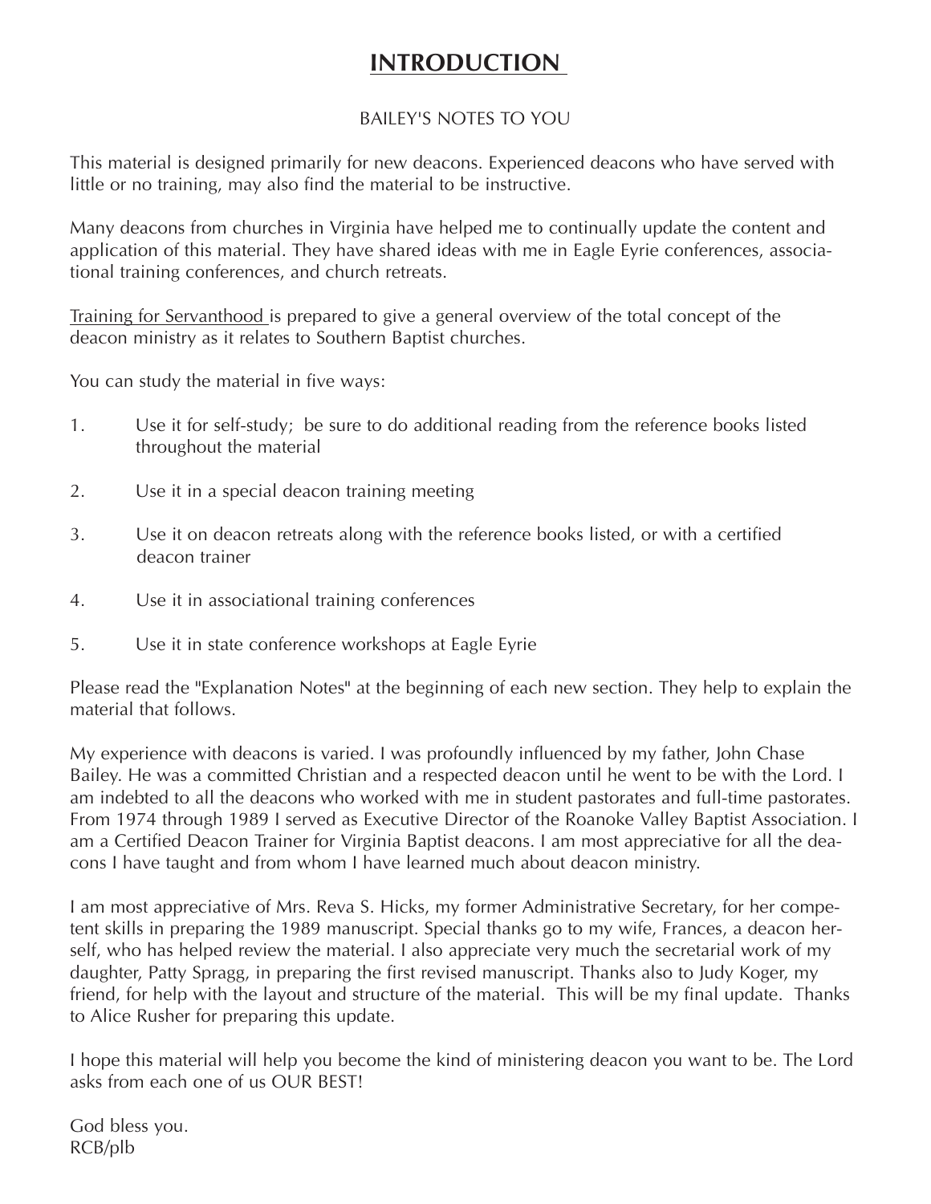# INTRODUCTION

BAILEY'S NOTES TO YOU

This material is designed primarily for new deacons. Experienced deacons who have served with little or no training, may also find the material to be instructive.

Many deacons from churches in Virginia have helped me to continually update the content and application of this material. They have shared ideas with me in Eagle Eyrie conferences, associational training conferences, and church retreats.

Training for Servanthood is prepared to give a general overview of the total concept of the deacon ministry as it relates to Southern Baptist churches.

You can study the material in five ways:

1. Use it for self-study; be sure to do additional reading from the reference books listed throughout the material
2. Use it in a special deacon training meeting
3. Use it on deacon retreats along with the reference books listed, or with a certified deacon trainer
4. Use it in associational training conferences
5. Use it in state conference workshops at Eagle Eyrie

Please read the "Explanation Notes" at the beginning of each new section. They help to explain the material that follows.

My experience with deacons is varied. I was profoundly influenced by my father, John Chase Bailey. He was a committed Christian and a respected deacon until he went to be with the Lord. I am indebted to all the deacons who worked with me in student pastorates and full-time pastorates. From 1974 through 1989 I served as Executive Director of the Roanoke Valley Baptist Association. I am a Certified Deacon Trainer for Virginia Baptist deacons. I am most appreciative for all the deacons I have taught and from whom I have learned much about deacon ministry.

I am most appreciative of Mrs. Reva S. Hicks, my former Administrative Secretary, for her competent skills in preparing the 1989 manuscript. Special thanks go to my wife, Frances, a deacon herself, who has helped review the material. I also appreciate very much the secretarial work of my daughter, Patty Spragg, in preparing the first revised manuscript. Thanks also to Judy Koger, my friend, for help with the layout and structure of the material. This will be my final update. Thanks to Alice Rusher for preparing this update.

I hope this material will help you become the kind of ministering deacon you want to be. The Lord asks from each one of us OUR BEST!

God bless you.
RCB/plb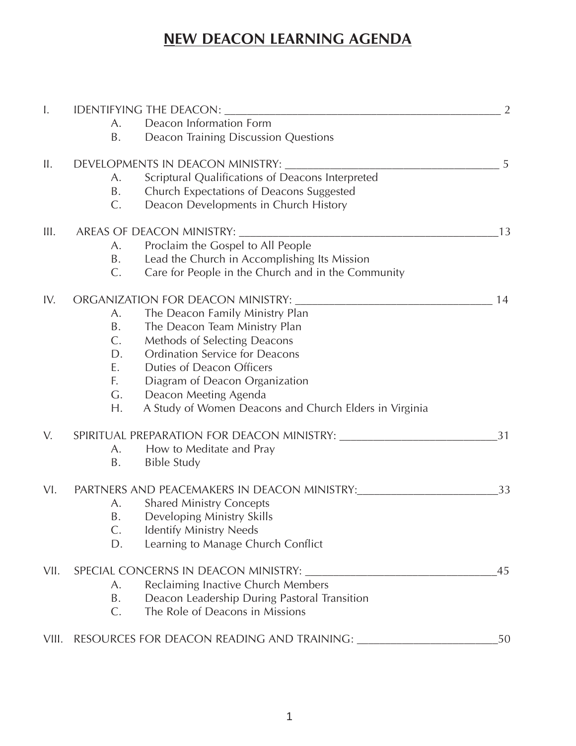# NEW DEACON LEARNING AGENDA

I. IDENTIFYING THE DEACON: ______________________________________________ 2
   - A. Deacon Information Form
   - B. Deacon Training Discussion Questions

II. DEVELOPMENTS IN DEACON MINISTRY: ____________________________________ 5
   - A. Scriptural Qualifications of Deacons Interpreted
   - B. Church Expectations of Deacons Suggested
   - C. Deacon Developments in Church History

III. AREAS OF DEACON MINISTRY: ___________________________________________13
   - A. Proclaim the Gospel to All People
   - B. Lead the Church in Accomplishing Its Mission
   - C. Care for People in the Church and in the Community

IV. ORGANIZATION FOR DEACON MINISTRY: _________________________________ 14
   - A. The Deacon Family Ministry Plan
   - B. The Deacon Team Ministry Plan
   - C. Methods of Selecting Deacons
   - D. Ordination Service for Deacons
   - E. Duties of Deacon Officers
   - F. Diagram of Deacon Organization
   - G. Deacon Meeting Agenda
   - H. A Study of Women Deacons and Church Elders in Virginia

V. SPIRITUAL PREPARATION FOR DEACON MINISTRY: __________________________31
   - A. How to Meditate and Pray
   - B. Bible Study

VI. PARTNERS AND PEACEMAKERS IN DEACON MINISTRY:_______________________33
   - A. Shared Ministry Concepts
   - B. Developing Ministry Skills
   - C. Identify Ministry Needs
   - D. Learning to Manage Church Conflict

VII. SPECIAL CONCERNS IN DEACON MINISTRY: _______________________________45
   - A. Reclaiming Inactive Church Members
   - B. Deacon Leadership During Pastoral Transition
   - C. The Role of Deacons in Missions

VIII. RESOURCES FOR DEACON READING AND TRAINING: _______________________50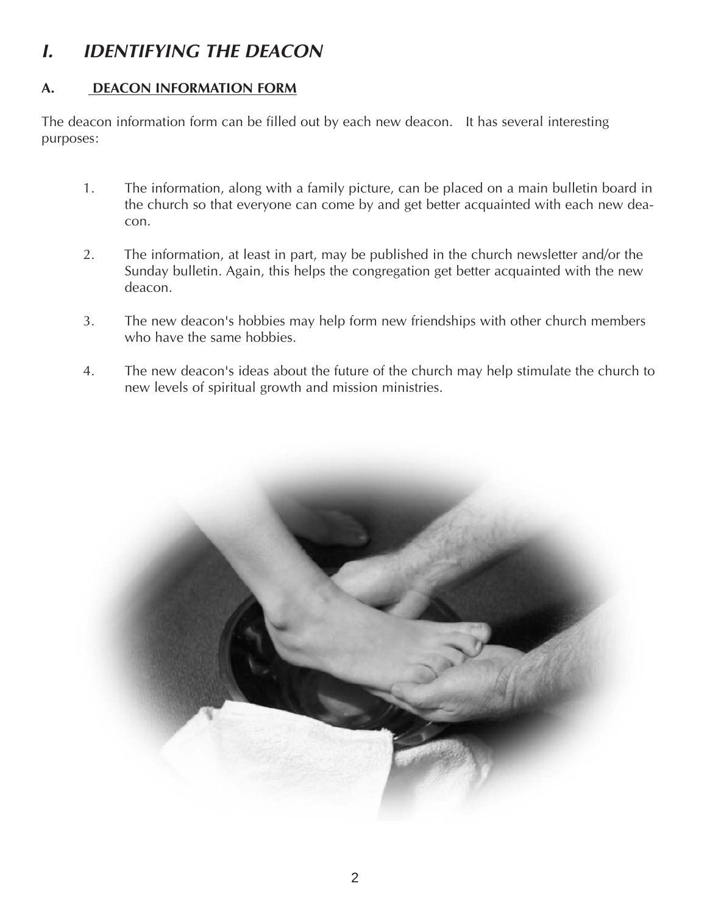# *I. IDENTIFYING THE DEACON*

## **A. DEACON INFORMATION FORM**

The deacon information form can be filled out by each new deacon. It has several interesting purposes:

1. The information, along with a family picture, can be placed on a main bulletin board in the church so that everyone can come by and get better acquainted with each new deacon.

2. The information, at least in part, may be published in the church newsletter and/or the Sunday bulletin. Again, this helps the congregation get better acquainted with the new deacon.

3. The new deacon's hobbies may help form new friendships with other church members who have the same hobbies.

4. The new deacon's ideas about the future of the church may help stimulate the church to new levels of spiritual growth and mission ministries.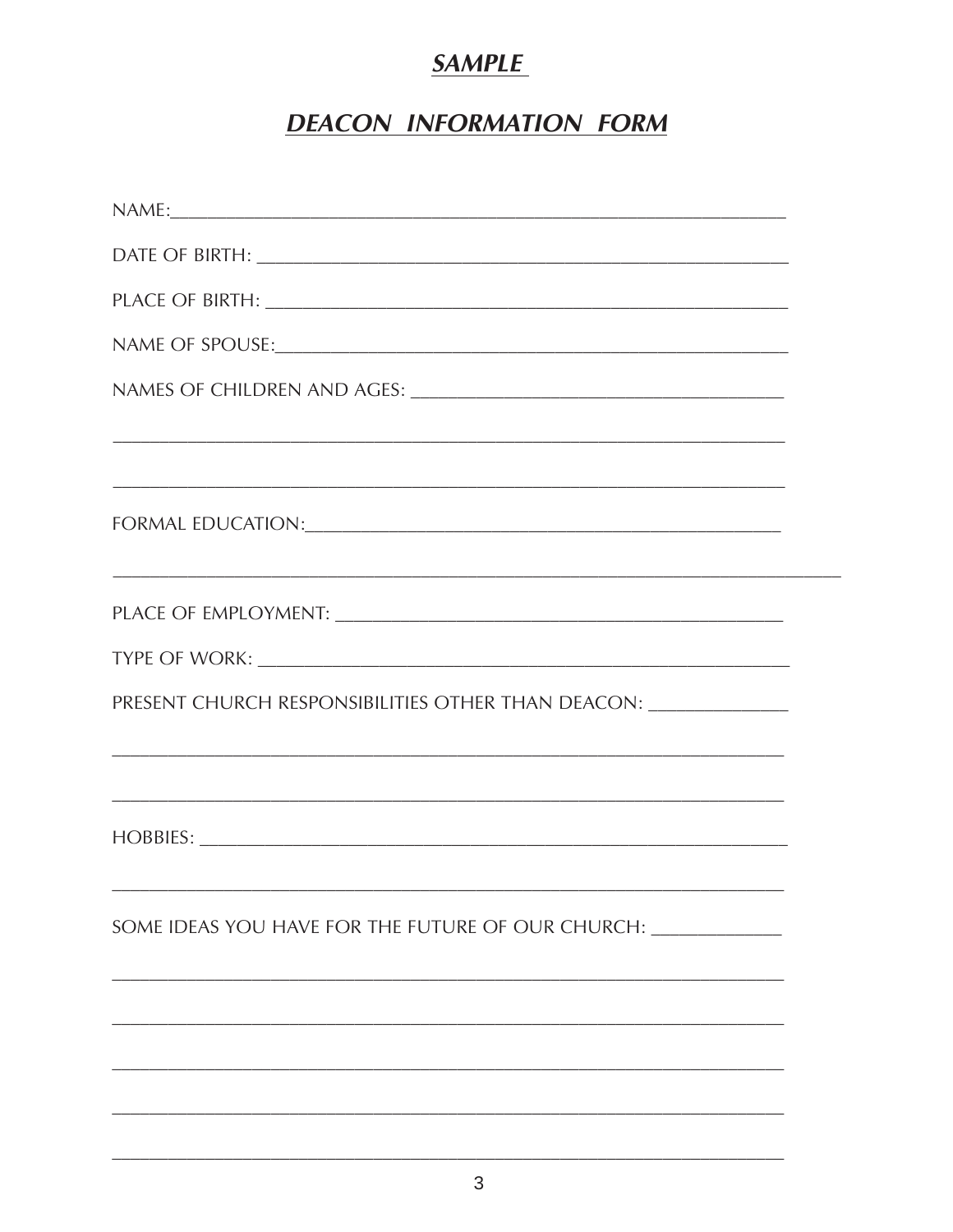## ***SAMPLE***

## ***DEACON INFORMATION FORM***

NAME:\_\_\_\_\_\_\_\_\_\_\_\_\_\_\_\_\_\_\_\_\_\_\_\_\_\_\_\_\_\_\_\_\_\_\_\_\_\_\_\_\_\_\_\_\_\_\_\_\_\_\_\_\_\_\_\_\_\_\_\_

DATE OF BIRTH: \_\_\_\_\_\_\_\_\_\_\_\_\_\_\_\_\_\_\_\_\_\_\_\_\_\_\_\_\_\_\_\_\_\_\_\_\_\_\_\_\_\_\_\_\_\_\_\_\_\_

PLACE OF BIRTH: \_\_\_\_\_\_\_\_\_\_\_\_\_\_\_\_\_\_\_\_\_\_\_\_\_\_\_\_\_\_\_\_\_\_\_\_\_\_\_\_\_\_\_\_\_\_\_\_\_\_

NAME OF SPOUSE:\_\_\_\_\_\_\_\_\_\_\_\_\_\_\_\_\_\_\_\_\_\_\_\_\_\_\_\_\_\_\_\_\_\_\_\_\_\_\_\_\_\_\_\_\_\_\_\_\_\_

NAMES OF CHILDREN AND AGES: \_\_\_\_\_\_\_\_\_\_\_\_\_\_\_\_\_\_\_\_\_\_\_\_\_\_\_\_\_\_\_\_\_\_\_\_

\_\_\_\_\_\_\_\_\_\_\_\_\_\_\_\_\_\_\_\_\_\_\_\_\_\_\_\_\_\_\_\_\_\_\_\_\_\_\_\_\_\_\_\_\_\_\_\_\_\_\_\_\_\_\_\_\_\_\_\_\_\_\_\_

\_\_\_\_\_\_\_\_\_\_\_\_\_\_\_\_\_\_\_\_\_\_\_\_\_\_\_\_\_\_\_\_\_\_\_\_\_\_\_\_\_\_\_\_\_\_\_\_\_\_\_\_\_\_\_\_\_\_\_\_\_\_\_\_

FORMAL EDUCATION:\_\_\_\_\_\_\_\_\_\_\_\_\_\_\_\_\_\_\_\_\_\_\_\_\_\_\_\_\_\_\_\_\_\_\_\_\_\_\_\_\_\_\_\_\_\_

\_\_\_\_\_\_\_\_\_\_\_\_\_\_\_\_\_\_\_\_\_\_\_\_\_\_\_\_\_\_\_\_\_\_\_\_\_\_\_\_\_\_\_\_\_\_\_\_\_\_\_\_\_\_\_\_\_\_\_\_\_\_\_\_\_\_\_\_\_\_

PLACE OF EMPLOYMENT: \_\_\_\_\_\_\_\_\_\_\_\_\_\_\_\_\_\_\_\_\_\_\_\_\_\_\_\_\_\_\_\_\_\_\_\_\_\_\_\_\_\_

TYPE OF WORK: \_\_\_\_\_\_\_\_\_\_\_\_\_\_\_\_\_\_\_\_\_\_\_\_\_\_\_\_\_\_\_\_\_\_\_\_\_\_\_\_\_\_\_\_\_\_\_\_\_\_\_

PRESENT CHURCH RESPONSIBILITIES OTHER THAN DEACON: \_\_\_\_\_\_\_\_\_\_\_\_\_

\_\_\_\_\_\_\_\_\_\_\_\_\_\_\_\_\_\_\_\_\_\_\_\_\_\_\_\_\_\_\_\_\_\_\_\_\_\_\_\_\_\_\_\_\_\_\_\_\_\_\_\_\_\_\_\_\_\_\_\_\_\_\_\_

\_\_\_\_\_\_\_\_\_\_\_\_\_\_\_\_\_\_\_\_\_\_\_\_\_\_\_\_\_\_\_\_\_\_\_\_\_\_\_\_\_\_\_\_\_\_\_\_\_\_\_\_\_\_\_\_\_\_\_\_\_\_\_\_

HOBBIES: \_\_\_\_\_\_\_\_\_\_\_\_\_\_\_\_\_\_\_\_\_\_\_\_\_\_\_\_\_\_\_\_\_\_\_\_\_\_\_\_\_\_\_\_\_\_\_\_\_\_\_\_\_\_\_\_

\_\_\_\_\_\_\_\_\_\_\_\_\_\_\_\_\_\_\_\_\_\_\_\_\_\_\_\_\_\_\_\_\_\_\_\_\_\_\_\_\_\_\_\_\_\_\_\_\_\_\_\_\_\_\_\_\_\_\_\_\_\_\_\_

SOME IDEAS YOU HAVE FOR THE FUTURE OF OUR CHURCH: \_\_\_\_\_\_\_\_\_\_\_\_

\_\_\_\_\_\_\_\_\_\_\_\_\_\_\_\_\_\_\_\_\_\_\_\_\_\_\_\_\_\_\_\_\_\_\_\_\_\_\_\_\_\_\_\_\_\_\_\_\_\_\_\_\_\_\_\_\_\_\_\_\_\_\_\_

\_\_\_\_\_\_\_\_\_\_\_\_\_\_\_\_\_\_\_\_\_\_\_\_\_\_\_\_\_\_\_\_\_\_\_\_\_\_\_\_\_\_\_\_\_\_\_\_\_\_\_\_\_\_\_\_\_\_\_\_\_\_\_\_

\_\_\_\_\_\_\_\_\_\_\_\_\_\_\_\_\_\_\_\_\_\_\_\_\_\_\_\_\_\_\_\_\_\_\_\_\_\_\_\_\_\_\_\_\_\_\_\_\_\_\_\_\_\_\_\_\_\_\_\_\_\_\_\_

\_\_\_\_\_\_\_\_\_\_\_\_\_\_\_\_\_\_\_\_\_\_\_\_\_\_\_\_\_\_\_\_\_\_\_\_\_\_\_\_\_\_\_\_\_\_\_\_\_\_\_\_\_\_\_\_\_\_\_\_\_\_\_\_

\_\_\_\_\_\_\_\_\_\_\_\_\_\_\_\_\_\_\_\_\_\_\_\_\_\_\_\_\_\_\_\_\_\_\_\_\_\_\_\_\_\_\_\_\_\_\_\_\_\_\_\_\_\_\_\_\_\_\_\_\_\_\_\_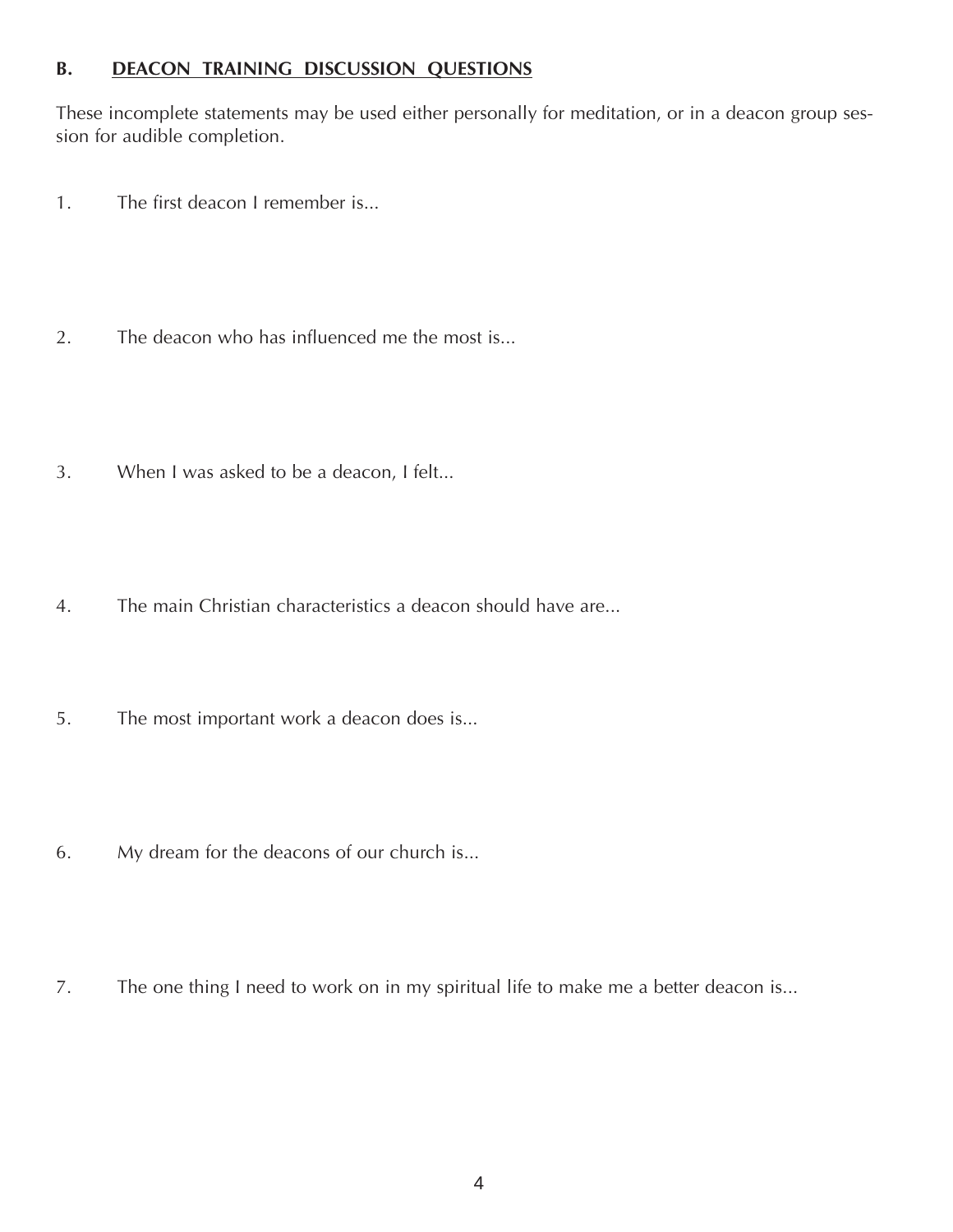## B. DEACON TRAINING DISCUSSION QUESTIONS

These incomplete statements may be used either personally for meditation, or in a deacon group session for audible completion.

1. The first deacon I remember is...

2. The deacon who has influenced me the most is...

3. When I was asked to be a deacon, I felt...

4. The main Christian characteristics a deacon should have are...

5. The most important work a deacon does is...

6. My dream for the deacons of our church is...

7. The one thing I need to work on in my spiritual life to make me a better deacon is...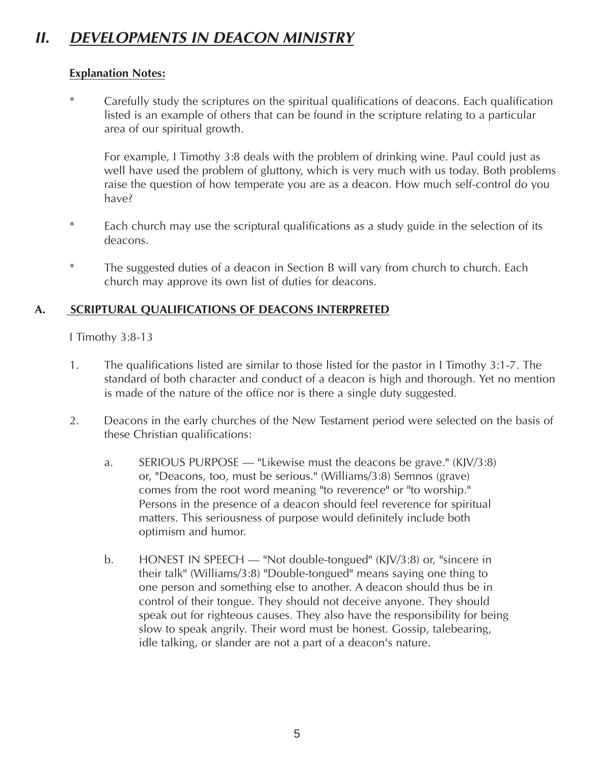## *II. DEVELOPMENTS IN DEACON MINISTRY*

**Explanation Notes:**

* Carefully study the scriptures on the spiritual qualifications of deacons. Each qualification listed is an example of others that can be found in the scripture relating to a particular area of our spiritual growth.

  For example, I Timothy 3:8 deals with the problem of drinking wine. Paul could just as well have used the problem of gluttony, which is very much with us today. Both problems raise the question of how temperate you are as a deacon. How much self-control do you have?

* Each church may use the scriptural qualifications as a study guide in the selection of its deacons.

* The suggested duties of a deacon in Section B will vary from church to church. Each church may approve its own list of duties for deacons.

### A. SCRIPTURAL QUALIFICATIONS OF DEACONS INTERPRETED

I Timothy 3:8-13

1. The qualifications listed are similar to those listed for the pastor in I Timothy 3:1-7. The standard of both character and conduct of a deacon is high and thorough. Yet no mention is made of the nature of the office nor is there a single duty suggested.

2. Deacons in the early churches of the New Testament period were selected on the basis of these Christian qualifications:

   a. SERIOUS PURPOSE — "Likewise must the deacons be grave." (KJV/3:8) or, "Deacons, too, must be serious." (Williams/3:8) Semnos (grave) comes from the root word meaning "to reverence" or "to worship." Persons in the presence of a deacon should feel reverence for spiritual matters. This seriousness of purpose would definitely include both optimism and humor.

   b. HONEST IN SPEECH — "Not double-tongued" (KJV/3:8) or, "sincere in their talk" (Williams/3:8) "Double-tongued" means saying one thing to one person and something else to another. A deacon should thus be in control of their tongue. They should not deceive anyone. They should speak out for righteous causes. They also have the responsibility for being slow to speak angrily. Their word must be honest. Gossip, talebearing, idle talking, or slander are not a part of a deacon's nature.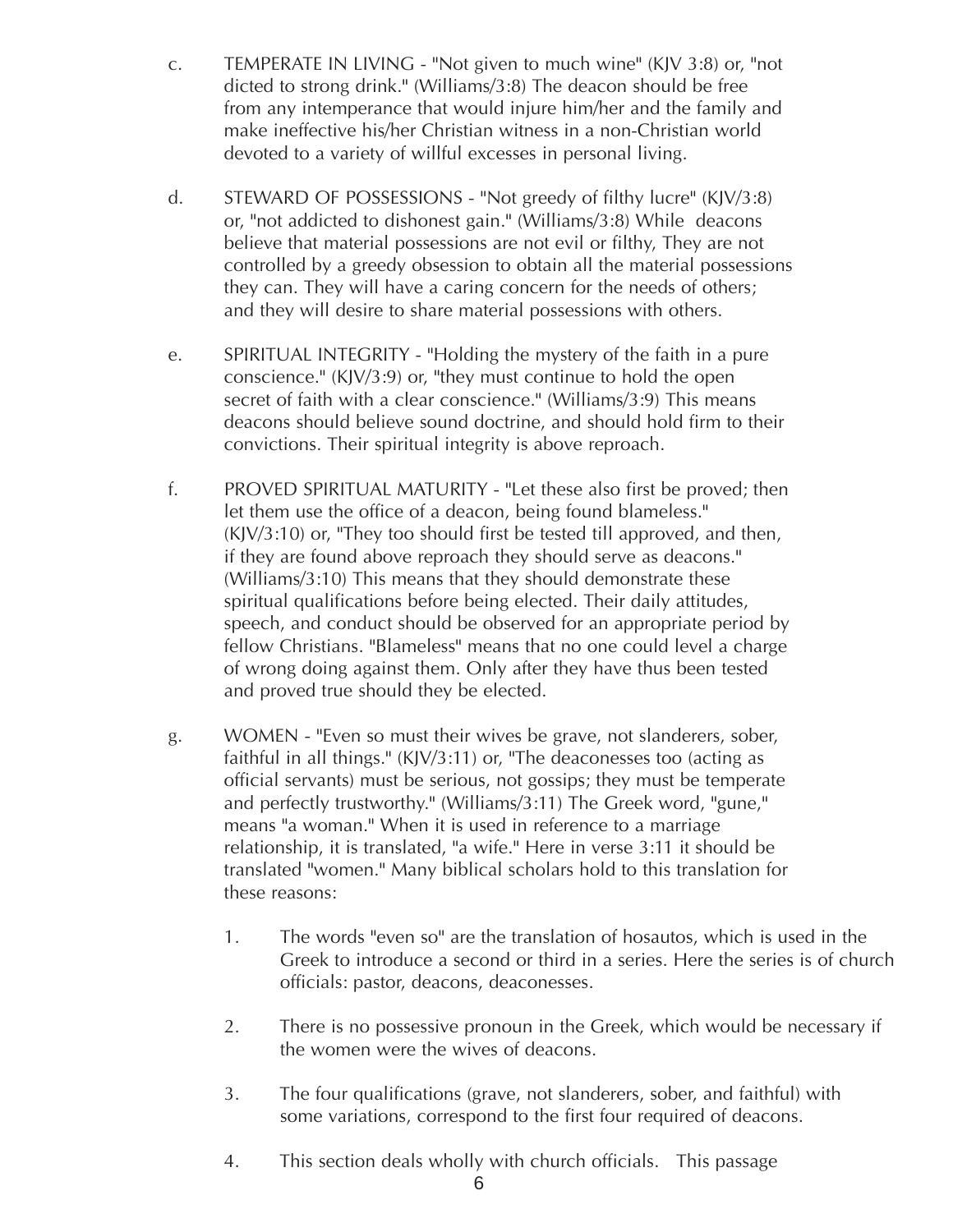c. TEMPERATE IN LIVING - "Not given to much wine" (KJV 3:8) or, "not dicted to strong drink." (Williams/3:8) The deacon should be free from any intemperance that would injure him/her and the family and make ineffective his/her Christian witness in a non-Christian world devoted to a variety of willful excesses in personal living.

d. STEWARD OF POSSESSIONS - "Not greedy of filthy lucre" (KJV/3:8) or, "not addicted to dishonest gain." (Williams/3:8) While deacons believe that material possessions are not evil or filthy, They are not controlled by a greedy obsession to obtain all the material possessions they can. They will have a caring concern for the needs of others; and they will desire to share material possessions with others.

e. SPIRITUAL INTEGRITY - "Holding the mystery of the faith in a pure conscience." (KJV/3:9) or, "they must continue to hold the open secret of faith with a clear conscience." (Williams/3:9) This means deacons should believe sound doctrine, and should hold firm to their convictions. Their spiritual integrity is above reproach.

f. PROVED SPIRITUAL MATURITY - "Let these also first be proved; then let them use the office of a deacon, being found blameless." (KJV/3:10) or, "They too should first be tested till approved, and then, if they are found above reproach they should serve as deacons." (Williams/3:10) This means that they should demonstrate these spiritual qualifications before being elected. Their daily attitudes, speech, and conduct should be observed for an appropriate period by fellow Christians. "Blameless" means that no one could level a charge of wrong doing against them. Only after they have thus been tested and proved true should they be elected.

g. WOMEN - "Even so must their wives be grave, not slanderers, sober, faithful in all things." (KJV/3:11) or, "The deaconesses too (acting as official servants) must be serious, not gossips; they must be temperate and perfectly trustworthy." (Williams/3:11) The Greek word, "gune," means "a woman." When it is used in reference to a marriage relationship, it is translated, "a wife." Here in verse 3:11 it should be translated "women." Many biblical scholars hold to this translation for these reasons:

   1. The words "even so" are the translation of hosautos, which is used in the Greek to introduce a second or third in a series. Here the series is of church officials: pastor, deacons, deaconesses.

   2. There is no possessive pronoun in the Greek, which would be necessary if the women were the wives of deacons.

   3. The four qualifications (grave, not slanderers, sober, and faithful) with some variations, correspond to the first four required of deacons.

   4. This section deals wholly with church officials. This passage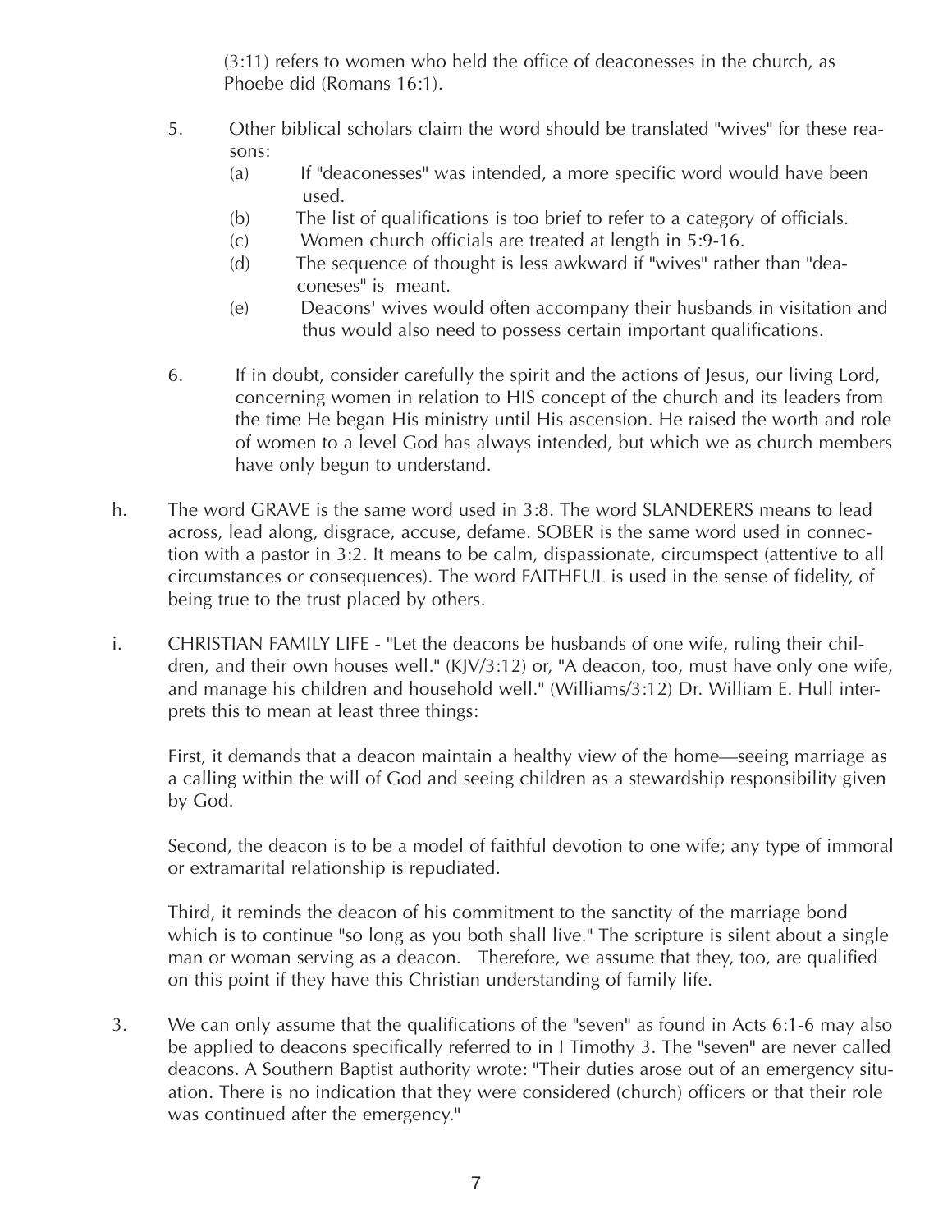(3:11) refers to women who held the office of deaconesses in the church, as Phoebe did (Romans 16:1).

5. Other biblical scholars claim the word should be translated "wives" for these reasons:
   - (a) If "deaconesses" was intended, a more specific word would have been used.
   - (b) The list of qualifications is too brief to refer to a category of officials.
   - (c) Women church officials are treated at length in 5:9-16.
   - (d) The sequence of thought is less awkward if "wives" rather than "deaconeses" is meant.
   - (e) Deacons' wives would often accompany their husbands in visitation and thus would also need to possess certain important qualifications.

6. If in doubt, consider carefully the spirit and the actions of Jesus, our living Lord, concerning women in relation to HIS concept of the church and its leaders from the time He began His ministry until His ascension. He raised the worth and role of women to a level God has always intended, but which we as church members have only begun to understand.

h. The word GRAVE is the same word used in 3:8. The word SLANDERERS means to lead across, lead along, disgrace, accuse, defame. SOBER is the same word used in connection with a pastor in 3:2. It means to be calm, dispassionate, circumspect (attentive to all circumstances or consequences). The word FAITHFUL is used in the sense of fidelity, of being true to the trust placed by others.

i. CHRISTIAN FAMILY LIFE - "Let the deacons be husbands of one wife, ruling their children, and their own houses well." (KJV/3:12) or, "A deacon, too, must have only one wife, and manage his children and household well." (Williams/3:12) Dr. William E. Hull interprets this to mean at least three things:

   First, it demands that a deacon maintain a healthy view of the home—seeing marriage as a calling within the will of God and seeing children as a stewardship responsibility given by God.

   Second, the deacon is to be a model of faithful devotion to one wife; any type of immoral or extramarital relationship is repudiated.

   Third, it reminds the deacon of his commitment to the sanctity of the marriage bond which is to continue "so long as you both shall live." The scripture is silent about a single man or woman serving as a deacon. Therefore, we assume that they, too, are qualified on this point if they have this Christian understanding of family life.

3. We can only assume that the qualifications of the "seven" as found in Acts 6:1-6 may also be applied to deacons specifically referred to in I Timothy 3. The "seven" are never called deacons. A Southern Baptist authority wrote: "Their duties arose out of an emergency situation. There is no indication that they were considered (church) officers or that their role was continued after the emergency."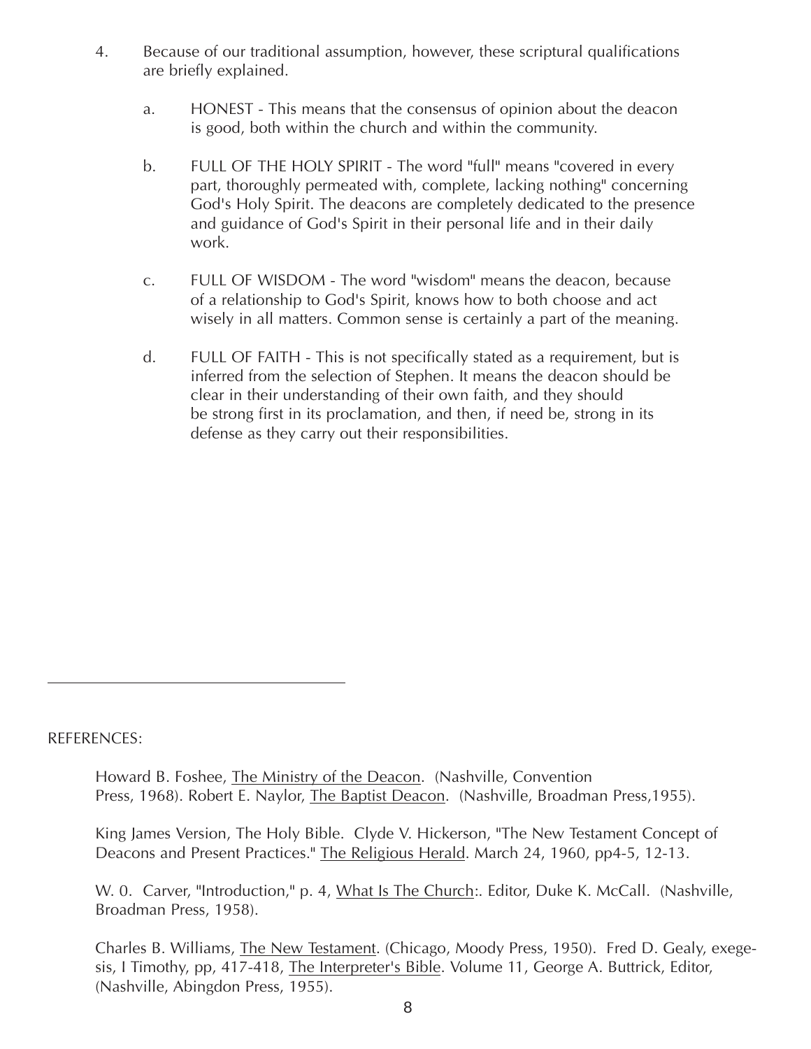4. Because of our traditional assumption, however, these scriptural qualifications are briefly explained.

   a. HONEST - This means that the consensus of opinion about the deacon is good, both within the church and within the community.

   b. FULL OF THE HOLY SPIRIT - The word "full" means "covered in every part, thoroughly permeated with, complete, lacking nothing" concerning God's Holy Spirit. The deacons are completely dedicated to the presence and guidance of God's Spirit in their personal life and in their daily work.

   c. FULL OF WISDOM - The word "wisdom" means the deacon, because of a relationship to God's Spirit, knows how to both choose and act wisely in all matters. Common sense is certainly a part of the meaning.

   d. FULL OF FAITH - This is not specifically stated as a requirement, but is inferred from the selection of Stephen. It means the deacon should be clear in their understanding of their own faith, and they should be strong first in its proclamation, and then, if need be, strong in its defense as they carry out their responsibilities.

---

REFERENCES:

Howard B. Foshee, The Ministry of the Deacon. (Nashville, Convention Press, 1968). Robert E. Naylor, The Baptist Deacon. (Nashville, Broadman Press,1955).

King James Version, The Holy Bible. Clyde V. Hickerson, "The New Testament Concept of Deacons and Present Practices." The Religious Herald. March 24, 1960, pp4-5, 12-13.

W. 0. Carver, "Introduction," p. 4, What Is The Church:. Editor, Duke K. McCall. (Nashville, Broadman Press, 1958).

Charles B. Williams, The New Testament. (Chicago, Moody Press, 1950). Fred D. Gealy, exegesis, I Timothy, pp, 417-418, The Interpreter's Bible. Volume 11, George A. Buttrick, Editor, (Nashville, Abingdon Press, 1955).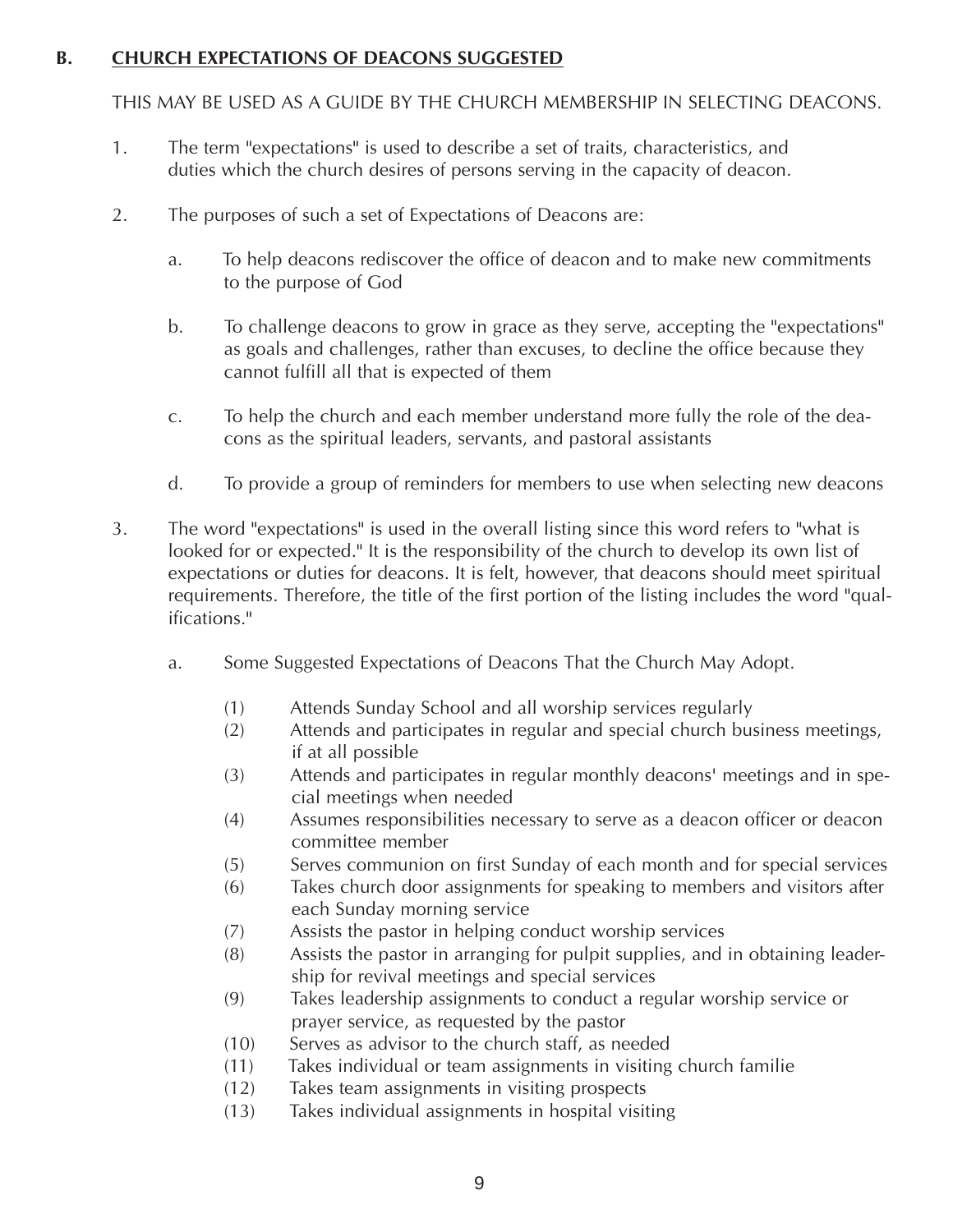## B. CHURCH EXPECTATIONS OF DEACONS SUGGESTED

THIS MAY BE USED AS A GUIDE BY THE CHURCH MEMBERSHIP IN SELECTING DEACONS.

1. The term "expectations" is used to describe a set of traits, characteristics, and duties which the church desires of persons serving in the capacity of deacon.

2. The purposes of such a set of Expectations of Deacons are:

   a. To help deacons rediscover the office of deacon and to make new commitments to the purpose of God

   b. To challenge deacons to grow in grace as they serve, accepting the "expectations" as goals and challenges, rather than excuses, to decline the office because they cannot fulfill all that is expected of them

   c. To help the church and each member understand more fully the role of the deacons as the spiritual leaders, servants, and pastoral assistants

   d. To provide a group of reminders for members to use when selecting new deacons

3. The word "expectations" is used in the overall listing since this word refers to "what is looked for or expected." It is the responsibility of the church to develop its own list of expectations or duties for deacons. It is felt, however, that deacons should meet spiritual requirements. Therefore, the title of the first portion of the listing includes the word "qualifications."

   a. Some Suggested Expectations of Deacons That the Church May Adopt.

      (1) Attends Sunday School and all worship services regularly
      (2) Attends and participates in regular and special church business meetings, if at all possible
      (3) Attends and participates in regular monthly deacons' meetings and in special meetings when needed
      (4) Assumes responsibilities necessary to serve as a deacon officer or deacon committee member
      (5) Serves communion on first Sunday of each month and for special services
      (6) Takes church door assignments for speaking to members and visitors after each Sunday morning service
      (7) Assists the pastor in helping conduct worship services
      (8) Assists the pastor in arranging for pulpit supplies, and in obtaining leadership for revival meetings and special services
      (9) Takes leadership assignments to conduct a regular worship service or prayer service, as requested by the pastor
      (10) Serves as advisor to the church staff, as needed
      (11) Takes individual or team assignments in visiting church familie
      (12) Takes team assignments in visiting prospects
      (13) Takes individual assignments in hospital visiting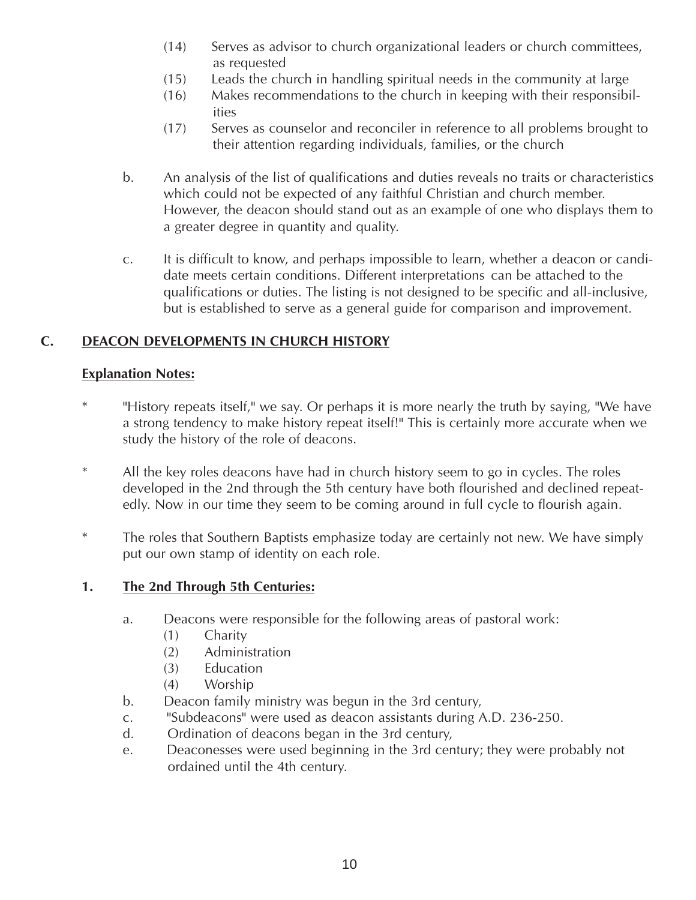(14) Serves as advisor to church organizational leaders or church committees, as requested

(15) Leads the church in handling spiritual needs in the community at large

(16) Makes recommendations to the church in keeping with their responsibilities

(17) Serves as counselor and reconciler in reference to all problems brought to their attention regarding individuals, families, or the church

b. An analysis of the list of qualifications and duties reveals no traits or characteristics which could not be expected of any faithful Christian and church member. However, the deacon should stand out as an example of one who displays them to a greater degree in quantity and quality.

c. It is difficult to know, and perhaps impossible to learn, whether a deacon or candidate meets certain conditions. Different interpretations can be attached to the qualifications or duties. The listing is not designed to be specific and all-inclusive, but is established to serve as a general guide for comparison and improvement.

## C. DEACON DEVELOPMENTS IN CHURCH HISTORY

**Explanation Notes:**

* "History repeats itself," we say. Or perhaps it is more nearly the truth by saying, "We have a strong tendency to make history repeat itself!" This is certainly more accurate when we study the history of the role of deacons.

* All the key roles deacons have had in church history seem to go in cycles. The roles developed in the 2nd through the 5th century have both flourished and declined repeatedly. Now in our time they seem to be coming around in full cycle to flourish again.

* The roles that Southern Baptists emphasize today are certainly not new. We have simply put our own stamp of identity on each role.

### 1. The 2nd Through 5th Centuries:

a. Deacons were responsible for the following areas of pastoral work:
   (1) Charity
   (2) Administration
   (3) Education
   (4) Worship

b. Deacon family ministry was begun in the 3rd century,

c. "Subdeacons" were used as deacon assistants during A.D. 236-250.

d. Ordination of deacons began in the 3rd century,

e. Deaconesses were used beginning in the 3rd century; they were probably not ordained until the 4th century.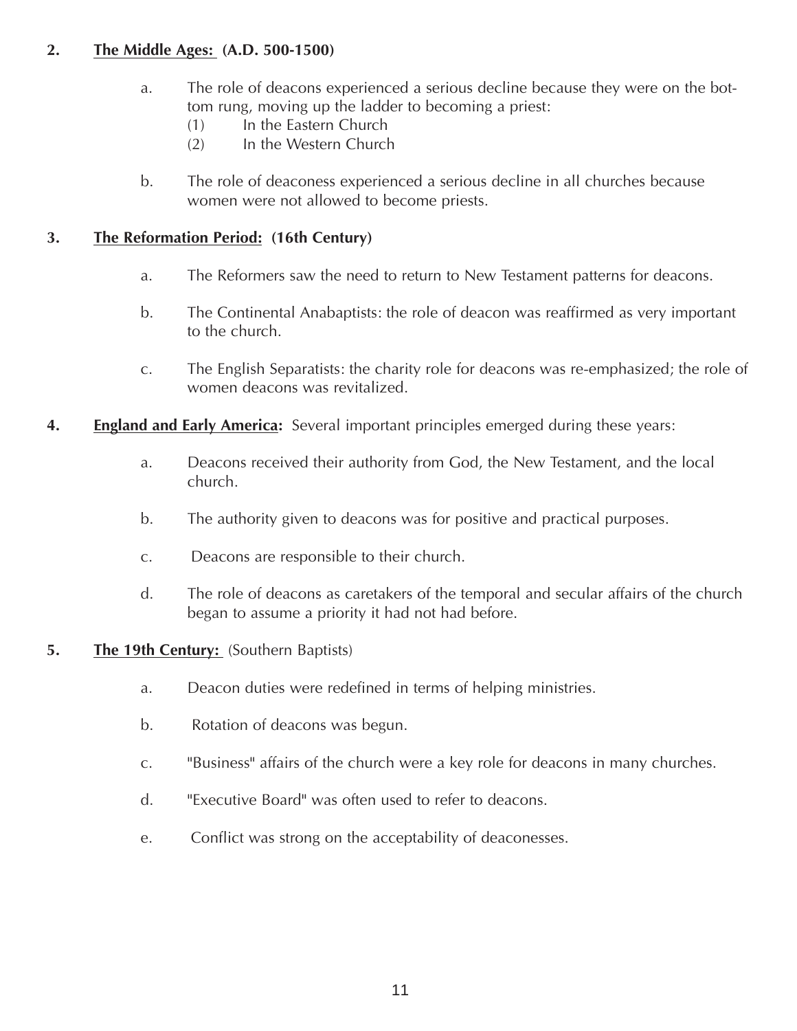**2. <u>The Middle Ages:</u> (A.D. 500-1500)**

a. The role of deacons experienced a serious decline because they were on the bottom rung, moving up the ladder to becoming a priest:
   (1) In the Eastern Church
   (2) In the Western Church

b. The role of deaconess experienced a serious decline in all churches because women were not allowed to become priests.

**3. <u>The Reformation Period:</u> (16th Century)**

a. The Reformers saw the need to return to New Testament patterns for deacons.

b. The Continental Anabaptists: the role of deacon was reaffirmed as very important to the church.

c. The English Separatists: the charity role for deacons was re-emphasized; the role of women deacons was revitalized.

**4. <u>England and Early America</u>:** Several important principles emerged during these years:

a. Deacons received their authority from God, the New Testament, and the local church.

b. The authority given to deacons was for positive and practical purposes.

c. Deacons are responsible to their church.

d. The role of deacons as caretakers of the temporal and secular affairs of the church began to assume a priority it had not had before.

**5. <u>The 19th Century:</u>** (Southern Baptists)

a. Deacon duties were redefined in terms of helping ministries.

b. Rotation of deacons was begun.

c. "Business" affairs of the church were a key role for deacons in many churches.

d. "Executive Board" was often used to refer to deacons.

e. Conflict was strong on the acceptability of deaconesses.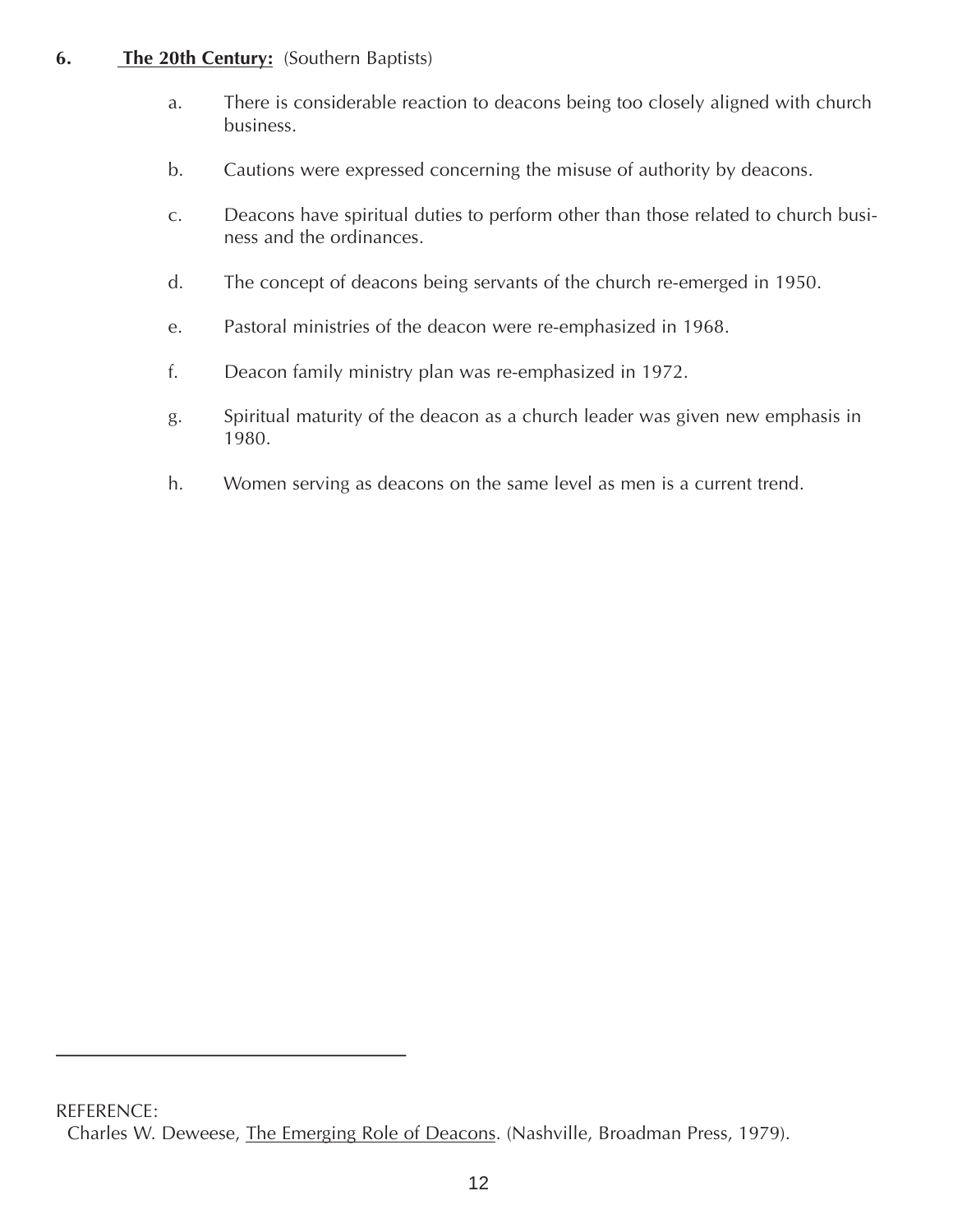**6. The 20th Century:** (Southern Baptists)

a. There is considerable reaction to deacons being too closely aligned with church business.

b. Cautions were expressed concerning the misuse of authority by deacons.

c. Deacons have spiritual duties to perform other than those related to church business and the ordinances.

d. The concept of deacons being servants of the church re-emerged in 1950.

e. Pastoral ministries of the deacon were re-emphasized in 1968.

f. Deacon family ministry plan was re-emphasized in 1972.

g. Spiritual maturity of the deacon as a church leader was given new emphasis in 1980.

h. Women serving as deacons on the same level as men is a current trend.

---

REFERENCE:
Charles W. Deweese, The Emerging Role of Deacons. (Nashville, Broadman Press, 1979).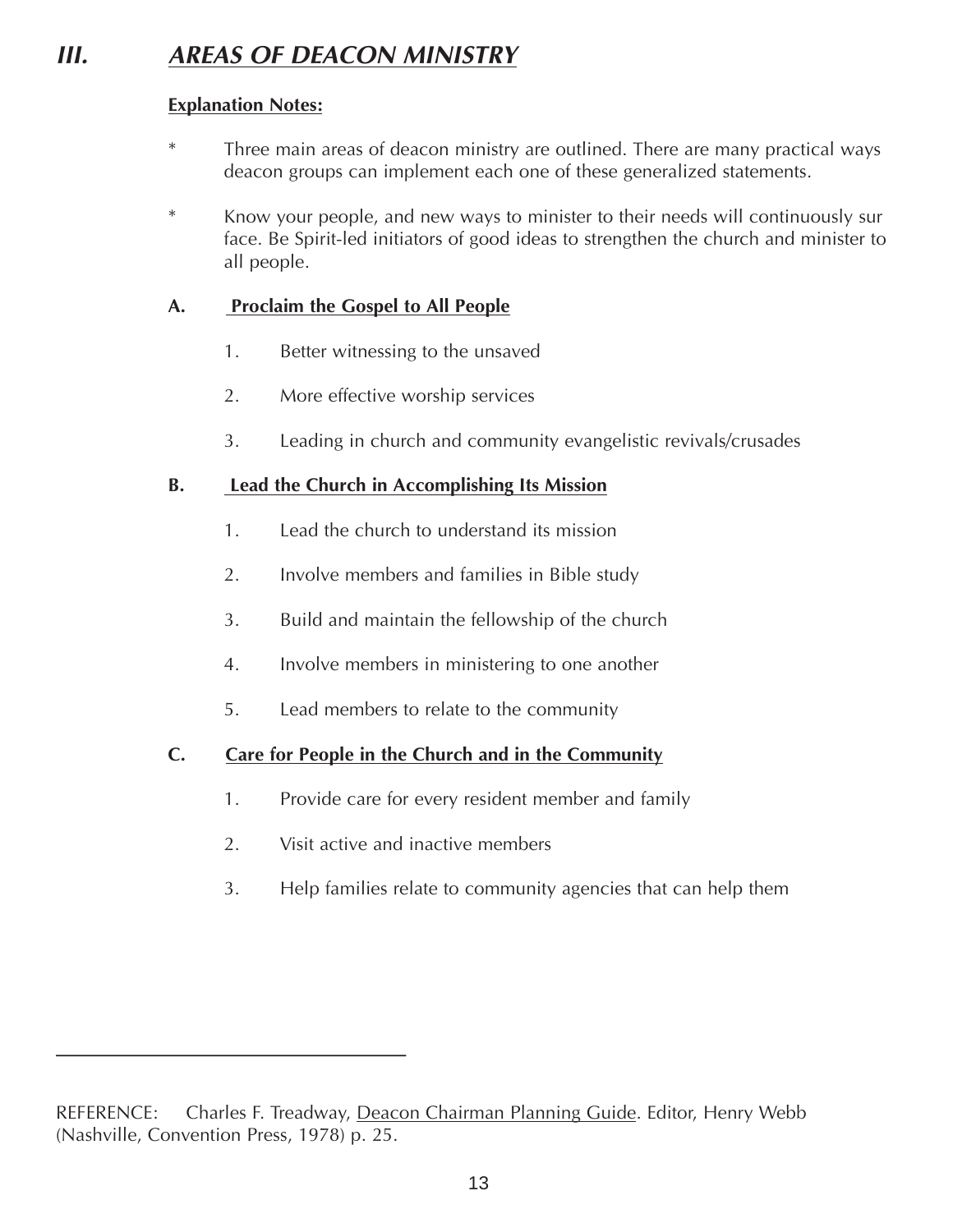## *III. AREAS OF DEACON MINISTRY*

**Explanation Notes:**

* Three main areas of deacon ministry are outlined. There are many practical ways deacon groups can implement each one of these generalized statements.

* Know your people, and new ways to minister to their needs will continuously sur face. Be Spirit-led initiators of good ideas to strengthen the church and minister to all people.

### A. Proclaim the Gospel to All People

1. Better witnessing to the unsaved
2. More effective worship services
3. Leading in church and community evangelistic revivals/crusades

### B. Lead the Church in Accomplishing Its Mission

1. Lead the church to understand its mission
2. Involve members and families in Bible study
3. Build and maintain the fellowship of the church
4. Involve members in ministering to one another
5. Lead members to relate to the community

### C. Care for People in the Church and in the Community

1. Provide care for every resident member and family
2. Visit active and inactive members
3. Help families relate to community agencies that can help them

---

REFERENCE: Charles F. Treadway, Deacon Chairman Planning Guide. Editor, Henry Webb (Nashville, Convention Press, 1978) p. 25.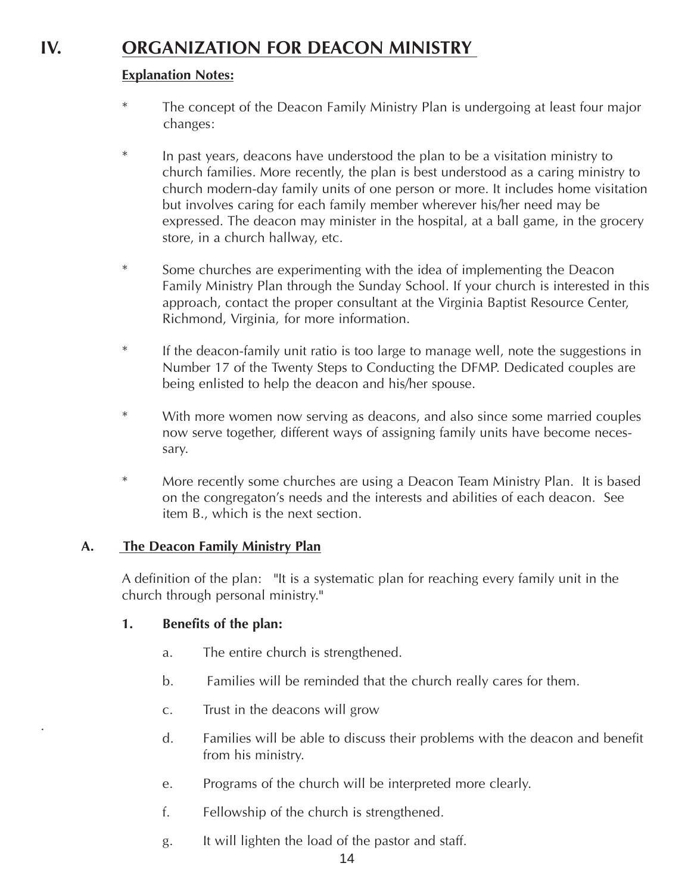# IV. ORGANIZATION FOR DEACON MINISTRY

**Explanation Notes:**

* The concept of the Deacon Family Ministry Plan is undergoing at least four major changes:

* In past years, deacons have understood the plan to be a visitation ministry to church families. More recently, the plan is best understood as a caring ministry to church modern-day family units of one person or more. It includes home visitation but involves caring for each family member wherever his/her need may be expressed. The deacon may minister in the hospital, at a ball game, in the grocery store, in a church hallway, etc.

* Some churches are experimenting with the idea of implementing the Deacon Family Ministry Plan through the Sunday School. If your church is interested in this approach, contact the proper consultant at the Virginia Baptist Resource Center, Richmond, Virginia, for more information.

* If the deacon-family unit ratio is too large to manage well, note the suggestions in Number 17 of the Twenty Steps to Conducting the DFMP. Dedicated couples are being enlisted to help the deacon and his/her spouse.

* With more women now serving as deacons, and also since some married couples now serve together, different ways of assigning family units have become necessary.

* More recently some churches are using a Deacon Team Ministry Plan. It is based on the congregaton's needs and the interests and abilities of each deacon. See item B., which is the next section.

## A. The Deacon Family Ministry Plan

A definition of the plan: "It is a systematic plan for reaching every family unit in the church through personal ministry."

### 1. Benefits of the plan:

a. The entire church is strengthened.

b. Families will be reminded that the church really cares for them.

c. Trust in the deacons will grow

d. Families will be able to discuss their problems with the deacon and benefit from his ministry.

e. Programs of the church will be interpreted more clearly.

f. Fellowship of the church is strengthened.

g. It will lighten the load of the pastor and staff.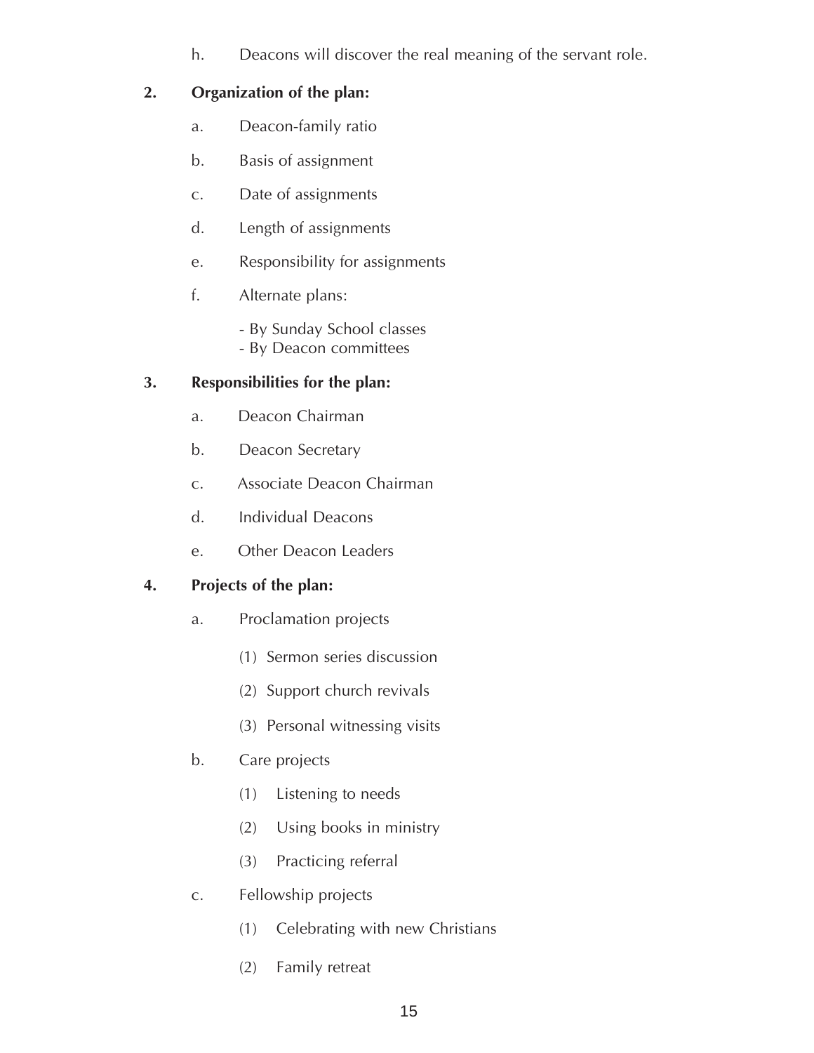h. Deacons will discover the real meaning of the servant role.

**2. Organization of the plan:**

a. Deacon-family ratio

b. Basis of assignment

c. Date of assignments

d. Length of assignments

e. Responsibility for assignments

f. Alternate plans:

- By Sunday School classes
- By Deacon committees

**3. Responsibilities for the plan:**

a. Deacon Chairman

b. Deacon Secretary

c. Associate Deacon Chairman

d. Individual Deacons

e. Other Deacon Leaders

**4. Projects of the plan:**

a. Proclamation projects

(1) Sermon series discussion

(2) Support church revivals

(3) Personal witnessing visits

b. Care projects

(1) Listening to needs

(2) Using books in ministry

(3) Practicing referral

c. Fellowship projects

(1) Celebrating with new Christians

(2) Family retreat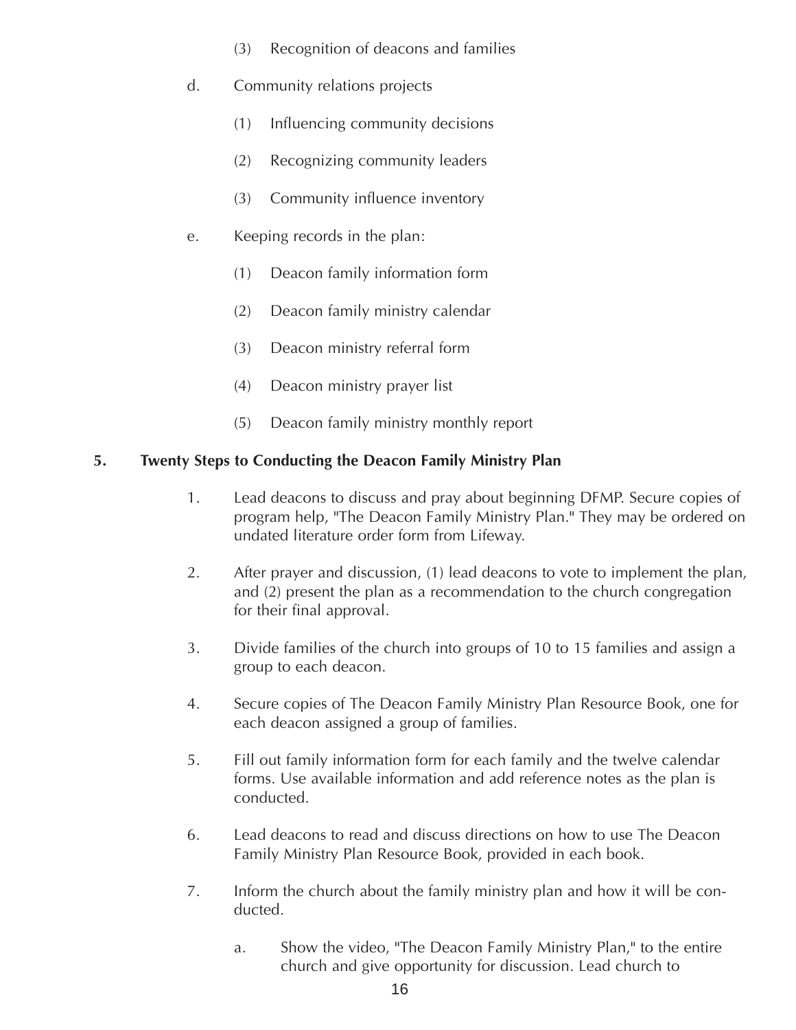(3) Recognition of deacons and families

d. Community relations projects

   (1) Influencing community decisions

   (2) Recognizing community leaders

   (3) Community influence inventory

e. Keeping records in the plan:

   (1) Deacon family information form

   (2) Deacon family ministry calendar

   (3) Deacon ministry referral form

   (4) Deacon ministry prayer list

   (5) Deacon family ministry monthly report

**5. Twenty Steps to Conducting the Deacon Family Ministry Plan**

1. Lead deacons to discuss and pray about beginning DFMP. Secure copies of program help, "The Deacon Family Ministry Plan." They may be ordered on undated literature order form from Lifeway.

2. After prayer and discussion, (1) lead deacons to vote to implement the plan, and (2) present the plan as a recommendation to the church congregation for their final approval.

3. Divide families of the church into groups of 10 to 15 families and assign a group to each deacon.

4. Secure copies of The Deacon Family Ministry Plan Resource Book, one for each deacon assigned a group of families.

5. Fill out family information form for each family and the twelve calendar forms. Use available information and add reference notes as the plan is conducted.

6. Lead deacons to read and discuss directions on how to use The Deacon Family Ministry Plan Resource Book, provided in each book.

7. Inform the church about the family ministry plan and how it will be conducted.

   a. Show the video, "The Deacon Family Ministry Plan," to the entire church and give opportunity for discussion. Lead church to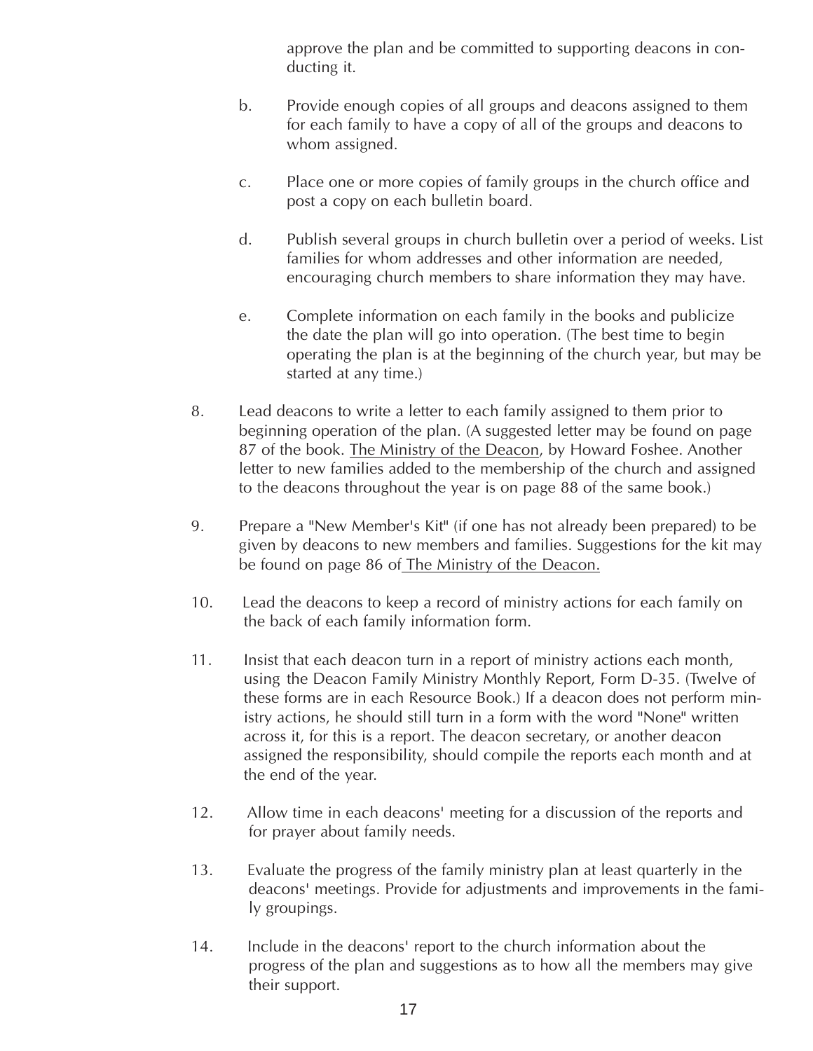approve the plan and be committed to supporting deacons in conducting it.

   b. Provide enough copies of all groups and deacons assigned to them for each family to have a copy of all of the groups and deacons to whom assigned.

   c. Place one or more copies of family groups in the church office and post a copy on each bulletin board.

   d. Publish several groups in church bulletin over a period of weeks. List families for whom addresses and other information are needed, encouraging church members to share information they may have.

   e. Complete information on each family in the books and publicize the date the plan will go into operation. (The best time to begin operating the plan is at the beginning of the church year, but may be started at any time.)

8. Lead deacons to write a letter to each family assigned to them prior to beginning operation of the plan. (A suggested letter may be found on page 87 of the book. <u>The Ministry of the Deacon</u>, by Howard Foshee. Another letter to new families added to the membership of the church and assigned to the deacons throughout the year is on page 88 of the same book.)

9. Prepare a "New Member's Kit" (if one has not already been prepared) to be given by deacons to new members and families. Suggestions for the kit may be found on page 86 of <u>The Ministry of the Deacon.</u>

10. Lead the deacons to keep a record of ministry actions for each family on the back of each family information form.

11. Insist that each deacon turn in a report of ministry actions each month, using the Deacon Family Ministry Monthly Report, Form D-35. (Twelve of these forms are in each Resource Book.) If a deacon does not perform ministry actions, he should still turn in a form with the word "None" written across it, for this is a report. The deacon secretary, or another deacon assigned the responsibility, should compile the reports each month and at the end of the year.

12. Allow time in each deacons' meeting for a discussion of the reports and for prayer about family needs.

13. Evaluate the progress of the family ministry plan at least quarterly in the deacons' meetings. Provide for adjustments and improvements in the family groupings.

14. Include in the deacons' report to the church information about the progress of the plan and suggestions as to how all the members may give their support.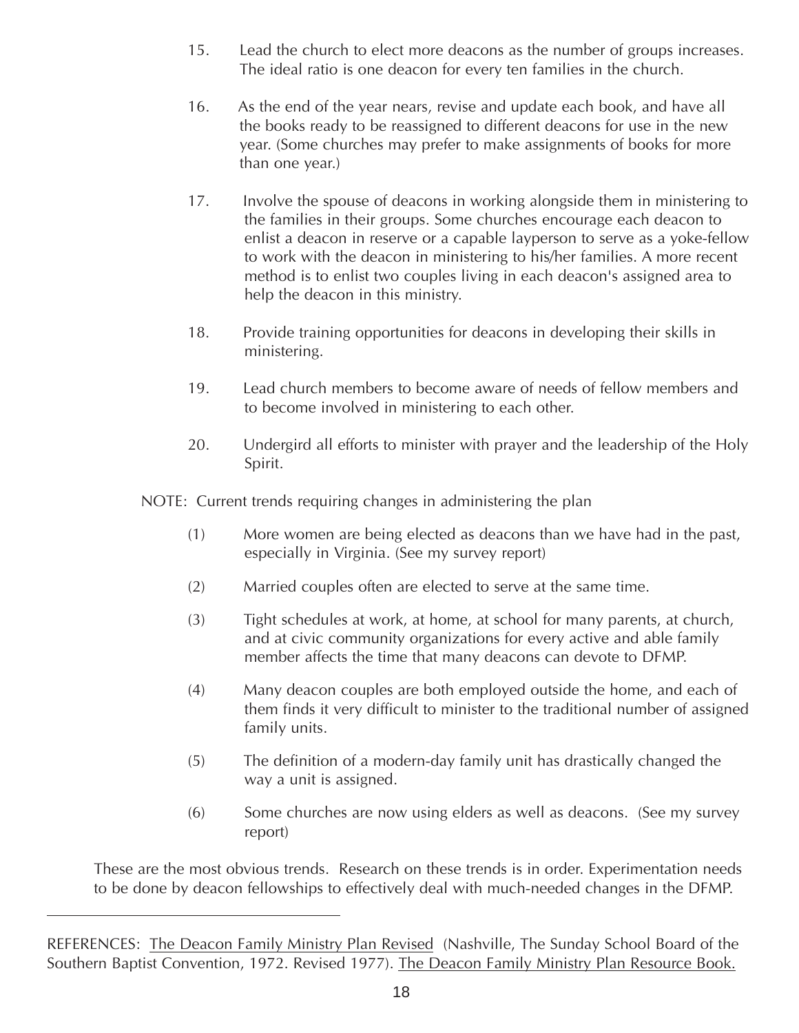15. Lead the church to elect more deacons as the number of groups increases. The ideal ratio is one deacon for every ten families in the church.

16. As the end of the year nears, revise and update each book, and have all the books ready to be reassigned to different deacons for use in the new year. (Some churches may prefer to make assignments of books for more than one year.)

17. Involve the spouse of deacons in working alongside them in ministering to the families in their groups. Some churches encourage each deacon to enlist a deacon in reserve or a capable layperson to serve as a yoke-fellow to work with the deacon in ministering to his/her families. A more recent method is to enlist two couples living in each deacon's assigned area to help the deacon in this ministry.

18. Provide training opportunities for deacons in developing their skills in ministering.

19. Lead church members to become aware of needs of fellow members and to become involved in ministering to each other.

20. Undergird all efforts to minister with prayer and the leadership of the Holy Spirit.

NOTE: Current trends requiring changes in administering the plan

(1) More women are being elected as deacons than we have had in the past, especially in Virginia. (See my survey report)

(2) Married couples often are elected to serve at the same time.

(3) Tight schedules at work, at home, at school for many parents, at church, and at civic community organizations for every active and able family member affects the time that many deacons can devote to DFMP.

(4) Many deacon couples are both employed outside the home, and each of them finds it very difficult to minister to the traditional number of assigned family units.

(5) The definition of a modern-day family unit has drastically changed the way a unit is assigned.

(6) Some churches are now using elders as well as deacons. (See my survey report)

These are the most obvious trends. Research on these trends is in order. Experimentation needs to be done by deacon fellowships to effectively deal with much-needed changes in the DFMP.

---

REFERENCES: The Deacon Family Ministry Plan Revised (Nashville, The Sunday School Board of the Southern Baptist Convention, 1972. Revised 1977). The Deacon Family Ministry Plan Resource Book.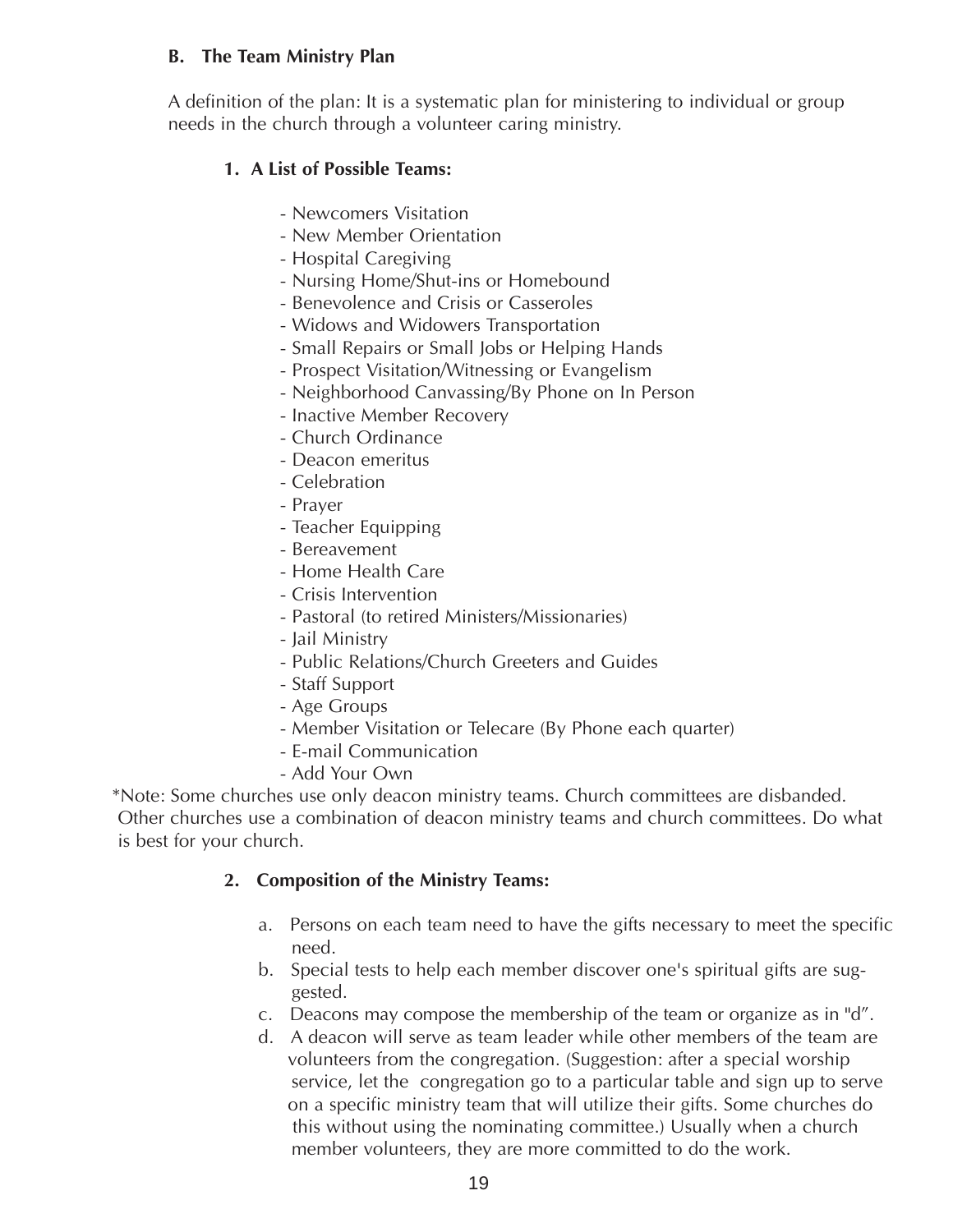### B. The Team Ministry Plan

A definition of the plan: It is a systematic plan for ministering to individual or group needs in the church through a volunteer caring ministry.

#### 1. A List of Possible Teams:

- Newcomers Visitation
- New Member Orientation
- Hospital Caregiving
- Nursing Home/Shut-ins or Homebound
- Benevolence and Crisis or Casseroles
- Widows and Widowers Transportation
- Small Repairs or Small Jobs or Helping Hands
- Prospect Visitation/Witnessing or Evangelism
- Neighborhood Canvassing/By Phone on In Person
- Inactive Member Recovery
- Church Ordinance
- Deacon emeritus
- Celebration
- Prayer
- Teacher Equipping
- Bereavement
- Home Health Care
- Crisis Intervention
- Pastoral (to retired Ministers/Missionaries)
- Jail Ministry
- Public Relations/Church Greeters and Guides
- Staff Support
- Age Groups
- Member Visitation or Telecare (By Phone each quarter)
- E-mail Communication
- Add Your Own

*Note: Some churches use only deacon ministry teams. Church committees are disbanded. Other churches use a combination of deacon ministry teams and church committees. Do what is best for your church.

#### 2. Composition of the Ministry Teams:

a. Persons on each team need to have the gifts necessary to meet the specific need.

b. Special tests to help each member discover one's spiritual gifts are suggested.

c. Deacons may compose the membership of the team or organize as in "d".

d. A deacon will serve as team leader while other members of the team are volunteers from the congregation. (Suggestion: after a special worship service, let the congregation go to a particular table and sign up to serve on a specific ministry team that will utilize their gifts. Some churches do this without using the nominating committee.) Usually when a church member volunteers, they are more committed to do the work.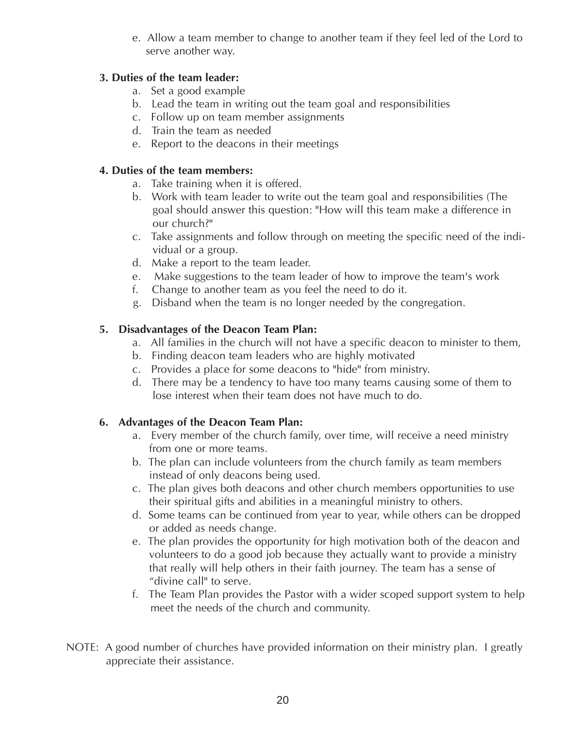e. Allow a team member to change to another team if they feel led of the Lord to serve another way.

**3. Duties of the team leader:**

a. Set a good example
b. Lead the team in writing out the team goal and responsibilities
c. Follow up on team member assignments
d. Train the team as needed
e. Report to the deacons in their meetings

**4. Duties of the team members:**

a. Take training when it is offered.
b. Work with team leader to write out the team goal and responsibilities (The goal should answer this question: "How will this team make a difference in our church?"
c. Take assignments and follow through on meeting the specific need of the individual or a group.
d. Make a report to the team leader.
e. Make suggestions to the team leader of how to improve the team's work
f. Change to another team as you feel the need to do it.
g. Disband when the team is no longer needed by the congregation.

**5. Disadvantages of the Deacon Team Plan:**

a. All families in the church will not have a specific deacon to minister to them,
b. Finding deacon team leaders who are highly motivated
c. Provides a place for some deacons to "hide" from ministry.
d. There may be a tendency to have too many teams causing some of them to lose interest when their team does not have much to do.

**6. Advantages of the Deacon Team Plan:**

a. Every member of the church family, over time, will receive a need ministry from one or more teams.
b. The plan can include volunteers from the church family as team members instead of only deacons being used.
c. The plan gives both deacons and other church members opportunities to use their spiritual gifts and abilities in a meaningful ministry to others.
d. Some teams can be continued from year to year, while others can be dropped or added as needs change.
e. The plan provides the opportunity for high motivation both of the deacon and volunteers to do a good job because they actually want to provide a ministry that really will help others in their faith journey. The team has a sense of "divine call" to serve.
f. The Team Plan provides the Pastor with a wider scoped support system to help meet the needs of the church and community.

NOTE: A good number of churches have provided information on their ministry plan. I greatly appreciate their assistance.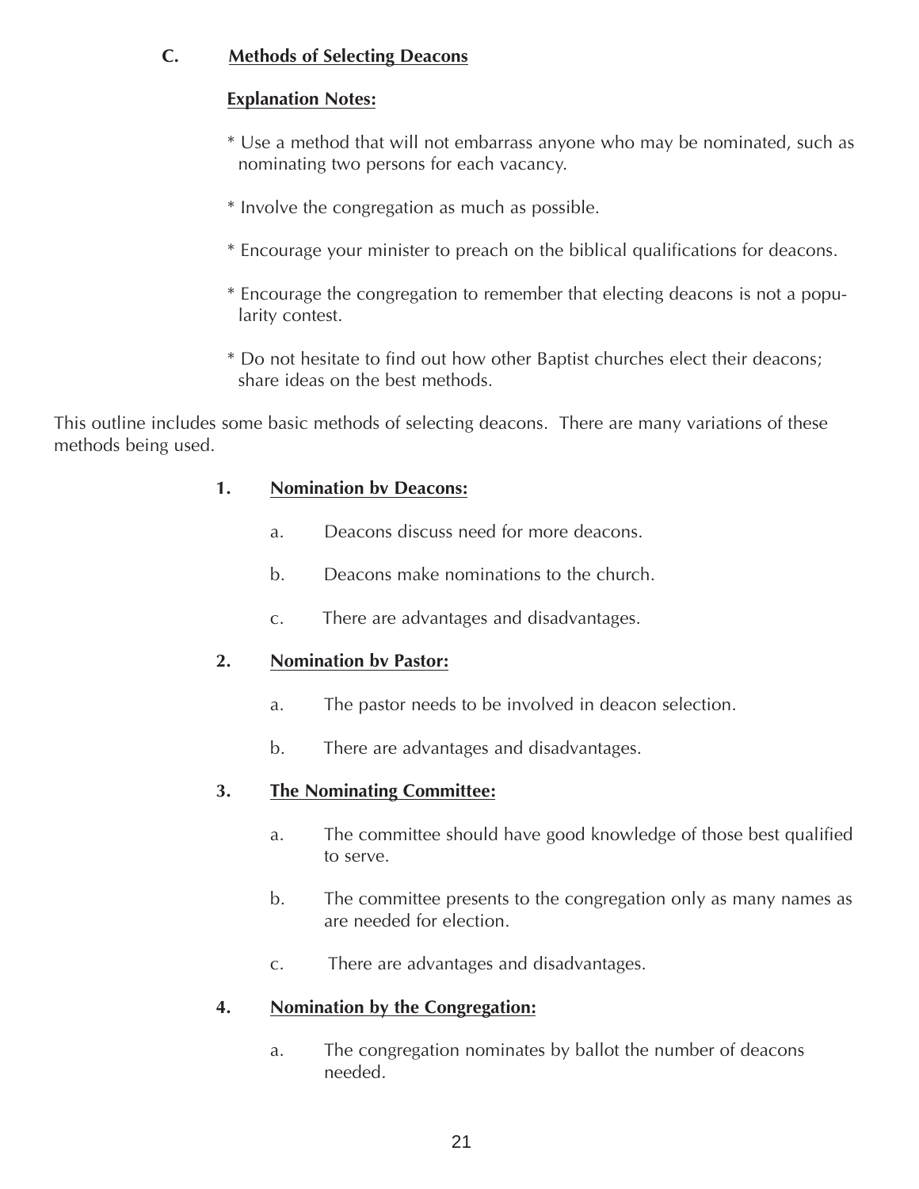**C. Methods of Selecting Deacons**

**Explanation Notes:**

* Use a method that will not embarrass anyone who may be nominated, such as nominating two persons for each vacancy.

* Involve the congregation as much as possible.

* Encourage your minister to preach on the biblical qualifications for deacons.

* Encourage the congregation to remember that electing deacons is not a popularity contest.

* Do not hesitate to find out how other Baptist churches elect their deacons; share ideas on the best methods.

This outline includes some basic methods of selecting deacons. There are many variations of these methods being used.

**1. Nomination bv Deacons:**

a. Deacons discuss need for more deacons.

b. Deacons make nominations to the church.

c. There are advantages and disadvantages.

**2. Nomination bv Pastor:**

a. The pastor needs to be involved in deacon selection.

b. There are advantages and disadvantages.

**3. The Nominating Committee:**

a. The committee should have good knowledge of those best qualified to serve.

b. The committee presents to the congregation only as many names as are needed for election.

c. There are advantages and disadvantages.

**4. Nomination by the Congregation:**

a. The congregation nominates by ballot the number of deacons needed.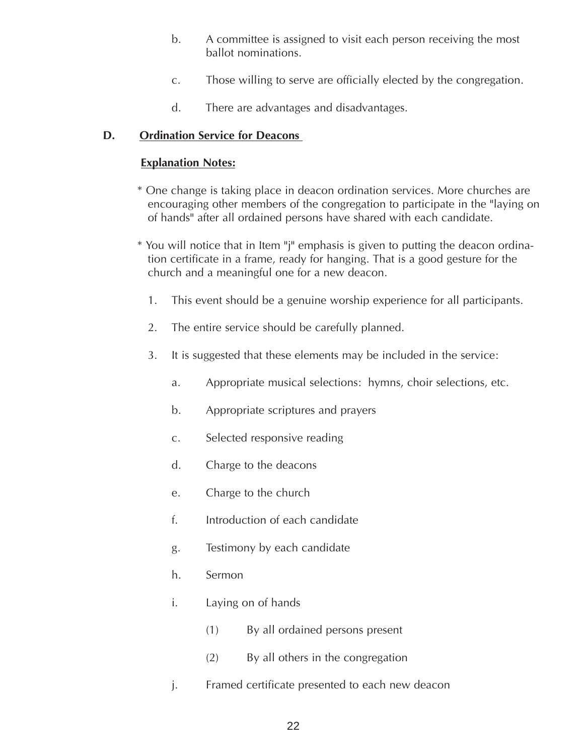b. A committee is assigned to visit each person receiving the most ballot nominations.

c. Those willing to serve are officially elected by the congregation.

d. There are advantages and disadvantages.

**D. <u>Ordination Service for Deacons</u>**

**<u>Explanation Notes:</u>**

* One change is taking place in deacon ordination services. More churches are encouraging other members of the congregation to participate in the "laying on of hands" after all ordained persons have shared with each candidate.

* You will notice that in Item "j" emphasis is given to putting the deacon ordination certificate in a frame, ready for hanging. That is a good gesture for the church and a meaningful one for a new deacon.

1. This event should be a genuine worship experience for all participants.
2. The entire service should be carefully planned.
3. It is suggested that these elements may be included in the service:
   - a. Appropriate musical selections: hymns, choir selections, etc.
   - b. Appropriate scriptures and prayers
   - c. Selected responsive reading
   - d. Charge to the deacons
   - e. Charge to the church
   - f. Introduction of each candidate
   - g. Testimony by each candidate
   - h. Sermon
   - i. Laying on of hands
     - (1) By all ordained persons present
     - (2) By all others in the congregation
   - j. Framed certificate presented to each new deacon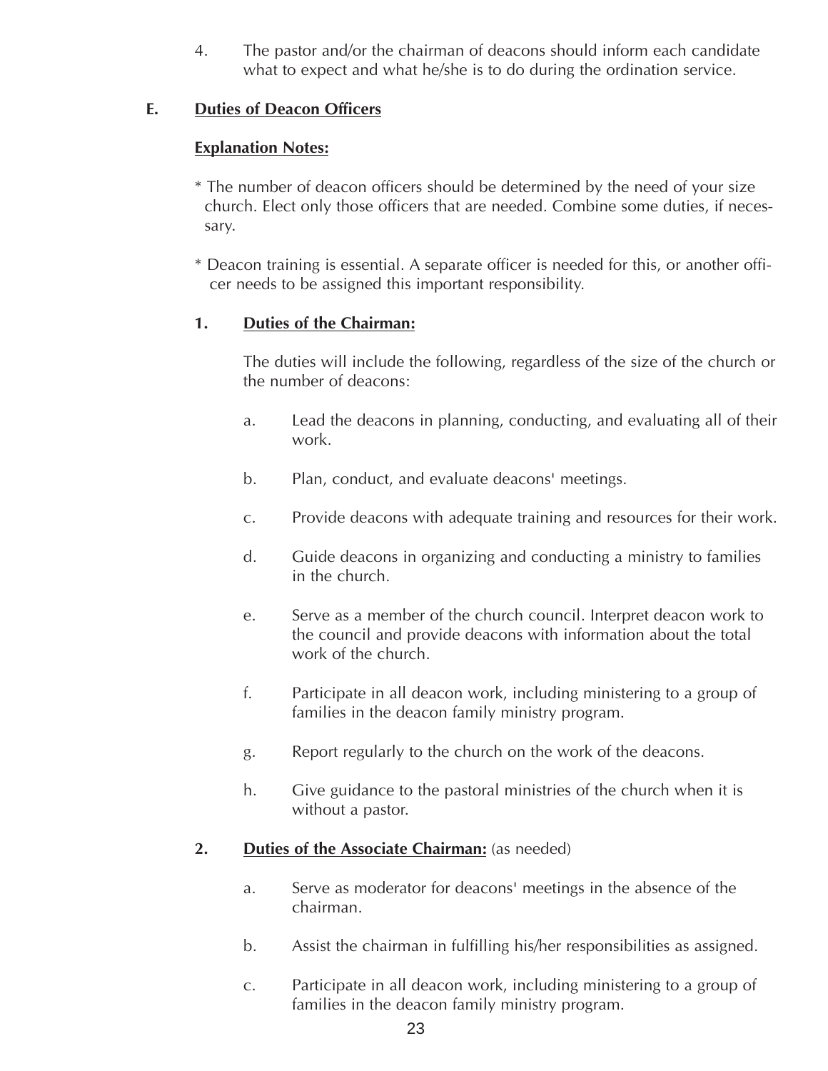4. The pastor and/or the chairman of deacons should inform each candidate what to expect and what he/she is to do during the ordination service.

**E. Duties of Deacon Officers**

**Explanation Notes:**

* The number of deacon officers should be determined by the need of your size church. Elect only those officers that are needed. Combine some duties, if necessary.

* Deacon training is essential. A separate officer is needed for this, or another officer needs to be assigned this important responsibility.

**1. Duties of the Chairman:**

The duties will include the following, regardless of the size of the church or the number of deacons:

a. Lead the deacons in planning, conducting, and evaluating all of their work.

b. Plan, conduct, and evaluate deacons' meetings.

c. Provide deacons with adequate training and resources for their work.

d. Guide deacons in organizing and conducting a ministry to families in the church.

e. Serve as a member of the church council. Interpret deacon work to the council and provide deacons with information about the total work of the church.

f. Participate in all deacon work, including ministering to a group of families in the deacon family ministry program.

g. Report regularly to the church on the work of the deacons.

h. Give guidance to the pastoral ministries of the church when it is without a pastor.

**2. Duties of the Associate Chairman:** (as needed)

a. Serve as moderator for deacons' meetings in the absence of the chairman.

b. Assist the chairman in fulfilling his/her responsibilities as assigned.

c. Participate in all deacon work, including ministering to a group of families in the deacon family ministry program.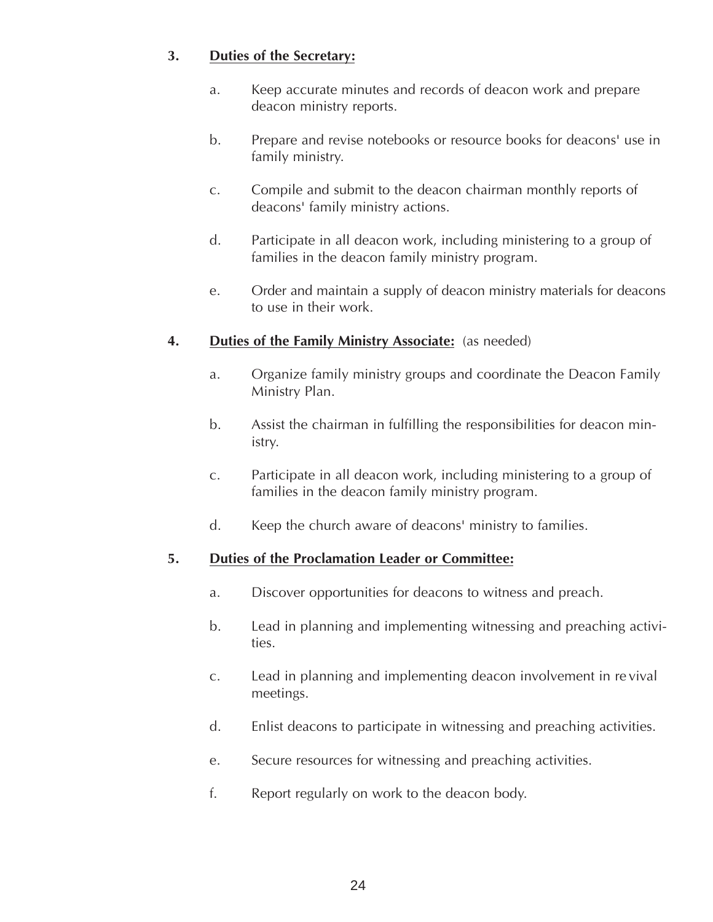3. **Duties of the Secretary:**

   a. Keep accurate minutes and records of deacon work and prepare deacon ministry reports.

   b. Prepare and revise notebooks or resource books for deacons' use in family ministry.

   c. Compile and submit to the deacon chairman monthly reports of deacons' family ministry actions.

   d. Participate in all deacon work, including ministering to a group of families in the deacon family ministry program.

   e. Order and maintain a supply of deacon ministry materials for deacons to use in their work.

4. **Duties of the Family Ministry Associate:** (as needed)

   a. Organize family ministry groups and coordinate the Deacon Family Ministry Plan.

   b. Assist the chairman in fulfilling the responsibilities for deacon ministry.

   c. Participate in all deacon work, including ministering to a group of families in the deacon family ministry program.

   d. Keep the church aware of deacons' ministry to families.

5. **Duties of the Proclamation Leader or Committee:**

   a. Discover opportunities for deacons to witness and preach.

   b. Lead in planning and implementing witnessing and preaching activities.

   c. Lead in planning and implementing deacon involvement in revival meetings.

   d. Enlist deacons to participate in witnessing and preaching activities.

   e. Secure resources for witnessing and preaching activities.

   f. Report regularly on work to the deacon body.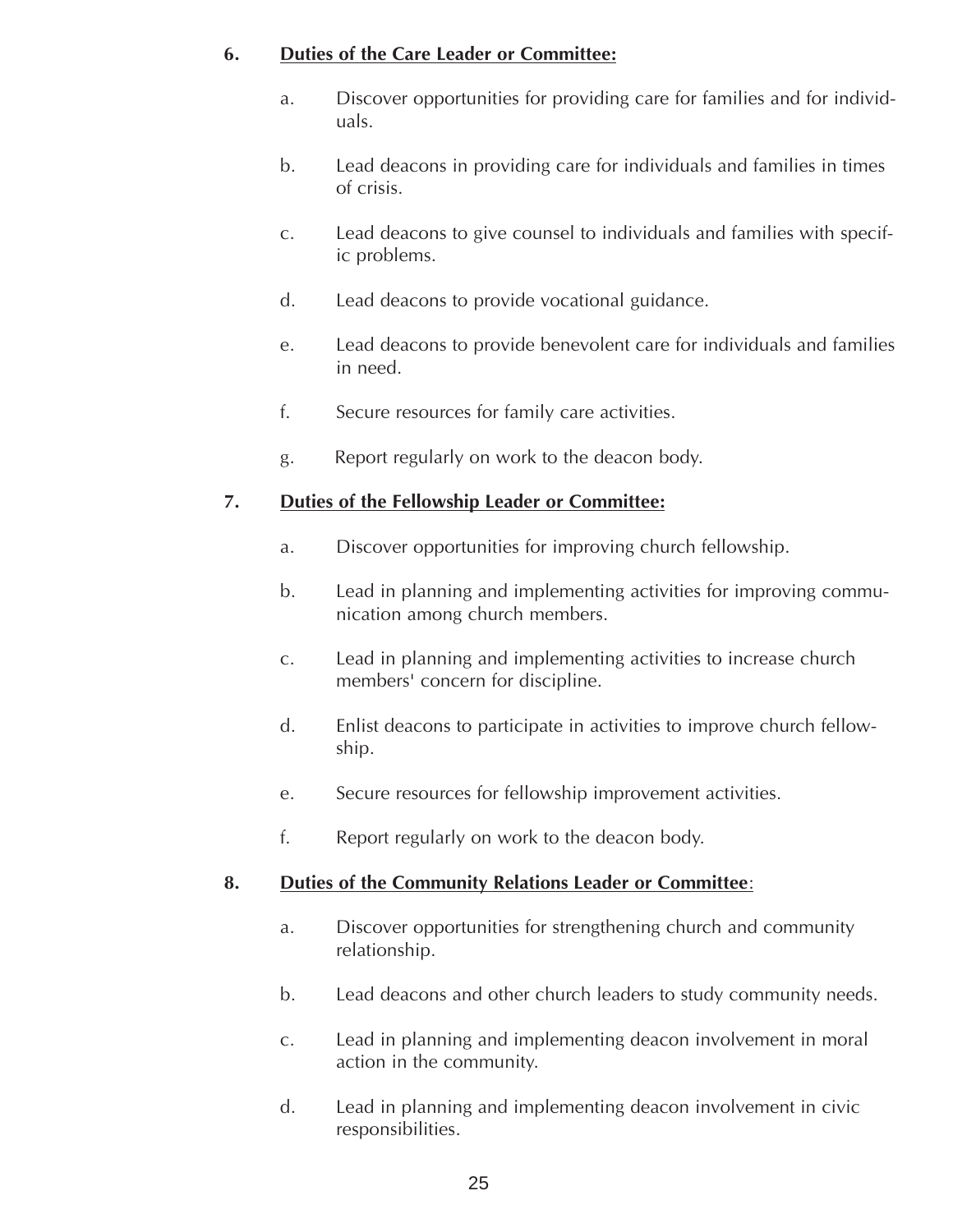6. **Duties of the Care Leader or Committee:**

   a. Discover opportunities for providing care for families and for individuals.

   b. Lead deacons in providing care for individuals and families in times of crisis.

   c. Lead deacons to give counsel to individuals and families with specific problems.

   d. Lead deacons to provide vocational guidance.

   e. Lead deacons to provide benevolent care for individuals and families in need.

   f. Secure resources for family care activities.

   g. Report regularly on work to the deacon body.

7. **Duties of the Fellowship Leader or Committee:**

   a. Discover opportunities for improving church fellowship.

   b. Lead in planning and implementing activities for improving communication among church members.

   c. Lead in planning and implementing activities to increase church members' concern for discipline.

   d. Enlist deacons to participate in activities to improve church fellowship.

   e. Secure resources for fellowship improvement activities.

   f. Report regularly on work to the deacon body.

8. **Duties of the Community Relations Leader or Committee**:

   a. Discover opportunities for strengthening church and community relationship.

   b. Lead deacons and other church leaders to study community needs.

   c. Lead in planning and implementing deacon involvement in moral action in the community.

   d. Lead in planning and implementing deacon involvement in civic responsibilities.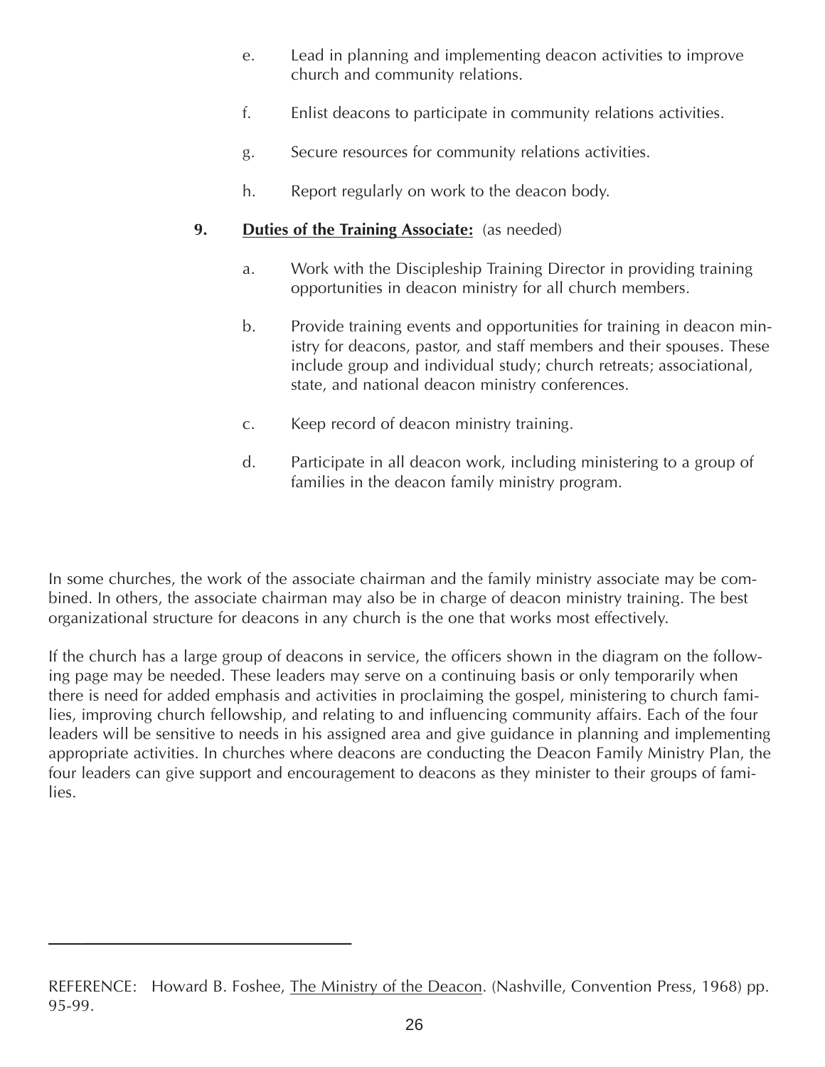e. Lead in planning and implementing deacon activities to improve church and community relations.

f. Enlist deacons to participate in community relations activities.

g. Secure resources for community relations activities.

h. Report regularly on work to the deacon body.

**9. <u>Duties of the Training Associate:</u>** (as needed)

a. Work with the Discipleship Training Director in providing training opportunities in deacon ministry for all church members.

b. Provide training events and opportunities for training in deacon ministry for deacons, pastor, and staff members and their spouses. These include group and individual study; church retreats; associational, state, and national deacon ministry conferences.

c. Keep record of deacon ministry training.

d. Participate in all deacon work, including ministering to a group of families in the deacon family ministry program.

In some churches, the work of the associate chairman and the family ministry associate may be combined. In others, the associate chairman may also be in charge of deacon ministry training. The best organizational structure for deacons in any church is the one that works most effectively.

If the church has a large group of deacons in service, the officers shown in the diagram on the following page may be needed. These leaders may serve on a continuing basis or only temporarily when there is need for added emphasis and activities in proclaiming the gospel, ministering to church families, improving church fellowship, and relating to and influencing community affairs. Each of the four leaders will be sensitive to needs in his assigned area and give guidance in planning and implementing appropriate activities. In churches where deacons are conducting the Deacon Family Ministry Plan, the four leaders can give support and encouragement to deacons as they minister to their groups of families.

---

REFERENCE: Howard B. Foshee, <u>The Ministry of the Deacon</u>. (Nashville, Convention Press, 1968) pp. 95-99.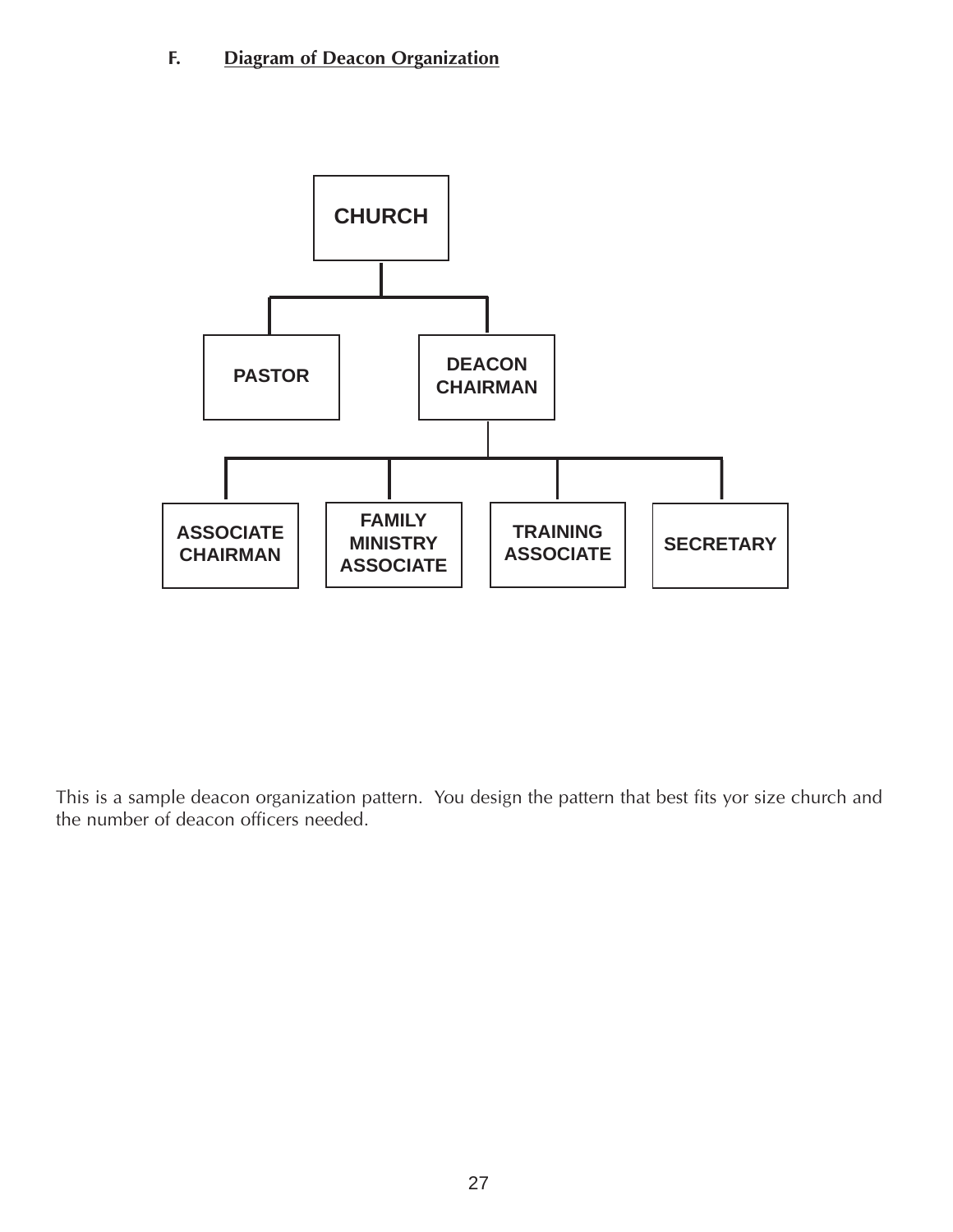**F. Diagram of Deacon Organization**

CHURCH

PASTOR

DEACON CHAIRMAN

ASSOCIATE CHAIRMAN

FAMILY MINISTRY ASSOCIATE

TRAINING ASSOCIATE

SECRETARY

This is a sample deacon organization pattern. You design the pattern that best fits yor size church and the number of deacon officers needed.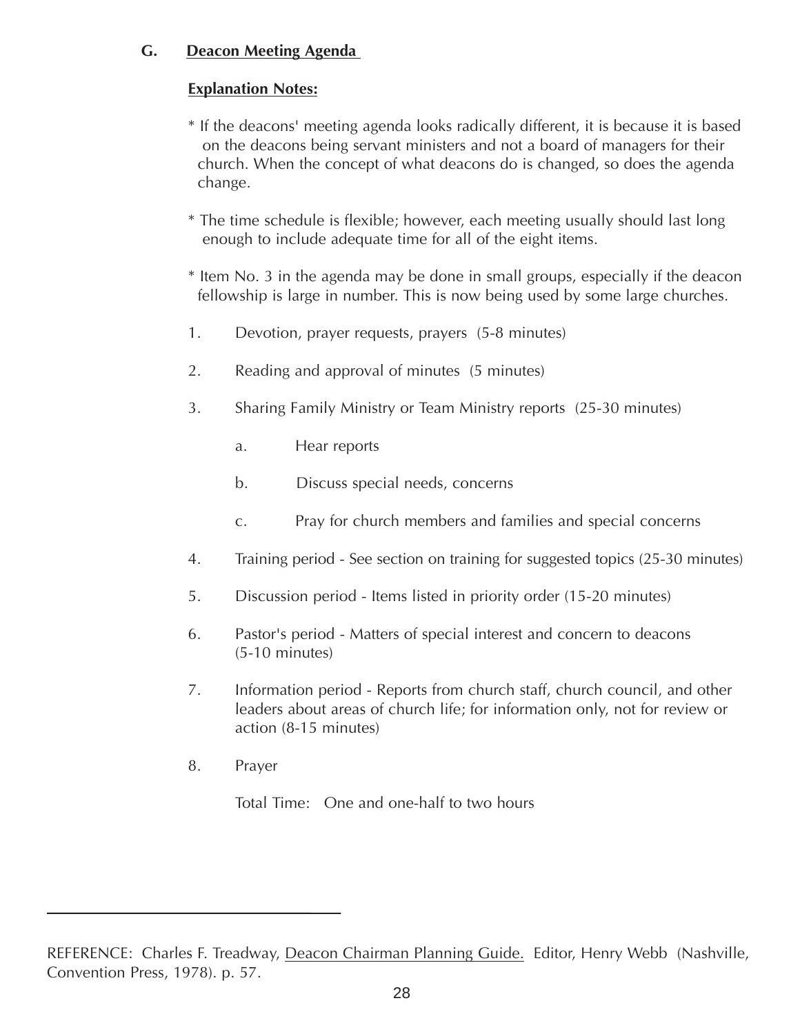## G. Deacon Meeting Agenda

**Explanation Notes:**

* If the deacons' meeting agenda looks radically different, it is because it is based on the deacons being servant ministers and not a board of managers for their church. When the concept of what deacons do is changed, so does the agenda change.

* The time schedule is flexible; however, each meeting usually should last long enough to include adequate time for all of the eight items.

* Item No. 3 in the agenda may be done in small groups, especially if the deacon fellowship is large in number. This is now being used by some large churches.

1. Devotion, prayer requests, prayers (5-8 minutes)
2. Reading and approval of minutes (5 minutes)
3. Sharing Family Ministry or Team Ministry reports (25-30 minutes)
    a. Hear reports
    b. Discuss special needs, concerns
    c. Pray for church members and families and special concerns
4. Training period - See section on training for suggested topics (25-30 minutes)
5. Discussion period - Items listed in priority order (15-20 minutes)
6. Pastor's period - Matters of special interest and concern to deacons (5-10 minutes)
7. Information period - Reports from church staff, church council, and other leaders about areas of church life; for information only, not for review or action (8-15 minutes)
8. Prayer

Total Time: One and one-half to two hours

---

REFERENCE: Charles F. Treadway, Deacon Chairman Planning Guide. Editor, Henry Webb (Nashville, Convention Press, 1978). p. 57.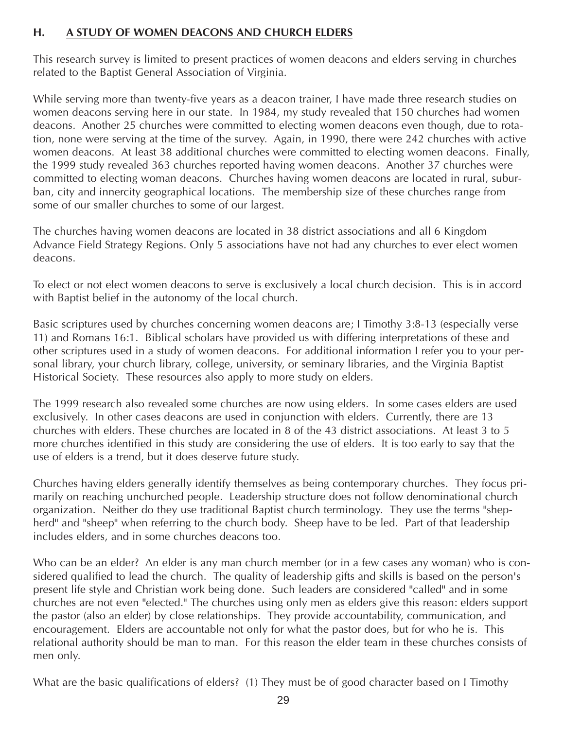## H. A STUDY OF WOMEN DEACONS AND CHURCH ELDERS

This research survey is limited to present practices of women deacons and elders serving in churches related to the Baptist General Association of Virginia.

While serving more than twenty-five years as a deacon trainer, I have made three research studies on women deacons serving here in our state. In 1984, my study revealed that 150 churches had women deacons. Another 25 churches were committed to electing women deacons even though, due to rotation, none were serving at the time of the survey. Again, in 1990, there were 242 churches with active women deacons. At least 38 additional churches were committed to electing women deacons. Finally, the 1999 study revealed 363 churches reported having women deacons. Another 37 churches were committed to electing woman deacons. Churches having women deacons are located in rural, suburban, city and innercity geographical locations. The membership size of these churches range from some of our smaller churches to some of our largest.

The churches having women deacons are located in 38 district associations and all 6 Kingdom Advance Field Strategy Regions. Only 5 associations have not had any churches to ever elect women deacons.

To elect or not elect women deacons to serve is exclusively a local church decision. This is in accord with Baptist belief in the autonomy of the local church.

Basic scriptures used by churches concerning women deacons are; I Timothy 3:8-13 (especially verse 11) and Romans 16:1. Biblical scholars have provided us with differing interpretations of these and other scriptures used in a study of women deacons. For additional information I refer you to your personal library, your church library, college, university, or seminary libraries, and the Virginia Baptist Historical Society. These resources also apply to more study on elders.

The 1999 research also revealed some churches are now using elders. In some cases elders are used exclusively. In other cases deacons are used in conjunction with elders. Currently, there are 13 churches with elders. These churches are located in 8 of the 43 district associations. At least 3 to 5 more churches identified in this study are considering the use of elders. It is too early to say that the use of elders is a trend, but it does deserve future study.

Churches having elders generally identify themselves as being contemporary churches. They focus primarily on reaching unchurched people. Leadership structure does not follow denominational church organization. Neither do they use traditional Baptist church terminology. They use the terms "shepherd" and "sheep" when referring to the church body. Sheep have to be led. Part of that leadership includes elders, and in some churches deacons too.

Who can be an elder? An elder is any man church member (or in a few cases any woman) who is considered qualified to lead the church. The quality of leadership gifts and skills is based on the person's present life style and Christian work being done. Such leaders are considered "called" and in some churches are not even "elected." The churches using only men as elders give this reason: elders support the pastor (also an elder) by close relationships. They provide accountability, communication, and encouragement. Elders are accountable not only for what the pastor does, but for who he is. This relational authority should be man to man. For this reason the elder team in these churches consists of men only.

What are the basic qualifications of elders? (1) They must be of good character based on I Timothy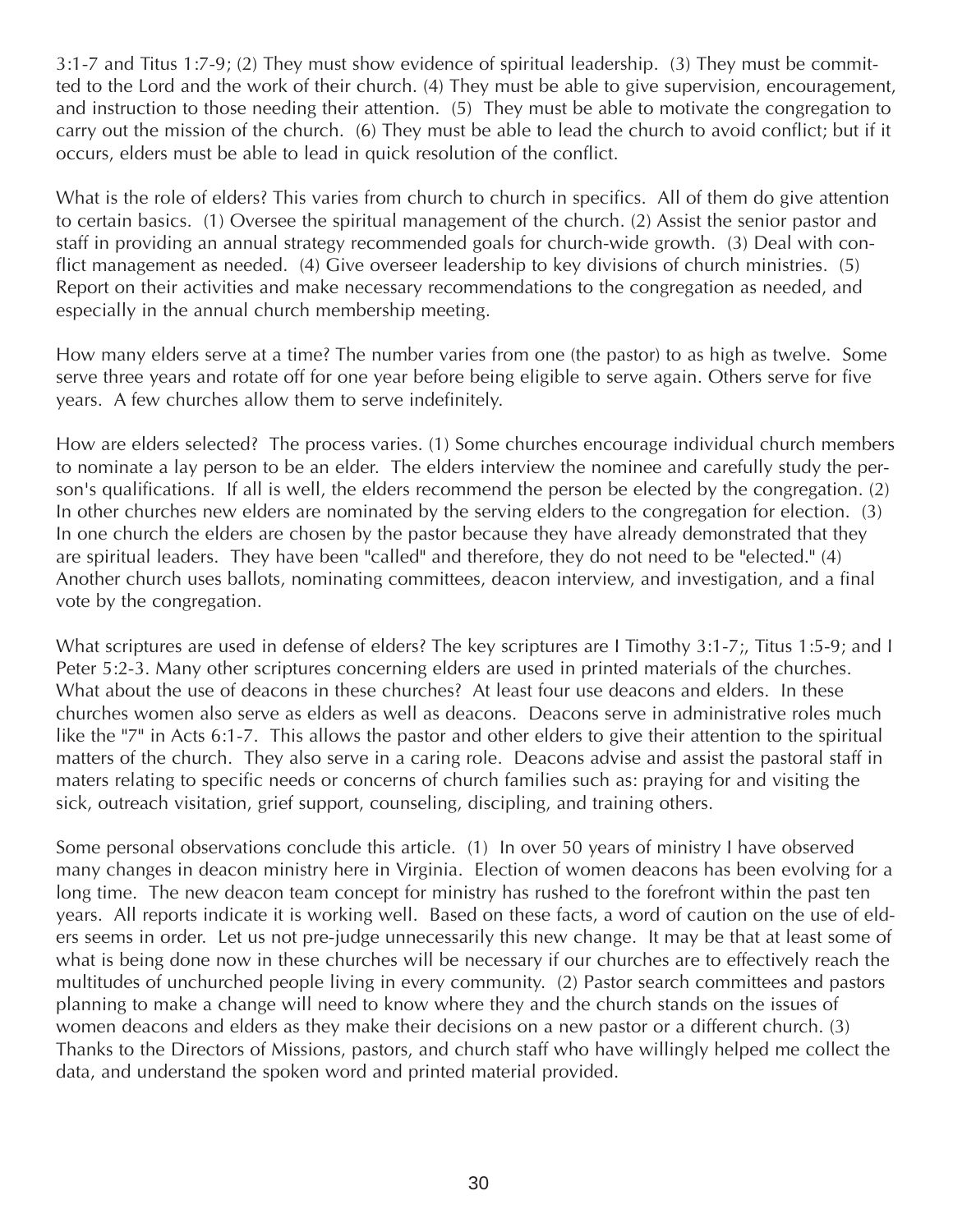3:1-7 and Titus 1:7-9; (2) They must show evidence of spiritual leadership. (3) They must be committed to the Lord and the work of their church. (4) They must be able to give supervision, encouragement, and instruction to those needing their attention. (5) They must be able to motivate the congregation to carry out the mission of the church. (6) They must be able to lead the church to avoid conflict; but if it occurs, elders must be able to lead in quick resolution of the conflict.

What is the role of elders? This varies from church to church in specifics. All of them do give attention to certain basics. (1) Oversee the spiritual management of the church. (2) Assist the senior pastor and staff in providing an annual strategy recommended goals for church-wide growth. (3) Deal with conflict management as needed. (4) Give overseer leadership to key divisions of church ministries. (5) Report on their activities and make necessary recommendations to the congregation as needed, and especially in the annual church membership meeting.

How many elders serve at a time? The number varies from one (the pastor) to as high as twelve. Some serve three years and rotate off for one year before being eligible to serve again. Others serve for five years. A few churches allow them to serve indefinitely.

How are elders selected? The process varies. (1) Some churches encourage individual church members to nominate a lay person to be an elder. The elders interview the nominee and carefully study the person's qualifications. If all is well, the elders recommend the person be elected by the congregation. (2) In other churches new elders are nominated by the serving elders to the congregation for election. (3) In one church the elders are chosen by the pastor because they have already demonstrated that they are spiritual leaders. They have been "called" and therefore, they do not need to be "elected." (4) Another church uses ballots, nominating committees, deacon interview, and investigation, and a final vote by the congregation.

What scriptures are used in defense of elders? The key scriptures are I Timothy 3:1-7;, Titus 1:5-9; and I Peter 5:2-3. Many other scriptures concerning elders are used in printed materials of the churches. What about the use of deacons in these churches? At least four use deacons and elders. In these churches women also serve as elders as well as deacons. Deacons serve in administrative roles much like the "7" in Acts 6:1-7. This allows the pastor and other elders to give their attention to the spiritual matters of the church. They also serve in a caring role. Deacons advise and assist the pastoral staff in maters relating to specific needs or concerns of church families such as: praying for and visiting the sick, outreach visitation, grief support, counseling, discipling, and training others.

Some personal observations conclude this article. (1) In over 50 years of ministry I have observed many changes in deacon ministry here in Virginia. Election of women deacons has been evolving for a long time. The new deacon team concept for ministry has rushed to the forefront within the past ten years. All reports indicate it is working well. Based on these facts, a word of caution on the use of elders seems in order. Let us not pre-judge unnecessarily this new change. It may be that at least some of what is being done now in these churches will be necessary if our churches are to effectively reach the multitudes of unchurched people living in every community. (2) Pastor search committees and pastors planning to make a change will need to know where they and the church stands on the issues of women deacons and elders as they make their decisions on a new pastor or a different church. (3) Thanks to the Directors of Missions, pastors, and church staff who have willingly helped me collect the data, and understand the spoken word and printed material provided.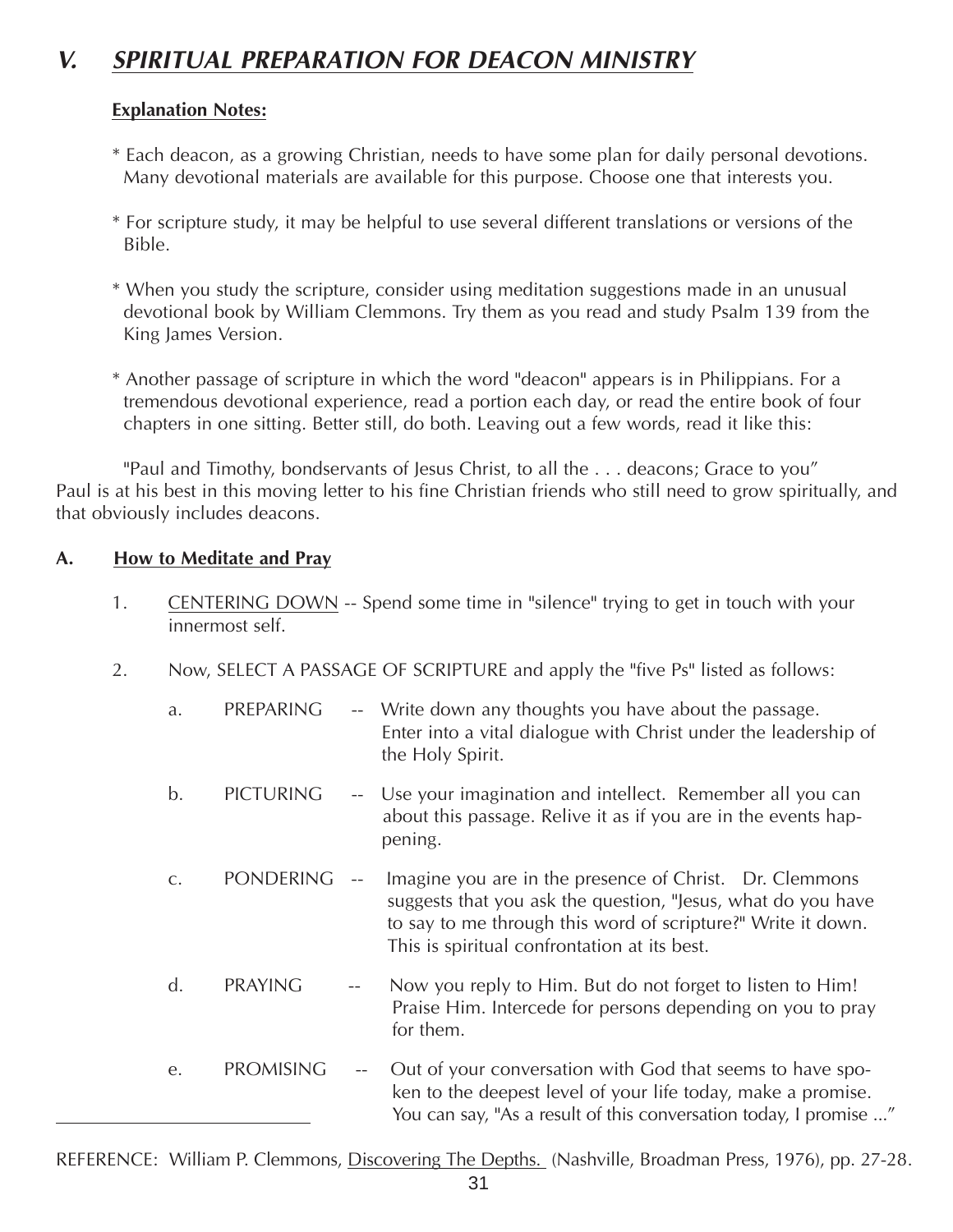## *V. SPIRITUAL PREPARATION FOR DEACON MINISTRY*

**Explanation Notes:**

* Each deacon, as a growing Christian, needs to have some plan for daily personal devotions. Many devotional materials are available for this purpose. Choose one that interests you.

* For scripture study, it may be helpful to use several different translations or versions of the Bible.

* When you study the scripture, consider using meditation suggestions made in an unusual devotional book by William Clemmons. Try them as you read and study Psalm 139 from the King James Version.

* Another passage of scripture in which the word "deacon" appears is in Philippians. For a tremendous devotional experience, read a portion each day, or read the entire book of four chapters in one sitting. Better still, do both. Leaving out a few words, read it like this:

"Paul and Timothy, bondservants of Jesus Christ, to all the . . . deacons; Grace to you"
Paul is at his best in this moving letter to his fine Christian friends who still need to grow spiritually, and that obviously includes deacons.

### A. How to Meditate and Pray

1. CENTERING DOWN -- Spend some time in "silence" trying to get in touch with your innermost self.

2. Now, SELECT A PASSAGE OF SCRIPTURE and apply the "five Ps" listed as follows:

   a. PREPARING -- Write down any thoughts you have about the passage. Enter into a vital dialogue with Christ under the leadership of the Holy Spirit.

   b. PICTURING -- Use your imagination and intellect. Remember all you can about this passage. Relive it as if you are in the events happening.

   c. PONDERING -- Imagine you are in the presence of Christ. Dr. Clemmons suggests that you ask the question, "Jesus, what do you have to say to me through this word of scripture?" Write it down. This is spiritual confrontation at its best.

   d. PRAYING -- Now you reply to Him. But do not forget to listen to Him! Praise Him. Intercede for persons depending on you to pray for them.

   e. PROMISING -- Out of your conversation with God that seems to have spoken to the deepest level of your life today, make a promise. You can say, "As a result of this conversation today, I promise ..."

---

REFERENCE: William P. Clemmons, Discovering The Depths. (Nashville, Broadman Press, 1976), pp. 27-28.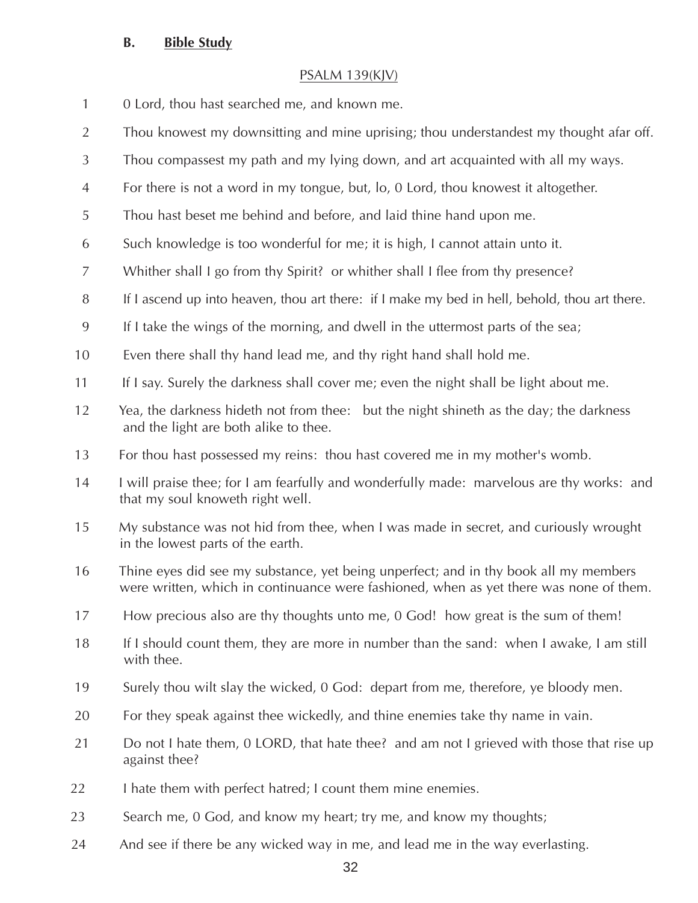### B. **Bible Study**

PSALM 139(KJV)

1 0 Lord, thou hast searched me, and known me.

2 Thou knowest my downsitting and mine uprising; thou understandest my thought afar off.

3 Thou compassest my path and my lying down, and art acquainted with all my ways.

4 For there is not a word in my tongue, but, lo, 0 Lord, thou knowest it altogether.

5 Thou hast beset me behind and before, and laid thine hand upon me.

6 Such knowledge is too wonderful for me; it is high, I cannot attain unto it.

7 Whither shall I go from thy Spirit? or whither shall I flee from thy presence?

8 If I ascend up into heaven, thou art there: if I make my bed in hell, behold, thou art there.

9 If I take the wings of the morning, and dwell in the uttermost parts of the sea;

10 Even there shall thy hand lead me, and thy right hand shall hold me.

11 If I say. Surely the darkness shall cover me; even the night shall be light about me.

12 Yea, the darkness hideth not from thee: but the night shineth as the day; the darkness and the light are both alike to thee.

13 For thou hast possessed my reins: thou hast covered me in my mother's womb.

14 I will praise thee; for I am fearfully and wonderfully made: marvelous are thy works: and that my soul knoweth right well.

15 My substance was not hid from thee, when I was made in secret, and curiously wrought in the lowest parts of the earth.

16 Thine eyes did see my substance, yet being unperfect; and in thy book all my members were written, which in continuance were fashioned, when as yet there was none of them.

17 How precious also are thy thoughts unto me, 0 God! how great is the sum of them!

18 If I should count them, they are more in number than the sand: when I awake, I am still with thee.

19 Surely thou wilt slay the wicked, 0 God: depart from me, therefore, ye bloody men.

20 For they speak against thee wickedly, and thine enemies take thy name in vain.

21 Do not I hate them, 0 LORD, that hate thee? and am not I grieved with those that rise up against thee?

22 I hate them with perfect hatred; I count them mine enemies.

23 Search me, 0 God, and know my heart; try me, and know my thoughts;

24 And see if there be any wicked way in me, and lead me in the way everlasting.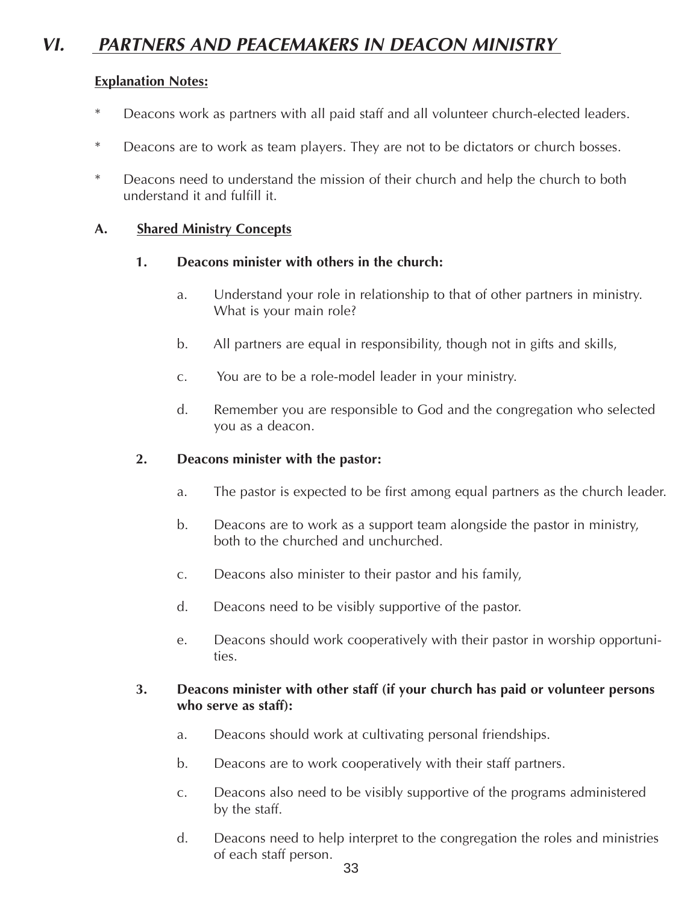## VI. PARTNERS AND PEACEMAKERS IN DEACON MINISTRY

**Explanation Notes:**

* Deacons work as partners with all paid staff and all volunteer church-elected leaders.

* Deacons are to work as team players. They are not to be dictators or church bosses.

* Deacons need to understand the mission of their church and help the church to both understand it and fulfill it.

### A. Shared Ministry Concepts

**1. Deacons minister with others in the church:**

a. Understand your role in relationship to that of other partners in ministry. What is your main role?

b. All partners are equal in responsibility, though not in gifts and skills,

c. You are to be a role-model leader in your ministry.

d. Remember you are responsible to God and the congregation who selected you as a deacon.

**2. Deacons minister with the pastor:**

a. The pastor is expected to be first among equal partners as the church leader.

b. Deacons are to work as a support team alongside the pastor in ministry, both to the churched and unchurched.

c. Deacons also minister to their pastor and his family,

d. Deacons need to be visibly supportive of the pastor.

e. Deacons should work cooperatively with their pastor in worship opportunities.

**3. Deacons minister with other staff (if your church has paid or volunteer persons who serve as staff):**

a. Deacons should work at cultivating personal friendships.

b. Deacons are to work cooperatively with their staff partners.

c. Deacons also need to be visibly supportive of the programs administered by the staff.

d. Deacons need to help interpret to the congregation the roles and ministries of each staff person.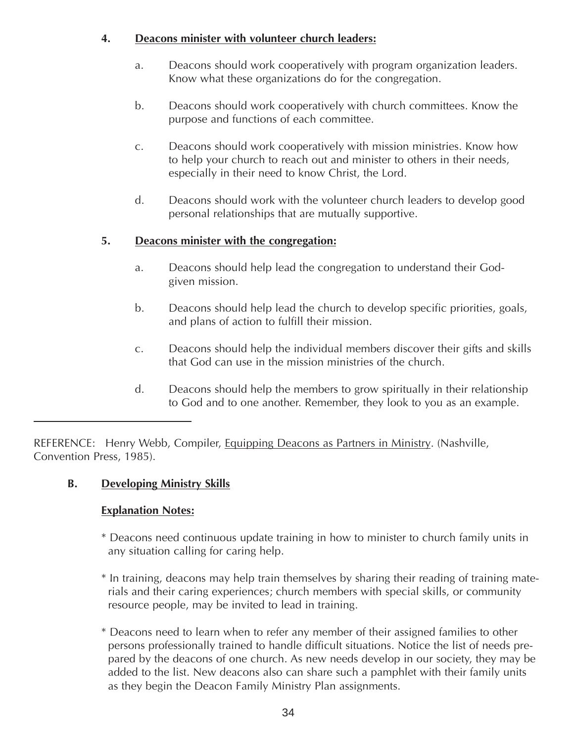**4. Deacons minister with volunteer church leaders:**

a. Deacons should work cooperatively with program organization leaders. Know what these organizations do for the congregation.

b. Deacons should work cooperatively with church committees. Know the purpose and functions of each committee.

c. Deacons should work cooperatively with mission ministries. Know how to help your church to reach out and minister to others in their needs, especially in their need to know Christ, the Lord.

d. Deacons should work with the volunteer church leaders to develop good personal relationships that are mutually supportive.

**5. Deacons minister with the congregation:**

a. Deacons should help lead the congregation to understand their God-given mission.

b. Deacons should help lead the church to develop specific priorities, goals, and plans of action to fulfill their mission.

c. Deacons should help the individual members discover their gifts and skills that God can use in the mission ministries of the church.

d. Deacons should help the members to grow spiritually in their relationship to God and to one another. Remember, they look to you as an example.

---

REFERENCE: Henry Webb, Compiler, Equipping Deacons as Partners in Ministry. (Nashville, Convention Press, 1985).

## B. Developing Ministry Skills

**Explanation Notes:**

* Deacons need continuous update training in how to minister to church family units in any situation calling for caring help.

* In training, deacons may help train themselves by sharing their reading of training materials and their caring experiences; church members with special skills, or community resource people, may be invited to lead in training.

* Deacons need to learn when to refer any member of their assigned families to other persons professionally trained to handle difficult situations. Notice the list of needs prepared by the deacons of one church. As new needs develop in our society, they may be added to the list. New deacons also can share such a pamphlet with their family units as they begin the Deacon Family Ministry Plan assignments.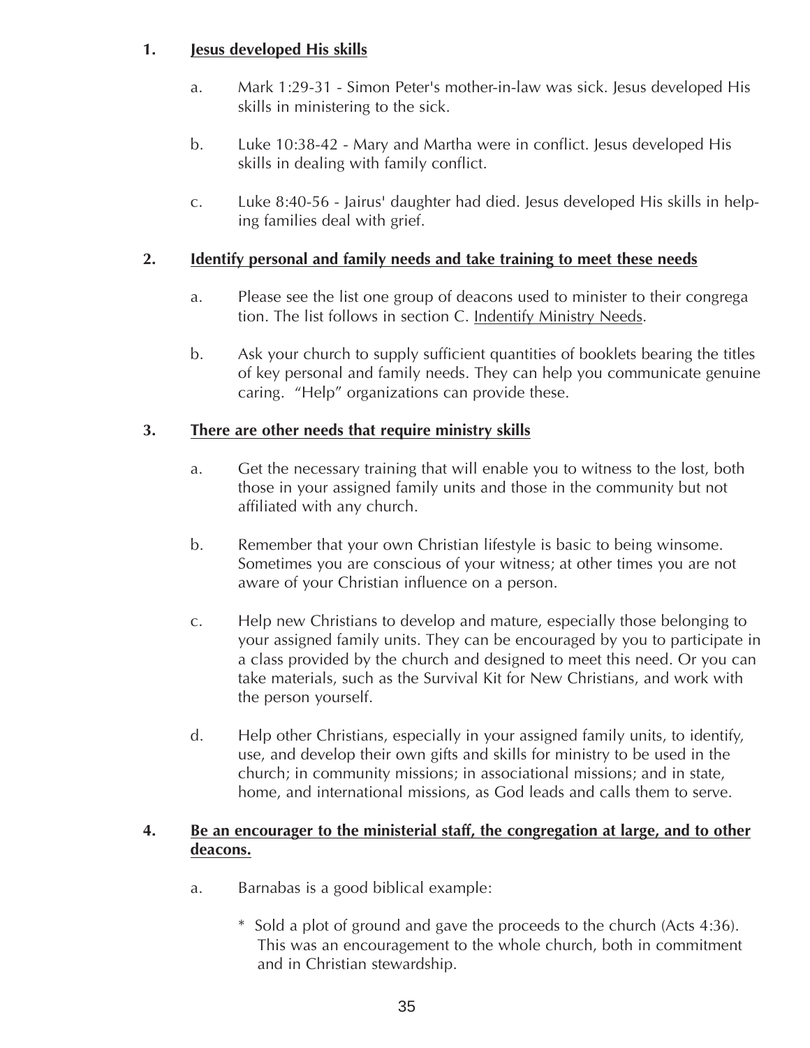1. **<u>Jesus developed His skills</u>**

   a. Mark 1:29-31 - Simon Peter's mother-in-law was sick. Jesus developed His skills in ministering to the sick.

   b. Luke 10:38-42 - Mary and Martha were in conflict. Jesus developed His skills in dealing with family conflict.

   c. Luke 8:40-56 - Jairus' daughter had died. Jesus developed His skills in helping families deal with grief.

2. **<u>Identify personal and family needs and take training to meet these needs</u>**

   a. Please see the list one group of deacons used to minister to their congregation. The list follows in section C. <u>Indentify Ministry Needs</u>.

   b. Ask your church to supply sufficient quantities of booklets bearing the titles of key personal and family needs. They can help you communicate genuine caring. "Help" organizations can provide these.

3. **<u>There are other needs that require ministry skills</u>**

   a. Get the necessary training that will enable you to witness to the lost, both those in your assigned family units and those in the community but not affiliated with any church.

   b. Remember that your own Christian lifestyle is basic to being winsome. Sometimes you are conscious of your witness; at other times you are not aware of your Christian influence on a person.

   c. Help new Christians to develop and mature, especially those belonging to your assigned family units. They can be encouraged by you to participate in a class provided by the church and designed to meet this need. Or you can take materials, such as the Survival Kit for New Christians, and work with the person yourself.

   d. Help other Christians, especially in your assigned family units, to identify, use, and develop their own gifts and skills for ministry to be used in the church; in community missions; in associational missions; and in state, home, and international missions, as God leads and calls them to serve.

4. **<u>Be an encourager to the ministerial staff, the congregation at large, and to other deacons.</u>**

   a. Barnabas is a good biblical example:

      * Sold a plot of ground and gave the proceeds to the church (Acts 4:36). This was an encouragement to the whole church, both in commitment and in Christian stewardship.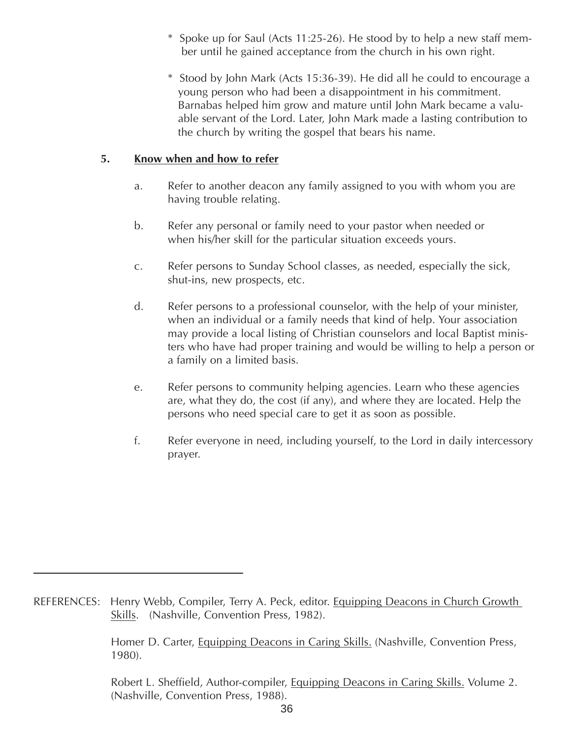* Spoke up for Saul (Acts 11:25-26). He stood by to help a new staff member until he gained acceptance from the church in his own right.

* Stood by John Mark (Acts 15:36-39). He did all he could to encourage a young person who had been a disappointment in his commitment. Barnabas helped him grow and mature until John Mark became a valuable servant of the Lord. Later, John Mark made a lasting contribution to the church by writing the gospel that bears his name.

**5. <u>Know when and how to refer</u>**

a. Refer to another deacon any family assigned to you with whom you are having trouble relating.

b. Refer any personal or family need to your pastor when needed or when his/her skill for the particular situation exceeds yours.

c. Refer persons to Sunday School classes, as needed, especially the sick, shut-ins, new prospects, etc.

d. Refer persons to a professional counselor, with the help of your minister, when an individual or a family needs that kind of help. Your association may provide a local listing of Christian counselors and local Baptist ministers who have had proper training and would be willing to help a person or a family on a limited basis.

e. Refer persons to community helping agencies. Learn who these agencies are, what they do, the cost (if any), and where they are located. Help the persons who need special care to get it as soon as possible.

f. Refer everyone in need, including yourself, to the Lord in daily intercessory prayer.

---

REFERENCES: Henry Webb, Compiler, Terry A. Peck, editor. <u>Equipping Deacons in Church Growth Skills</u>. (Nashville, Convention Press, 1982).

Homer D. Carter, <u>Equipping Deacons in Caring Skills.</u> (Nashville, Convention Press, 1980).

Robert L. Sheffield, Author-compiler, <u>Equipping Deacons in Caring Skills.</u> Volume 2. (Nashville, Convention Press, 1988).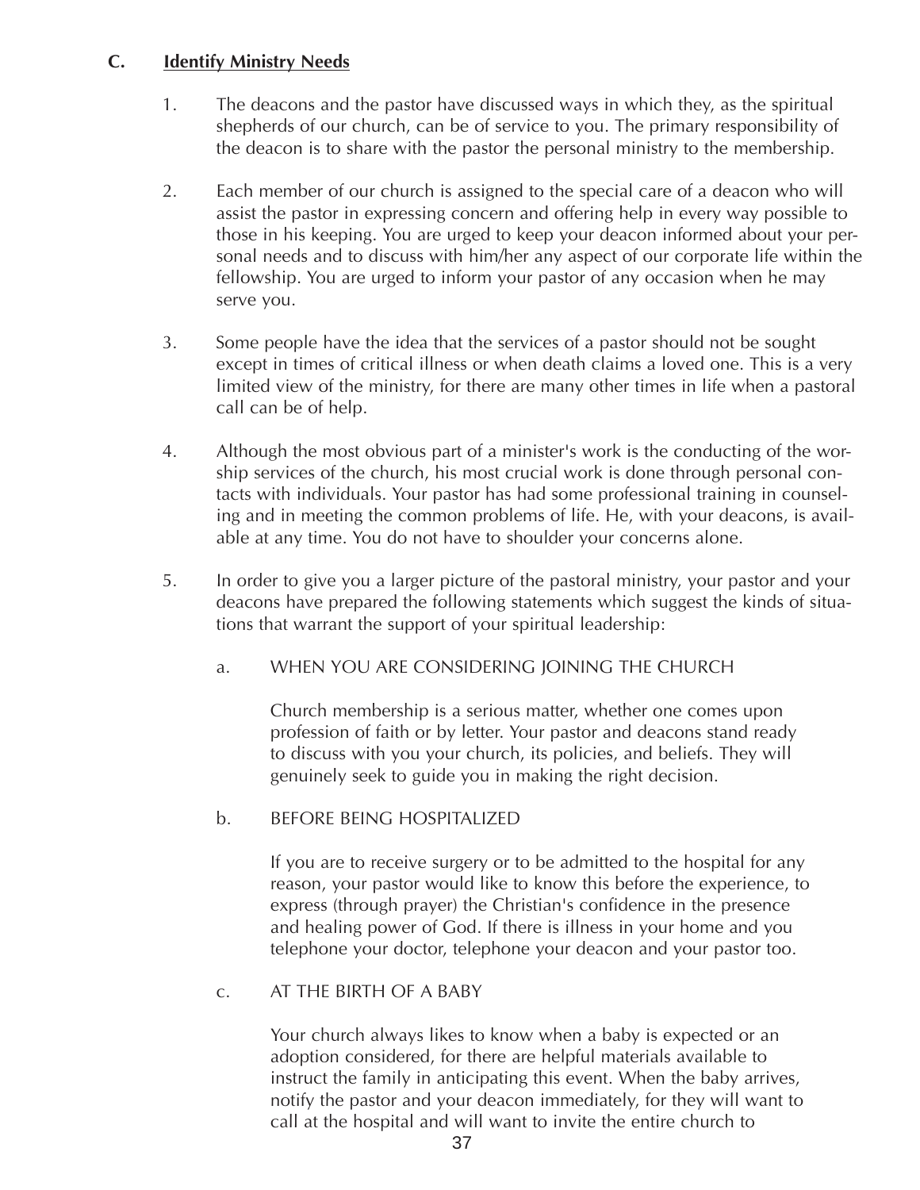### C. Identify Ministry Needs

1. The deacons and the pastor have discussed ways in which they, as the spiritual shepherds of our church, can be of service to you. The primary responsibility of the deacon is to share with the pastor the personal ministry to the membership.

2. Each member of our church is assigned to the special care of a deacon who will assist the pastor in expressing concern and offering help in every way possible to those in his keeping. You are urged to keep your deacon informed about your personal needs and to discuss with him/her any aspect of our corporate life within the fellowship. You are urged to inform your pastor of any occasion when he may serve you.

3. Some people have the idea that the services of a pastor should not be sought except in times of critical illness or when death claims a loved one. This is a very limited view of the ministry, for there are many other times in life when a pastoral call can be of help.

4. Although the most obvious part of a minister's work is the conducting of the worship services of the church, his most crucial work is done through personal contacts with individuals. Your pastor has had some professional training in counseling and in meeting the common problems of life. He, with your deacons, is available at any time. You do not have to shoulder your concerns alone.

5. In order to give you a larger picture of the pastoral ministry, your pastor and your deacons have prepared the following statements which suggest the kinds of situations that warrant the support of your spiritual leadership:

   a. WHEN YOU ARE CONSIDERING JOINING THE CHURCH

      Church membership is a serious matter, whether one comes upon profession of faith or by letter. Your pastor and deacons stand ready to discuss with you your church, its policies, and beliefs. They will genuinely seek to guide you in making the right decision.

   b. BEFORE BEING HOSPITALIZED

      If you are to receive surgery or to be admitted to the hospital for any reason, your pastor would like to know this before the experience, to express (through prayer) the Christian's confidence in the presence and healing power of God. If there is illness in your home and you telephone your doctor, telephone your deacon and your pastor too.

   c. AT THE BIRTH OF A BABY

      Your church always likes to know when a baby is expected or an adoption considered, for there are helpful materials available to instruct the family in anticipating this event. When the baby arrives, notify the pastor and your deacon immediately, for they will want to call at the hospital and will want to invite the entire church to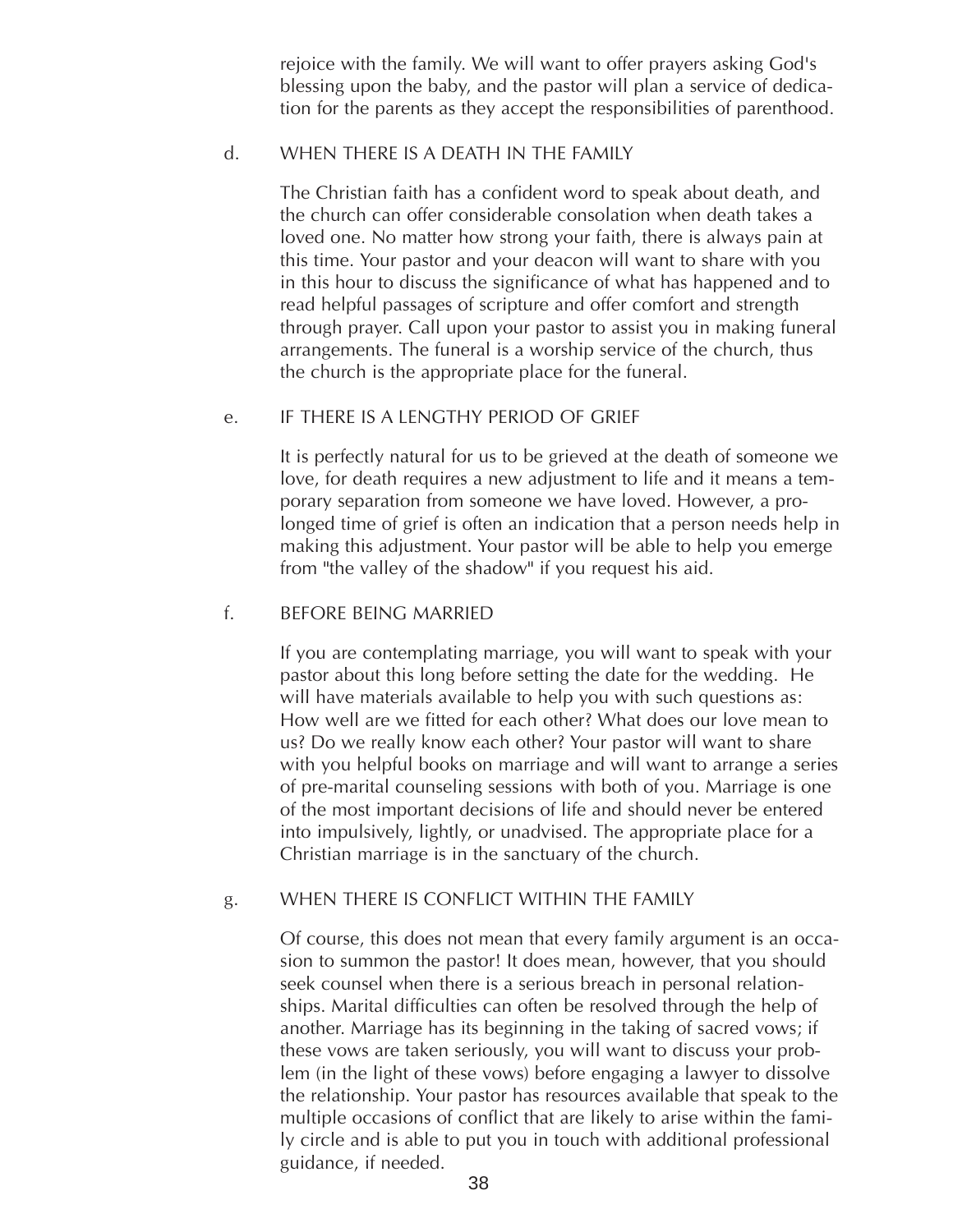rejoice with the family. We will want to offer prayers asking God's blessing upon the baby, and the pastor will plan a service of dedication for the parents as they accept the responsibilities of parenthood.

d. WHEN THERE IS A DEATH IN THE FAMILY

The Christian faith has a confident word to speak about death, and the church can offer considerable consolation when death takes a loved one. No matter how strong your faith, there is always pain at this time. Your pastor and your deacon will want to share with you in this hour to discuss the significance of what has happened and to read helpful passages of scripture and offer comfort and strength through prayer. Call upon your pastor to assist you in making funeral arrangements. The funeral is a worship service of the church, thus the church is the appropriate place for the funeral.

e. IF THERE IS A LENGTHY PERIOD OF GRIEF

It is perfectly natural for us to be grieved at the death of someone we love, for death requires a new adjustment to life and it means a temporary separation from someone we have loved. However, a prolonged time of grief is often an indication that a person needs help in making this adjustment. Your pastor will be able to help you emerge from "the valley of the shadow" if you request his aid.

f. BEFORE BEING MARRIED

If you are contemplating marriage, you will want to speak with your pastor about this long before setting the date for the wedding. He will have materials available to help you with such questions as: How well are we fitted for each other? What does our love mean to us? Do we really know each other? Your pastor will want to share with you helpful books on marriage and will want to arrange a series of pre-marital counseling sessions with both of you. Marriage is one of the most important decisions of life and should never be entered into impulsively, lightly, or unadvised. The appropriate place for a Christian marriage is in the sanctuary of the church.

g. WHEN THERE IS CONFLICT WITHIN THE FAMILY

Of course, this does not mean that every family argument is an occasion to summon the pastor! It does mean, however, that you should seek counsel when there is a serious breach in personal relationships. Marital difficulties can often be resolved through the help of another. Marriage has its beginning in the taking of sacred vows; if these vows are taken seriously, you will want to discuss your problem (in the light of these vows) before engaging a lawyer to dissolve the relationship. Your pastor has resources available that speak to the multiple occasions of conflict that are likely to arise within the family circle and is able to put you in touch with additional professional guidance, if needed.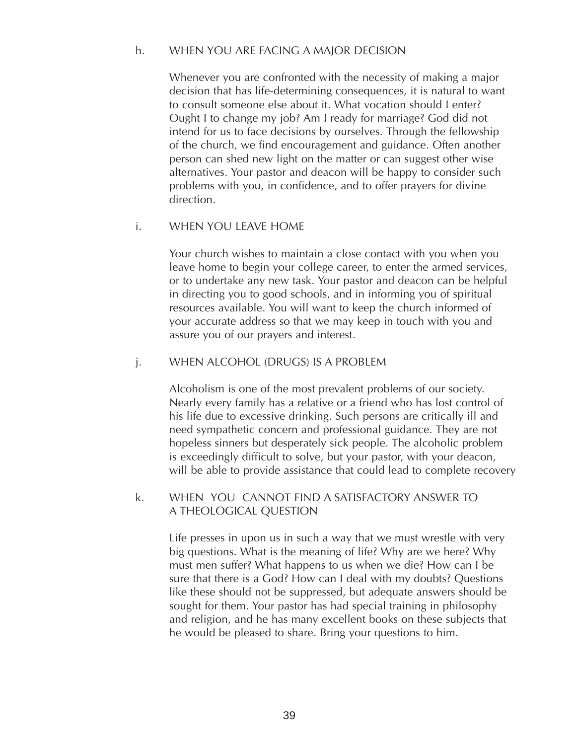h. WHEN YOU ARE FACING A MAJOR DECISION

Whenever you are confronted with the necessity of making a major decision that has life-determining consequences, it is natural to want to consult someone else about it. What vocation should I enter? Ought I to change my job? Am I ready for marriage? God did not intend for us to face decisions by ourselves. Through the fellowship of the church, we find encouragement and guidance. Often another person can shed new light on the matter or can suggest other wise alternatives. Your pastor and deacon will be happy to consider such problems with you, in confidence, and to offer prayers for divine direction.

i. WHEN YOU LEAVE HOME

Your church wishes to maintain a close contact with you when you leave home to begin your college career, to enter the armed services, or to undertake any new task. Your pastor and deacon can be helpful in directing you to good schools, and in informing you of spiritual resources available. You will want to keep the church informed of your accurate address so that we may keep in touch with you and assure you of our prayers and interest.

j. WHEN ALCOHOL (DRUGS) IS A PROBLEM

Alcoholism is one of the most prevalent problems of our society. Nearly every family has a relative or a friend who has lost control of his life due to excessive drinking. Such persons are critically ill and need sympathetic concern and professional guidance. They are not hopeless sinners but desperately sick people. The alcoholic problem is exceedingly difficult to solve, but your pastor, with your deacon, will be able to provide assistance that could lead to complete recovery

k. WHEN YOU CANNOT FIND A SATISFACTORY ANSWER TO A THEOLOGICAL QUESTION

Life presses in upon us in such a way that we must wrestle with very big questions. What is the meaning of life? Why are we here? Why must men suffer? What happens to us when we die? How can I be sure that there is a God? How can I deal with my doubts? Questions like these should not be suppressed, but adequate answers should be sought for them. Your pastor has had special training in philosophy and religion, and he has many excellent books on these subjects that he would be pleased to share. Bring your questions to him.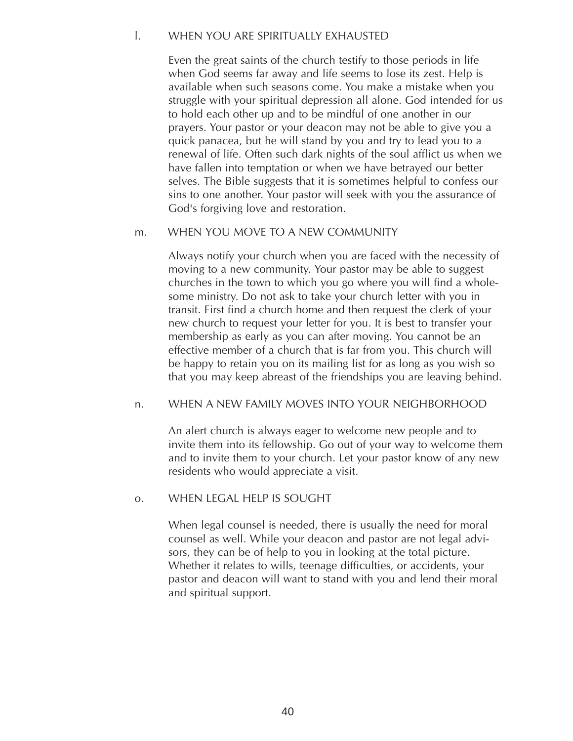l. WHEN YOU ARE SPIRITUALLY EXHAUSTED

Even the great saints of the church testify to those periods in life when God seems far away and life seems to lose its zest. Help is available when such seasons come. You make a mistake when you struggle with your spiritual depression all alone. God intended for us to hold each other up and to be mindful of one another in our prayers. Your pastor or your deacon may not be able to give you a quick panacea, but he will stand by you and try to lead you to a renewal of life. Often such dark nights of the soul afflict us when we have fallen into temptation or when we have betrayed our better selves. The Bible suggests that it is sometimes helpful to confess our sins to one another. Your pastor will seek with you the assurance of God's forgiving love and restoration.

m. WHEN YOU MOVE TO A NEW COMMUNITY

Always notify your church when you are faced with the necessity of moving to a new community. Your pastor may be able to suggest churches in the town to which you go where you will find a wholesome ministry. Do not ask to take your church letter with you in transit. First find a church home and then request the clerk of your new church to request your letter for you. It is best to transfer your membership as early as you can after moving. You cannot be an effective member of a church that is far from you. This church will be happy to retain you on its mailing list for as long as you wish so that you may keep abreast of the friendships you are leaving behind.

n. WHEN A NEW FAMILY MOVES INTO YOUR NEIGHBORHOOD

An alert church is always eager to welcome new people and to invite them into its fellowship. Go out of your way to welcome them and to invite them to your church. Let your pastor know of any new residents who would appreciate a visit.

o. WHEN LEGAL HELP IS SOUGHT

When legal counsel is needed, there is usually the need for moral counsel as well. While your deacon and pastor are not legal advisors, they can be of help to you in looking at the total picture. Whether it relates to wills, teenage difficulties, or accidents, your pastor and deacon will want to stand with you and lend their moral and spiritual support.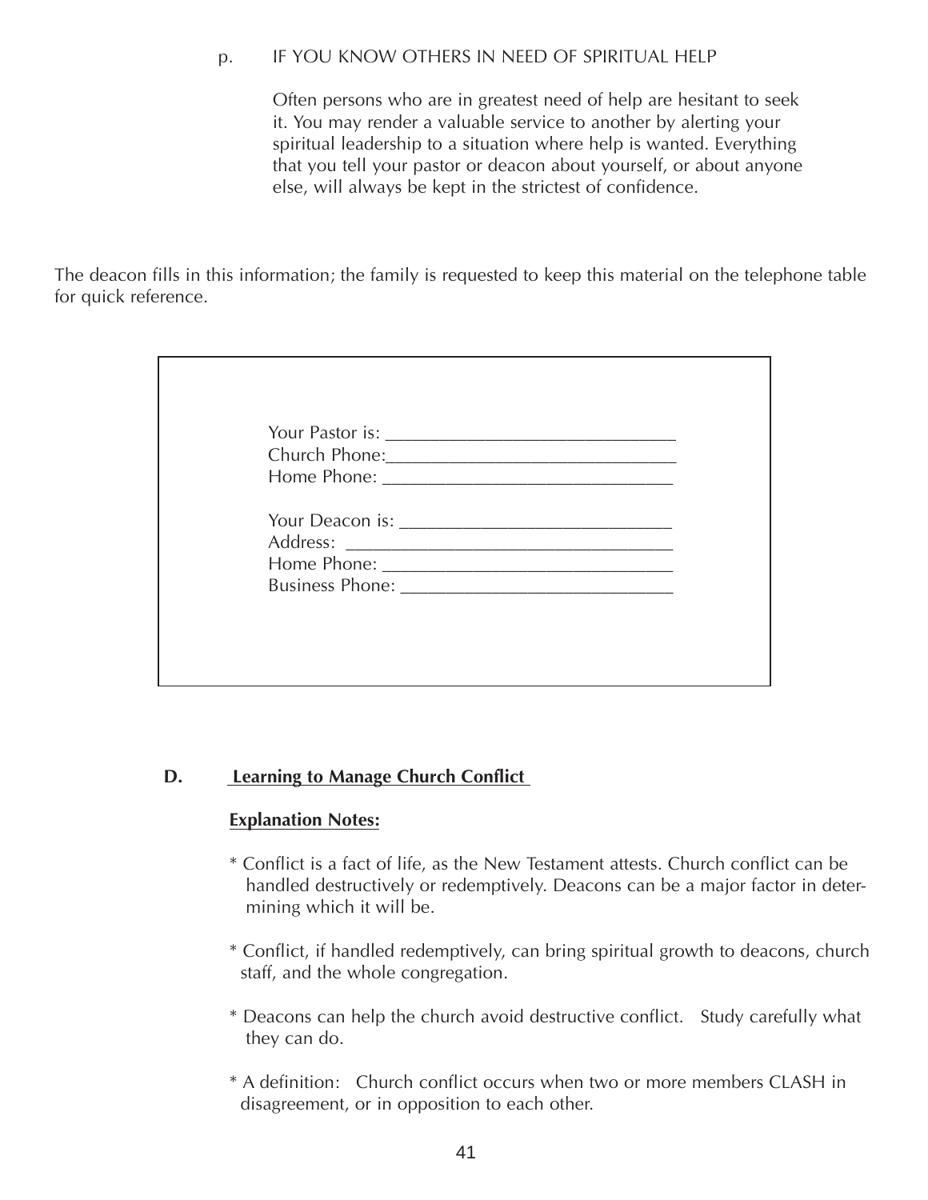p. IF YOU KNOW OTHERS IN NEED OF SPIRITUAL HELP

Often persons who are in greatest need of help are hesitant to seek it. You may render a valuable service to another by alerting your spiritual leadership to a situation where help is wanted. Everything that you tell your pastor or deacon about yourself, or about anyone else, will always be kept in the strictest of confidence.

The deacon fills in this information; the family is requested to keep this material on the telephone table for quick reference.

Your Pastor is: ______________________________
Church Phone:______________________________
Home Phone: ______________________________

Your Deacon is: ____________________________
Address: _________________________________
Home Phone: ______________________________
Business Phone: ____________________________

**D. Learning to Manage Church Conflict**

**Explanation Notes:**

* Conflict is a fact of life, as the New Testament attests. Church conflict can be handled destructively or redemptively. Deacons can be a major factor in determining which it will be.

* Conflict, if handled redemptively, can bring spiritual growth to deacons, church staff, and the whole congregation.

* Deacons can help the church avoid destructive conflict. Study carefully what they can do.

* A definition: Church conflict occurs when two or more members CLASH in disagreement, or in opposition to each other.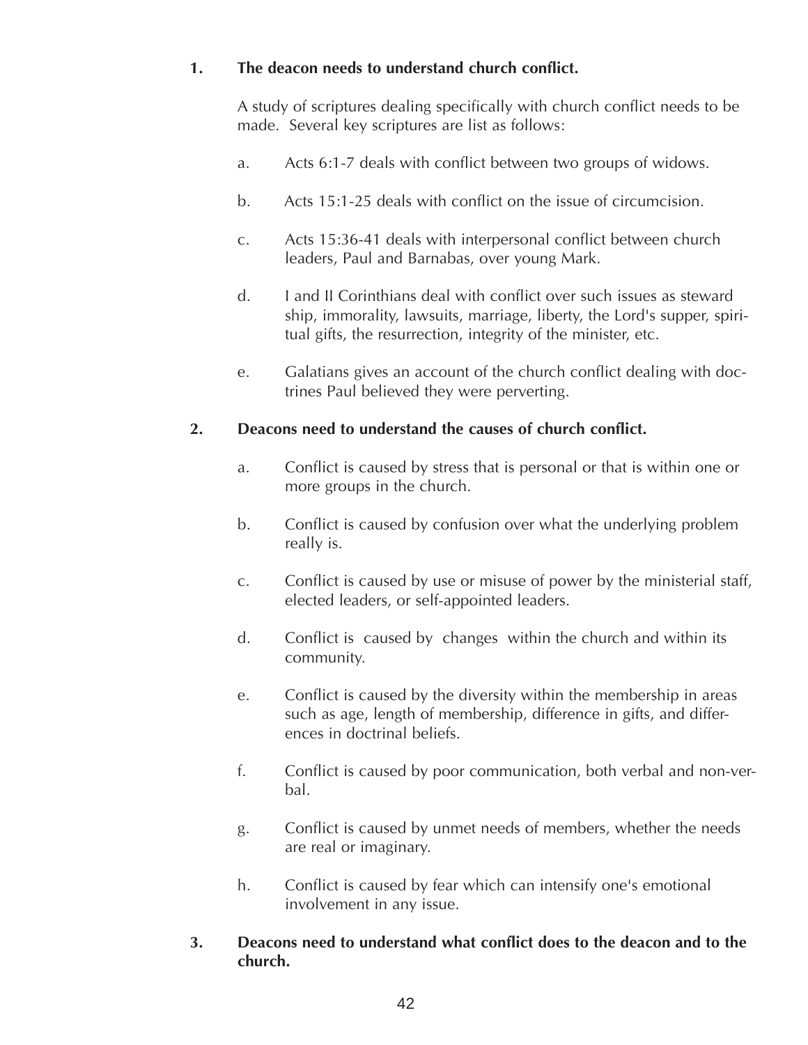**1. The deacon needs to understand church conflict.**

A study of scriptures dealing specifically with church conflict needs to be made. Several key scriptures are list as follows:

a. Acts 6:1-7 deals with conflict between two groups of widows.

b. Acts 15:1-25 deals with conflict on the issue of circumcision.

c. Acts 15:36-41 deals with interpersonal conflict between church leaders, Paul and Barnabas, over young Mark.

d. I and II Corinthians deal with conflict over such issues as steward ship, immorality, lawsuits, marriage, liberty, the Lord's supper, spiritual gifts, the resurrection, integrity of the minister, etc.

e. Galatians gives an account of the church conflict dealing with doctrines Paul believed they were perverting.

**2. Deacons need to understand the causes of church conflict.**

a. Conflict is caused by stress that is personal or that is within one or more groups in the church.

b. Conflict is caused by confusion over what the underlying problem really is.

c. Conflict is caused by use or misuse of power by the ministerial staff, elected leaders, or self-appointed leaders.

d. Conflict is caused by changes within the church and within its community.

e. Conflict is caused by the diversity within the membership in areas such as age, length of membership, difference in gifts, and differences in doctrinal beliefs.

f. Conflict is caused by poor communication, both verbal and non-verbal.

g. Conflict is caused by unmet needs of members, whether the needs are real or imaginary.

h. Conflict is caused by fear which can intensify one's emotional involvement in any issue.

**3. Deacons need to understand what conflict does to the deacon and to the church.**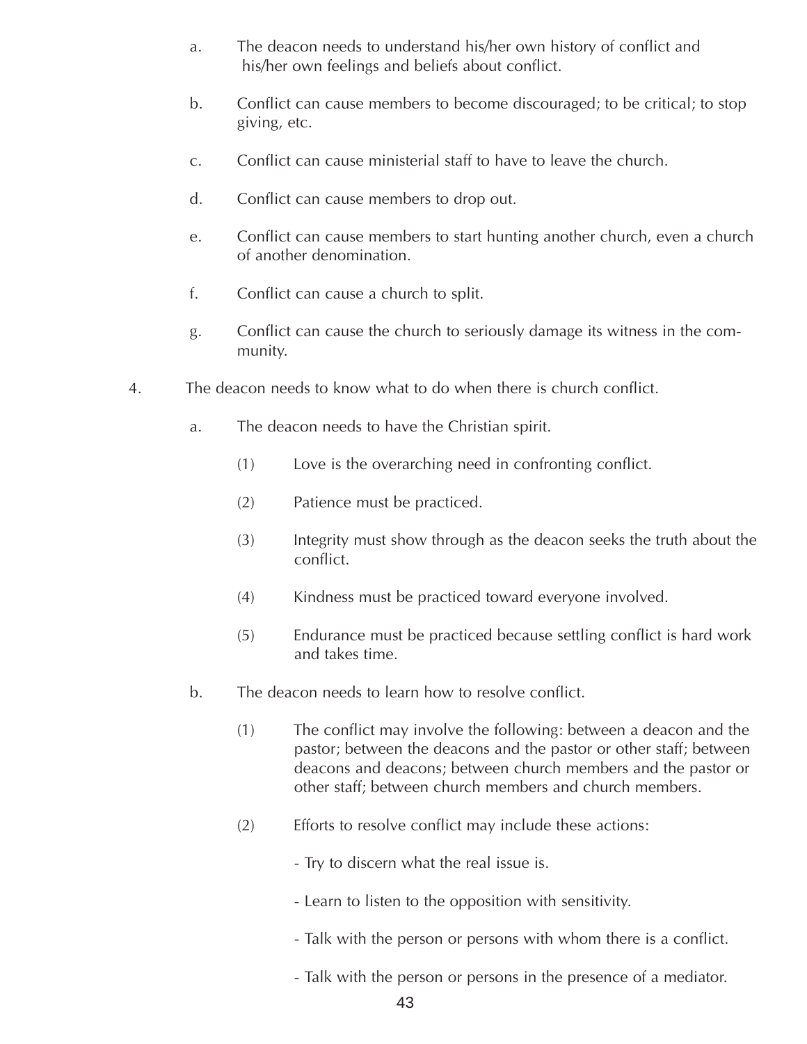a. The deacon needs to understand his/her own history of conflict and his/her own feelings and beliefs about conflict.

b. Conflict can cause members to become discouraged; to be critical; to stop giving, etc.

c. Conflict can cause ministerial staff to have to leave the church.

d. Conflict can cause members to drop out.

e. Conflict can cause members to start hunting another church, even a church of another denomination.

f. Conflict can cause a church to split.

g. Conflict can cause the church to seriously damage its witness in the community.

4. The deacon needs to know what to do when there is church conflict.

   a. The deacon needs to have the Christian spirit.

      (1) Love is the overarching need in confronting conflict.

      (2) Patience must be practiced.

      (3) Integrity must show through as the deacon seeks the truth about the conflict.

      (4) Kindness must be practiced toward everyone involved.

      (5) Endurance must be practiced because settling conflict is hard work and takes time.

   b. The deacon needs to learn how to resolve conflict.

      (1) The conflict may involve the following: between a deacon and the pastor; between the deacons and the pastor or other staff; between deacons and deacons; between church members and the pastor or other staff; between church members and church members.

      (2) Efforts to resolve conflict may include these actions:

         - Try to discern what the real issue is.

         - Learn to listen to the opposition with sensitivity.

         - Talk with the person or persons with whom there is a conflict.

         - Talk with the person or persons in the presence of a mediator.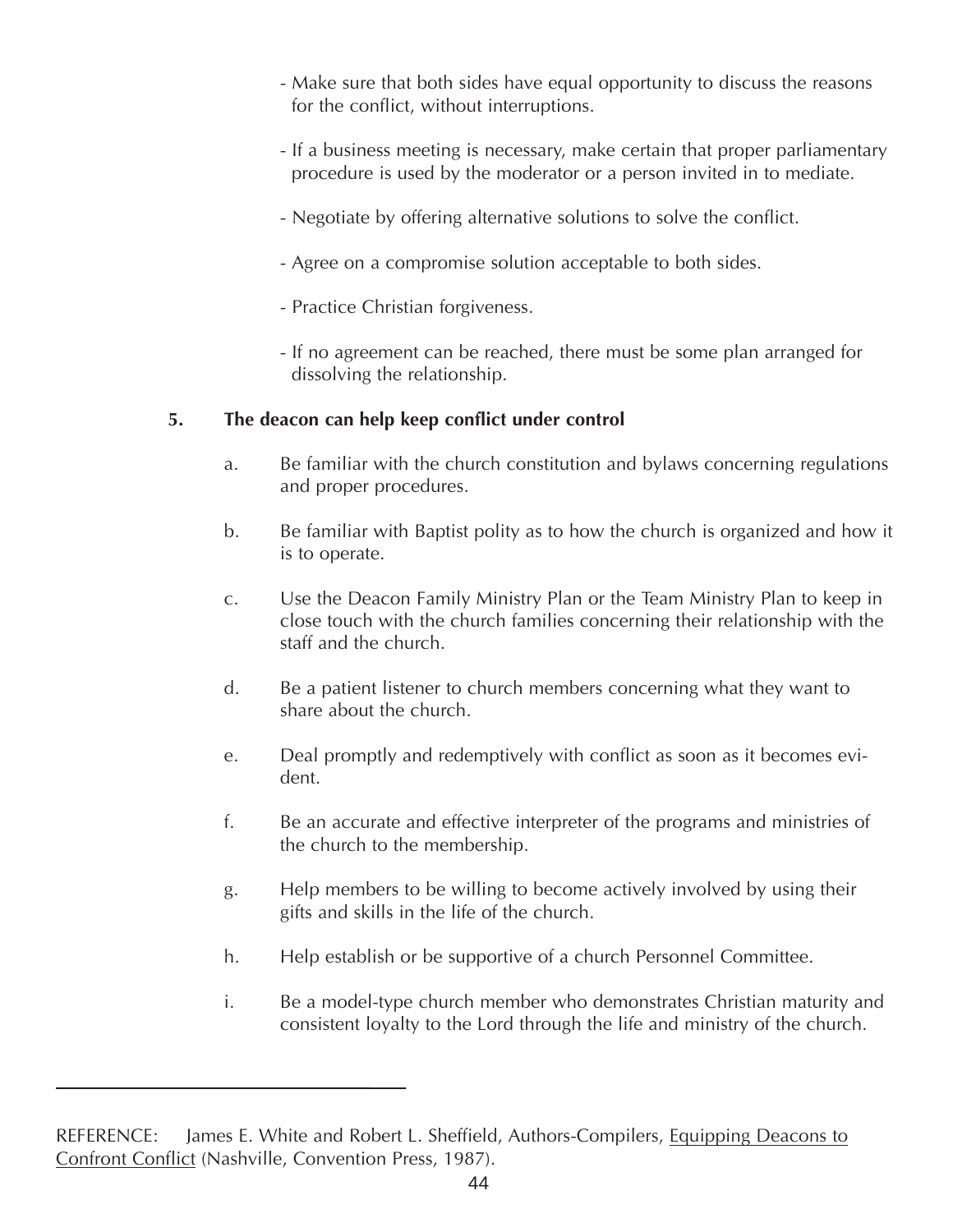- Make sure that both sides have equal opportunity to discuss the reasons for the conflict, without interruptions.

- If a business meeting is necessary, make certain that proper parliamentary procedure is used by the moderator or a person invited in to mediate.

- Negotiate by offering alternative solutions to solve the conflict.

- Agree on a compromise solution acceptable to both sides.

- Practice Christian forgiveness.

- If no agreement can be reached, there must be some plan arranged for dissolving the relationship.

**5. The deacon can help keep conflict under control**

a. Be familiar with the church constitution and bylaws concerning regulations and proper procedures.

b. Be familiar with Baptist polity as to how the church is organized and how it is to operate.

c. Use the Deacon Family Ministry Plan or the Team Ministry Plan to keep in close touch with the church families concerning their relationship with the staff and the church.

d. Be a patient listener to church members concerning what they want to share about the church.

e. Deal promptly and redemptively with conflict as soon as it becomes evident.

f. Be an accurate and effective interpreter of the programs and ministries of the church to the membership.

g. Help members to be willing to become actively involved by using their gifts and skills in the life of the church.

h. Help establish or be supportive of a church Personnel Committee.

i. Be a model-type church member who demonstrates Christian maturity and consistent loyalty to the Lord through the life and ministry of the church.

---

REFERENCE: James E. White and Robert L. Sheffield, Authors-Compilers, Equipping Deacons to Confront Conflict (Nashville, Convention Press, 1987).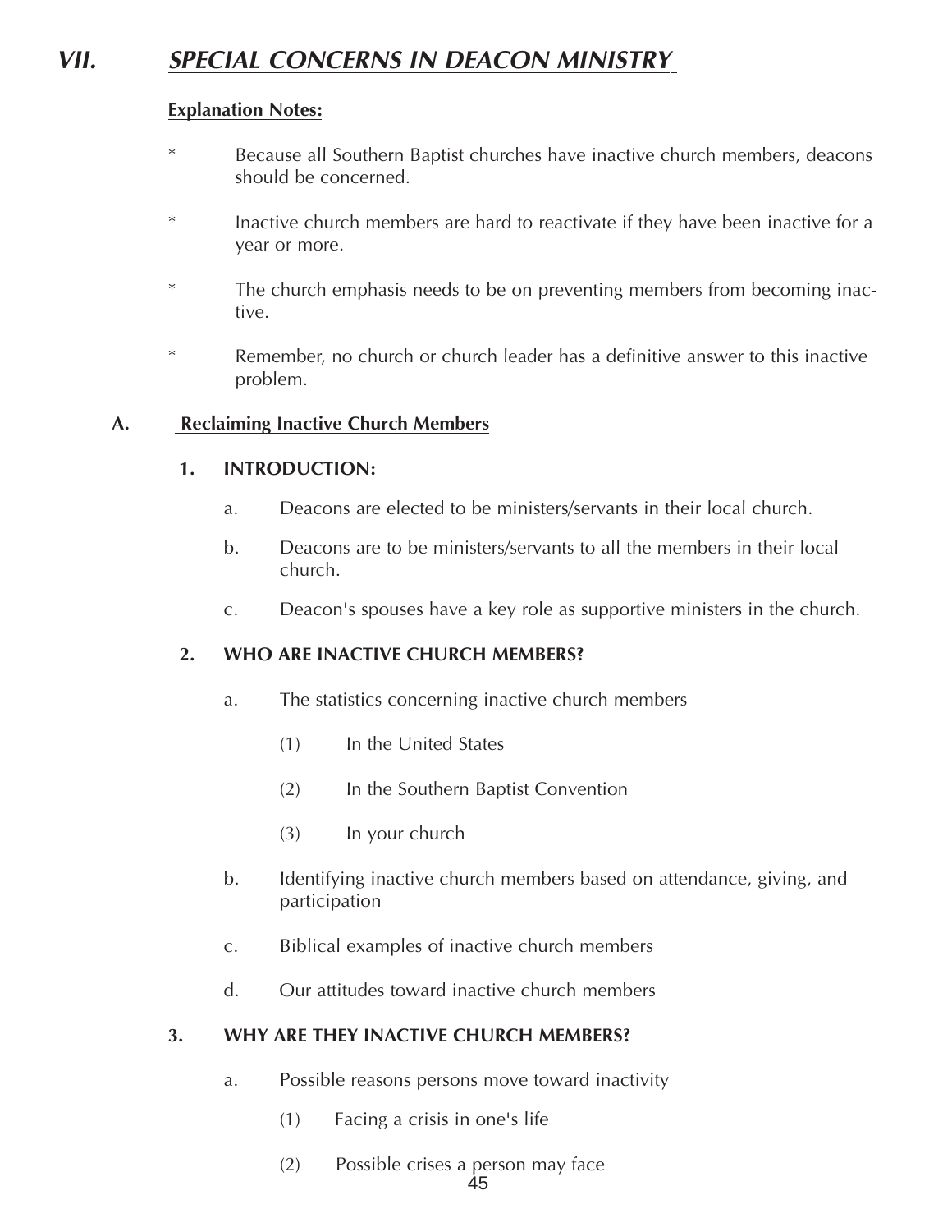# VII. SPECIAL CONCERNS IN DEACON MINISTRY

**Explanation Notes:**

* Because all Southern Baptist churches have inactive church members, deacons should be concerned.

* Inactive church members are hard to reactivate if they have been inactive for a year or more.

* The church emphasis needs to be on preventing members from becoming inactive.

* Remember, no church or church leader has a definitive answer to this inactive problem.

## A. Reclaiming Inactive Church Members

### 1. INTRODUCTION:

a. Deacons are elected to be ministers/servants in their local church.

b. Deacons are to be ministers/servants to all the members in their local church.

c. Deacon's spouses have a key role as supportive ministers in the church.

### 2. WHO ARE INACTIVE CHURCH MEMBERS?

a. The statistics concerning inactive church members

(1) In the United States

(2) In the Southern Baptist Convention

(3) In your church

b. Identifying inactive church members based on attendance, giving, and participation

c. Biblical examples of inactive church members

d. Our attitudes toward inactive church members

### 3. WHY ARE THEY INACTIVE CHURCH MEMBERS?

a. Possible reasons persons move toward inactivity

(1) Facing a crisis in one's life

(2) Possible crises a person may face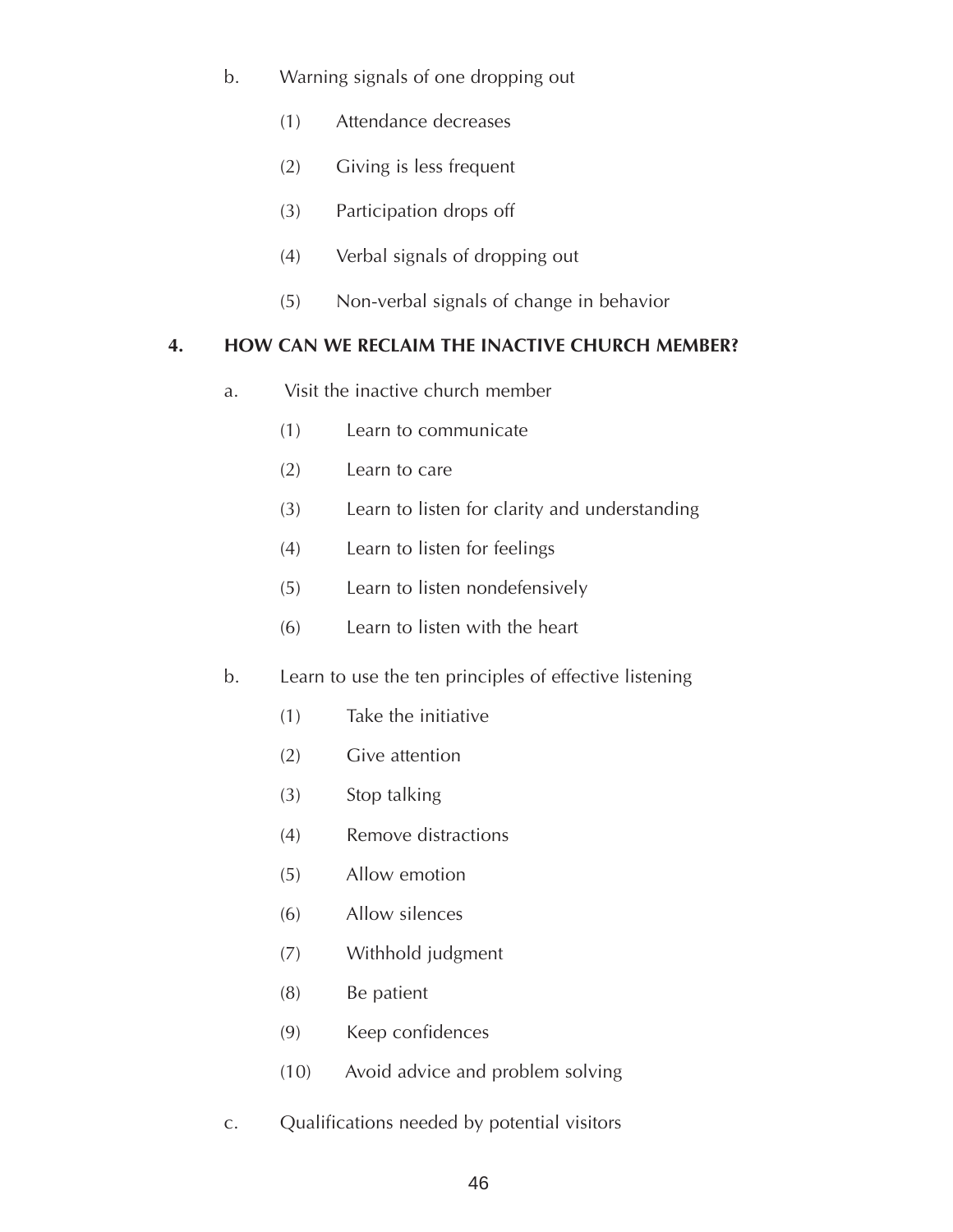b. Warning signals of one dropping out

   (1) Attendance decreases

   (2) Giving is less frequent

   (3) Participation drops off

   (4) Verbal signals of dropping out

   (5) Non-verbal signals of change in behavior

## 4. HOW CAN WE RECLAIM THE INACTIVE CHURCH MEMBER?

a. Visit the inactive church member

   (1) Learn to communicate

   (2) Learn to care

   (3) Learn to listen for clarity and understanding

   (4) Learn to listen for feelings

   (5) Learn to listen nondefensively

   (6) Learn to listen with the heart

b. Learn to use the ten principles of effective listening

   (1) Take the initiative

   (2) Give attention

   (3) Stop talking

   (4) Remove distractions

   (5) Allow emotion

   (6) Allow silences

   (7) Withhold judgment

   (8) Be patient

   (9) Keep confidences

   (10) Avoid advice and problem solving

c. Qualifications needed by potential visitors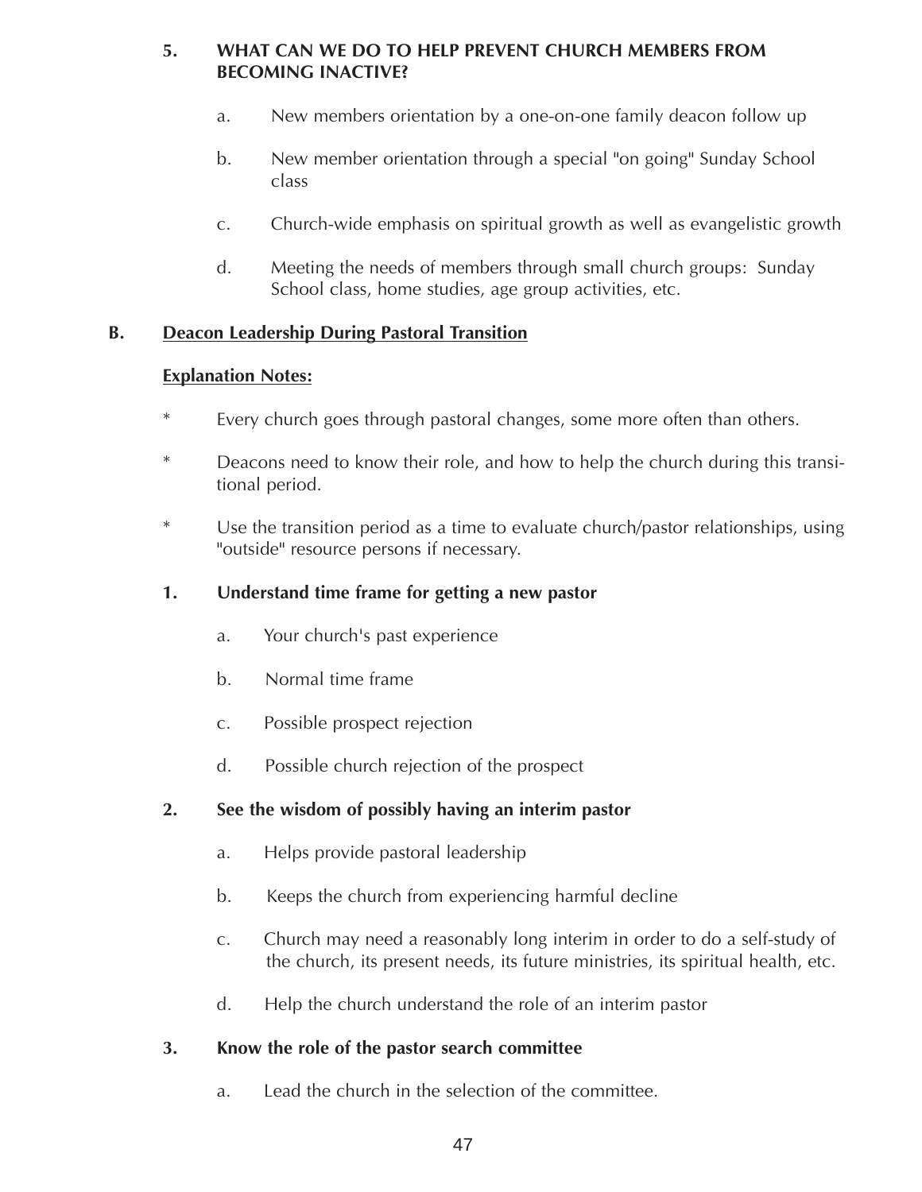### 5. WHAT CAN WE DO TO HELP PREVENT CHURCH MEMBERS FROM BECOMING INACTIVE?

a. New members orientation by a one-on-one family deacon follow up

b. New member orientation through a special "on going" Sunday School class

c. Church-wide emphasis on spiritual growth as well as evangelistic growth

d. Meeting the needs of members through small church groups: Sunday School class, home studies, age group activities, etc.

## B. Deacon Leadership During Pastoral Transition

**Explanation Notes:**

* Every church goes through pastoral changes, some more often than others.

* Deacons need to know their role, and how to help the church during this transitional period.

* Use the transition period as a time to evaluate church/pastor relationships, using "outside" resource persons if necessary.

### 1. Understand time frame for getting a new pastor

a. Your church's past experience

b. Normal time frame

c. Possible prospect rejection

d. Possible church rejection of the prospect

### 2. See the wisdom of possibly having an interim pastor

a. Helps provide pastoral leadership

b. Keeps the church from experiencing harmful decline

c. Church may need a reasonably long interim in order to do a self-study of the church, its present needs, its future ministries, its spiritual health, etc.

d. Help the church understand the role of an interim pastor

### 3. Know the role of the pastor search committee

a. Lead the church in the selection of the committee.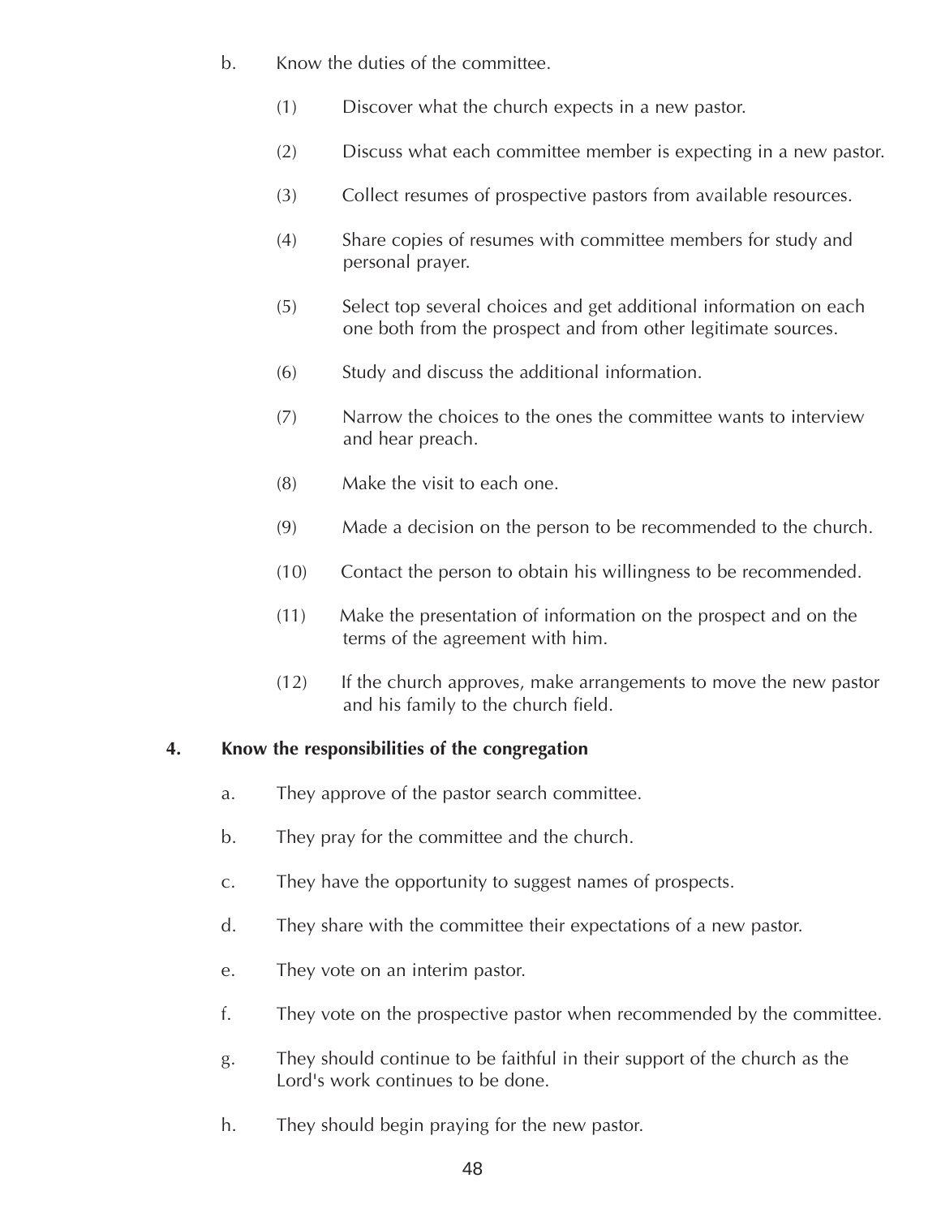b. Know the duties of the committee.

(1) Discover what the church expects in a new pastor.

(2) Discuss what each committee member is expecting in a new pastor.

(3) Collect resumes of prospective pastors from available resources.

(4) Share copies of resumes with committee members for study and personal prayer.

(5) Select top several choices and get additional information on each one both from the prospect and from other legitimate sources.

(6) Study and discuss the additional information.

(7) Narrow the choices to the ones the committee wants to interview and hear preach.

(8) Make the visit to each one.

(9) Made a decision on the person to be recommended to the church.

(10) Contact the person to obtain his willingness to be recommended.

(11) Make the presentation of information on the prospect and on the terms of the agreement with him.

(12) If the church approves, make arrangements to move the new pastor and his family to the church field.

**4. Know the responsibilities of the congregation**

a. They approve of the pastor search committee.

b. They pray for the committee and the church.

c. They have the opportunity to suggest names of prospects.

d. They share with the committee their expectations of a new pastor.

e. They vote on an interim pastor.

f. They vote on the prospective pastor when recommended by the committee.

g. They should continue to be faithful in their support of the church as the Lord's work continues to be done.

h. They should begin praying for the new pastor.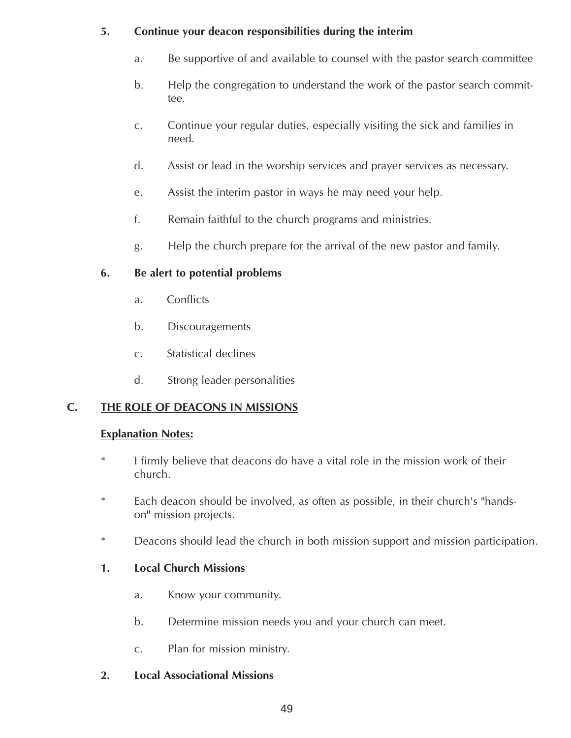**5. Continue your deacon responsibilities during the interim**

a. Be supportive of and available to counsel with the pastor search committee

b. Help the congregation to understand the work of the pastor search committee.

c. Continue your regular duties, especially visiting the sick and families in need.

d. Assist or lead in the worship services and prayer services as necessary.

e. Assist the interim pastor in ways he may need your help.

f. Remain faithful to the church programs and ministries.

g. Help the church prepare for the arrival of the new pastor and family.

**6. Be alert to potential problems**

a. Conflicts

b. Discouragements

c. Statistical declines

d. Strong leader personalities

## C. THE ROLE OF DEACONS IN MISSIONS

**Explanation Notes:**

* I firmly believe that deacons do have a vital role in the mission work of their church.

* Each deacon should be involved, as often as possible, in their church's "hands-on" mission projects.

* Deacons should lead the church in both mission support and mission participation.

**1. Local Church Missions**

a. Know your community.

b. Determine mission needs you and your church can meet.

c. Plan for mission ministry.

**2. Local Associational Missions**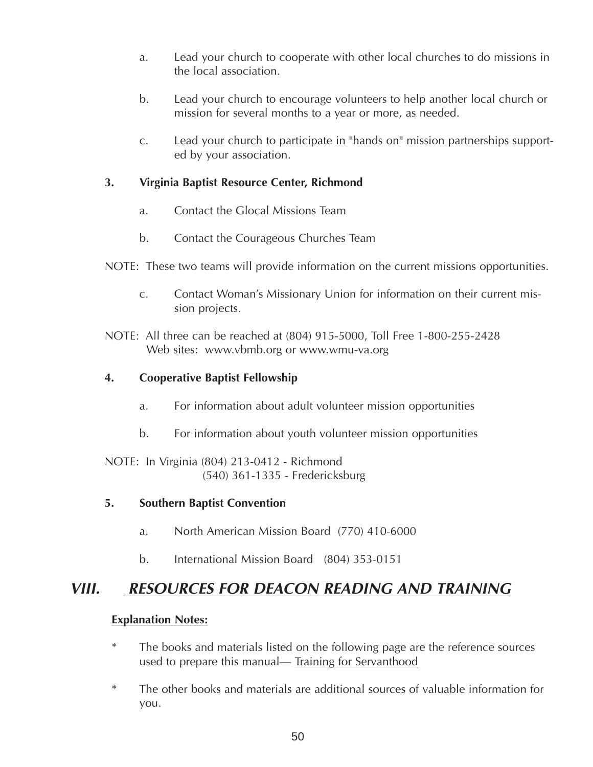a. Lead your church to cooperate with other local churches to do missions in the local association.

b. Lead your church to encourage volunteers to help another local church or mission for several months to a year or more, as needed.

c. Lead your church to participate in "hands on" mission partnerships supported by your association.

**3. Virginia Baptist Resource Center, Richmond**

a. Contact the Glocal Missions Team

b. Contact the Courageous Churches Team

NOTE: These two teams will provide information on the current missions opportunities.

c. Contact Woman's Missionary Union for information on their current mission projects.

NOTE: All three can be reached at (804) 915-5000, Toll Free 1-800-255-2428
Web sites: www.vbmb.org or www.wmu-va.org

**4. Cooperative Baptist Fellowship**

a. For information about adult volunteer mission opportunities

b. For information about youth volunteer mission opportunities

NOTE: In Virginia (804) 213-0412 - Richmond
(540) 361-1335 - Fredericksburg

**5. Southern Baptist Convention**

a. North American Mission Board (770) 410-6000

b. International Mission Board (804) 353-0151

## *VIII. RESOURCES FOR DEACON READING AND TRAINING*

**Explanation Notes:**

* The books and materials listed on the following page are the reference sources used to prepare this manual— Training for Servanthood

* The other books and materials are additional sources of valuable information for you.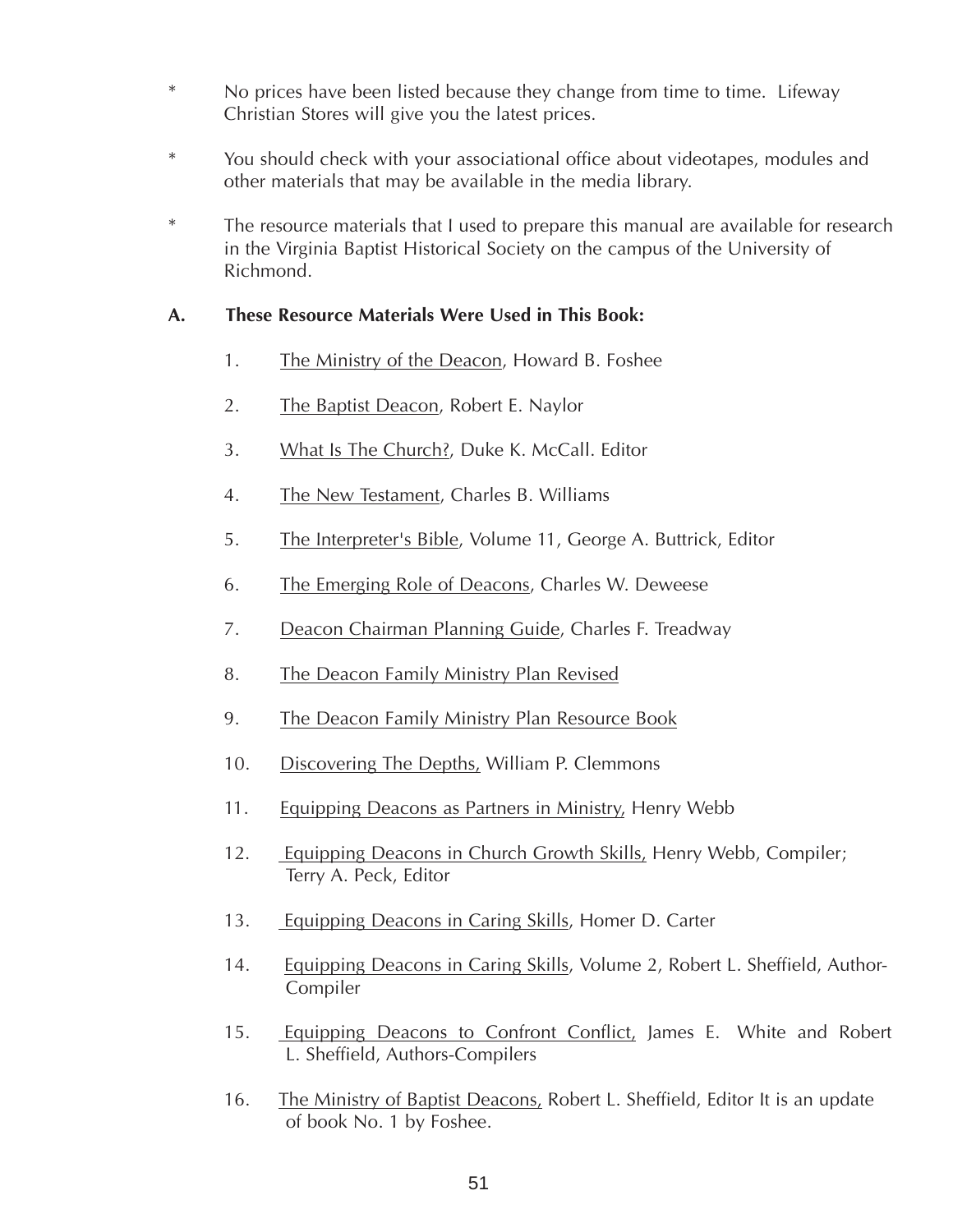* No prices have been listed because they change from time to time. Lifeway Christian Stores will give you the latest prices.

* You should check with your associational office about videotapes, modules and other materials that may be available in the media library.

* The resource materials that I used to prepare this manual are available for research in the Virginia Baptist Historical Society on the campus of the University of Richmond.

**A. These Resource Materials Were Used in This Book:**

1. The Ministry of the Deacon, Howard B. Foshee
2. The Baptist Deacon, Robert E. Naylor
3. What Is The Church?, Duke K. McCall. Editor
4. The New Testament, Charles B. Williams
5. The Interpreter's Bible, Volume 11, George A. Buttrick, Editor
6. The Emerging Role of Deacons, Charles W. Deweese
7. Deacon Chairman Planning Guide, Charles F. Treadway
8. The Deacon Family Ministry Plan Revised
9. The Deacon Family Ministry Plan Resource Book
10. Discovering The Depths, William P. Clemmons
11. Equipping Deacons as Partners in Ministry, Henry Webb
12. Equipping Deacons in Church Growth Skills, Henry Webb, Compiler; Terry A. Peck, Editor
13. Equipping Deacons in Caring Skills, Homer D. Carter
14. Equipping Deacons in Caring Skills, Volume 2, Robert L. Sheffield, Author-Compiler
15. Equipping Deacons to Confront Conflict, James E. White and Robert L. Sheffield, Authors-Compilers
16. The Ministry of Baptist Deacons, Robert L. Sheffield, Editor It is an update of book No. 1 by Foshee.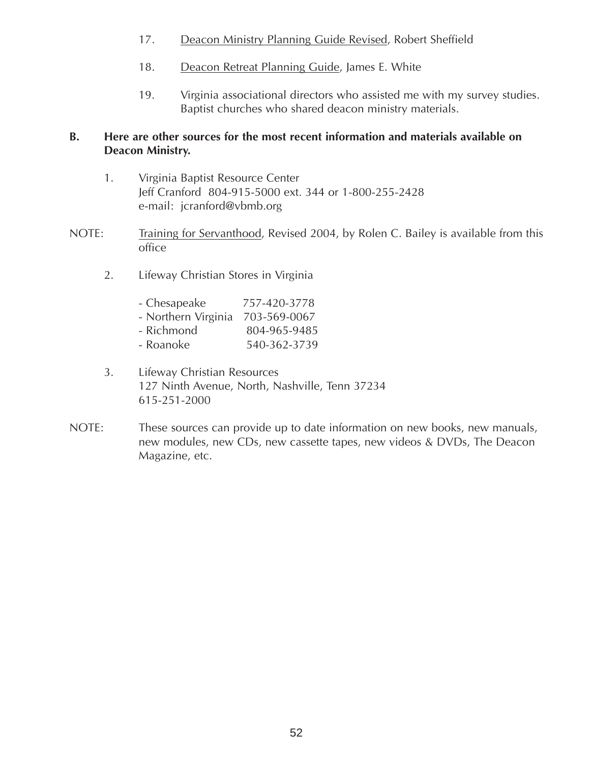17. Deacon Ministry Planning Guide Revised, Robert Sheffield

18. Deacon Retreat Planning Guide, James E. White

19. Virginia associational directors who assisted me with my survey studies. Baptist churches who shared deacon ministry materials.

**B. Here are other sources for the most recent information and materials available on Deacon Ministry.**

1. Virginia Baptist Resource Center
   Jeff Cranford 804-915-5000 ext. 344 or 1-800-255-2428
   e-mail: jcranford@vbmb.org

NOTE: Training for Servanthood, Revised 2004, by Rolen C. Bailey is available from this office

2. Lifeway Christian Stores in Virginia

   - Chesapeake 757-420-3778
   - Northern Virginia 703-569-0067
   - Richmond 804-965-9485
   - Roanoke 540-362-3739

3. Lifeway Christian Resources
   127 Ninth Avenue, North, Nashville, Tenn 37234
   615-251-2000

NOTE: These sources can provide up to date information on new books, new manuals, new modules, new CDs, new cassette tapes, new videos & DVDs, The Deacon Magazine, etc.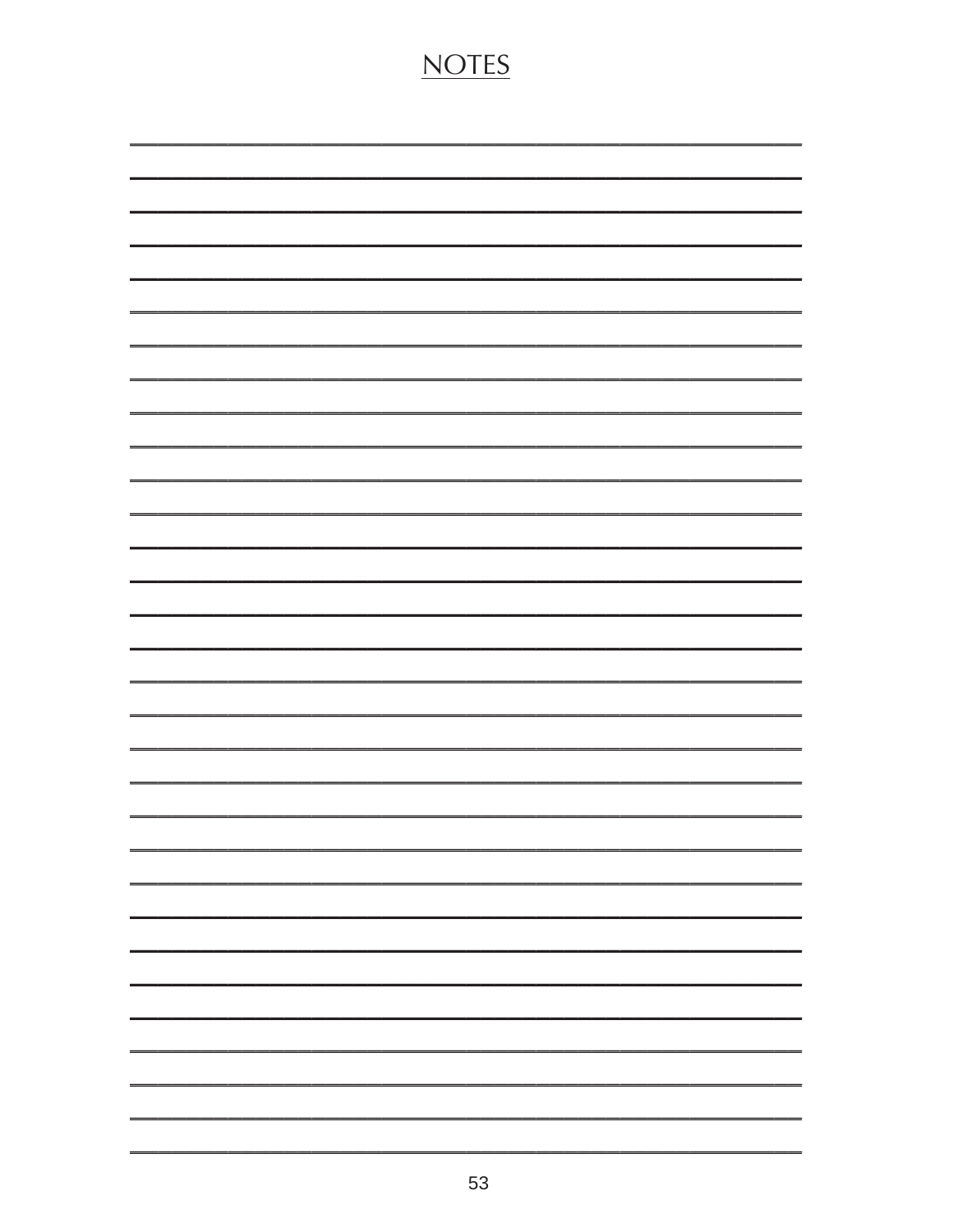# NOTES